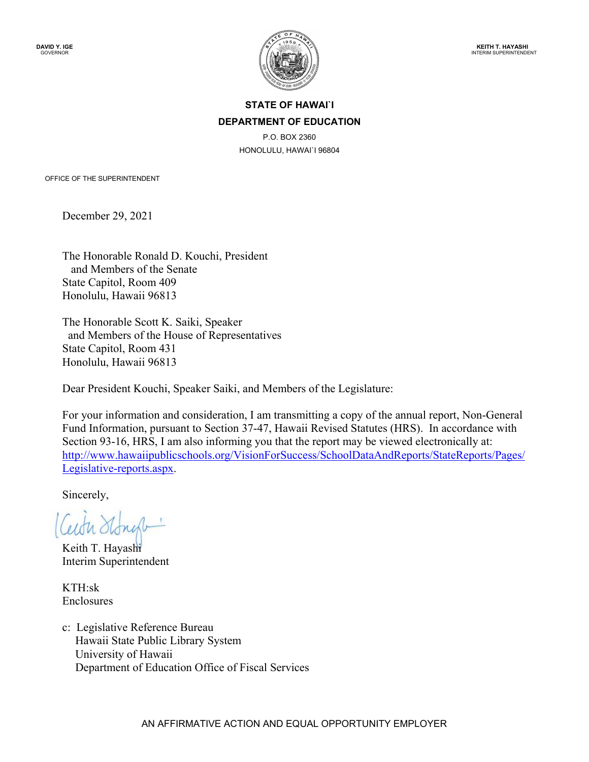**DAVID Y. IGE**
GOVERNOR

**KEITH T. HAYASHI**
INTERIM SUPERINTENDENT

**STATE OF HAWAI`I**
**DEPARTMENT OF EDUCATION**
P.O. BOX 2360
HONOLULU, HAWAI`I 96804

OFFICE OF THE SUPERINTENDENT

December 29, 2021

The Honorable Ronald D. Kouchi, President
and Members of the Senate
State Capitol, Room 409
Honolulu, Hawaii 96813

The Honorable Scott K. Saiki, Speaker
and Members of the House of Representatives
State Capitol, Room 431
Honolulu, Hawaii 96813

Dear President Kouchi, Speaker Saiki, and Members of the Legislature:

For your information and consideration, I am transmitting a copy of the annual report, Non-General Fund Information, pursuant to Section 37-47, Hawaii Revised Statutes (HRS). In accordance with Section 93-16, HRS, I am also informing you that the report may be viewed electronically at: http://www.hawaiipublicschools.org/VisionForSuccess/SchoolDataAndReports/StateReports/Pages/Legislative-reports.aspx.

Sincerely,

Keith T. Hayashi
Interim Superintendent

KTH:sk
Enclosures

c: Legislative Reference Bureau
Hawaii State Public Library System
University of Hawaii
Department of Education Office of Fiscal Services

AN AFFIRMATIVE ACTION AND EQUAL OPPORTUNITY EMPLOYER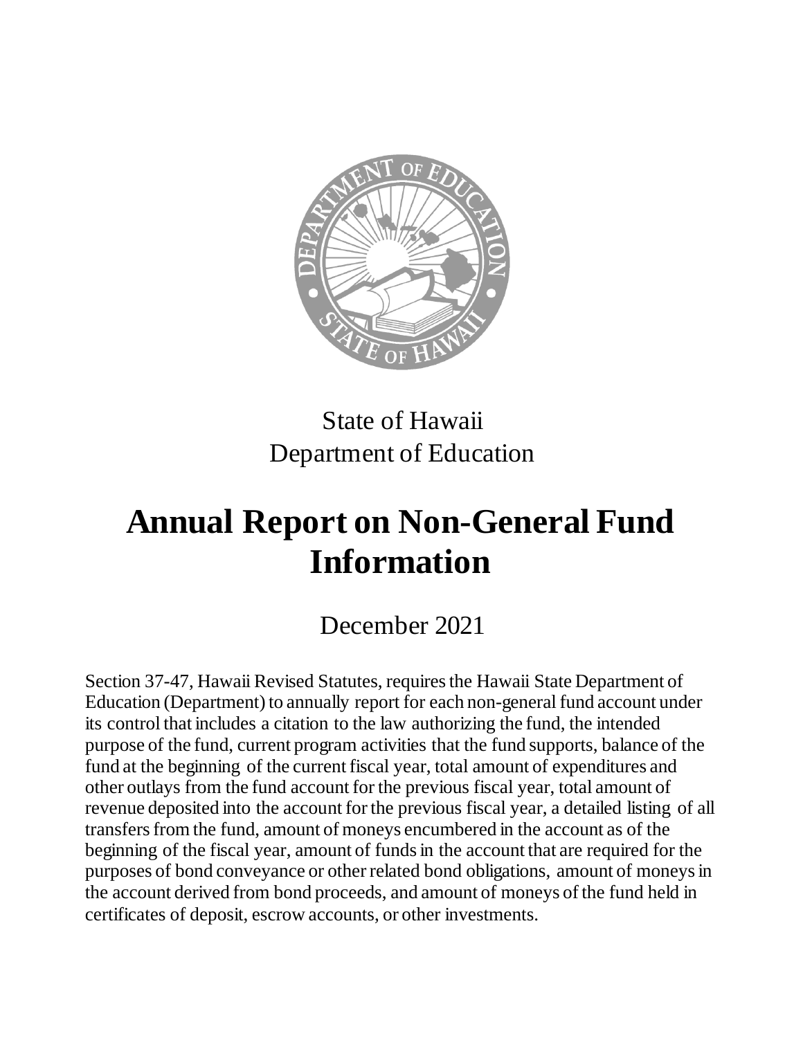State of Hawaii
Department of Education

# Annual Report on Non-General Fund Information

December 2021

Section 37-47, Hawaii Revised Statutes, requires the Hawaii State Department of Education (Department) to annually report for each non-general fund account under its control that includes a citation to the law authorizing the fund, the intended purpose of the fund, current program activities that the fund supports, balance of the fund at the beginning of the current fiscal year, total amount of expenditures and other outlays from the fund account for the previous fiscal year, total amount of revenue deposited into the account for the previous fiscal year, a detailed listing of all transfers from the fund, amount of moneys encumbered in the account as of the beginning of the fiscal year, amount of funds in the account that are required for the purposes of bond conveyance or other related bond obligations, amount of moneys in the account derived from bond proceeds, and amount of moneys of the fund held in certificates of deposit, escrow accounts, or other investments.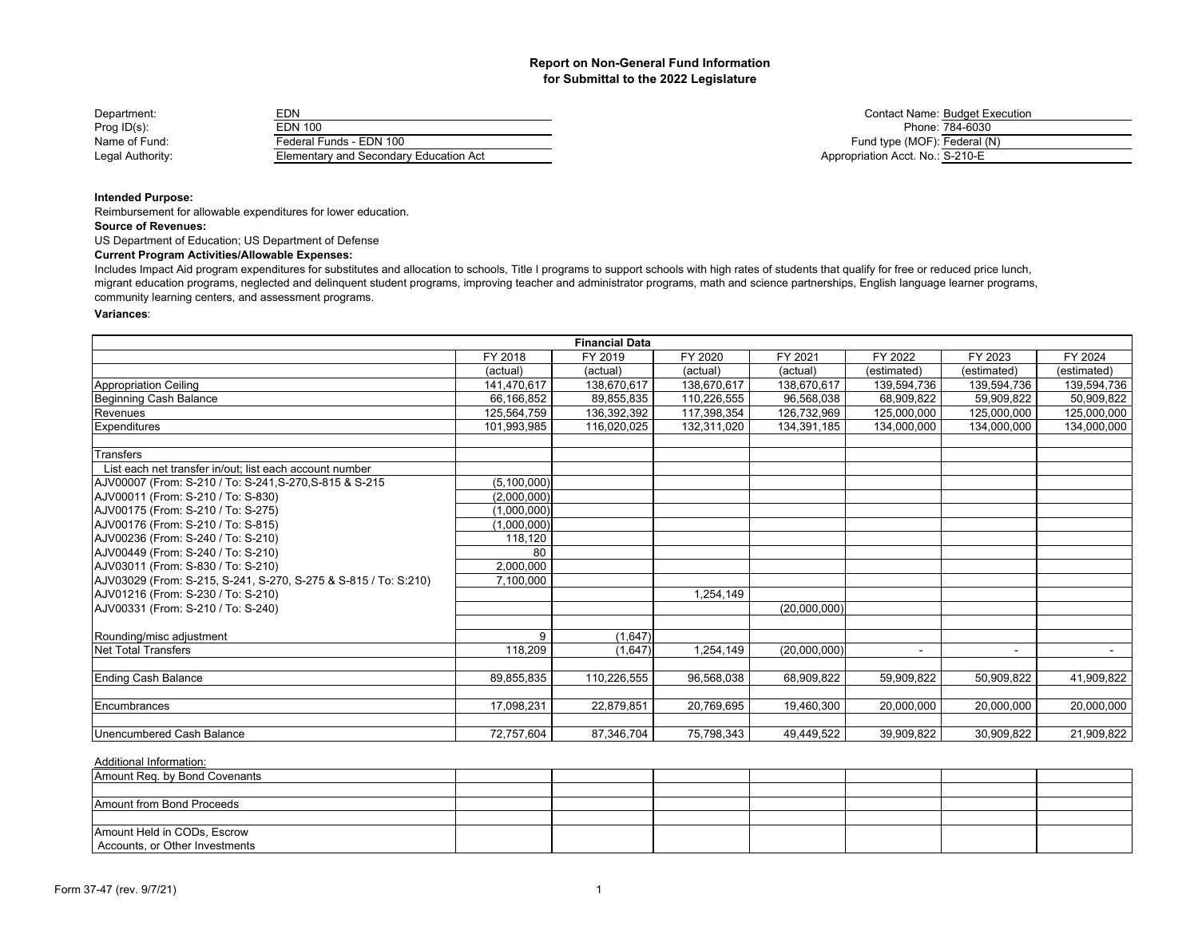# Report on Non-General Fund Information for Submittal to the 2022 Legislature

| | |
|---|---|
| Department: | EDN |
| Prog ID(s): | EDN 100 |
| Name of Fund: | Federal Funds - EDN 100 |
| Legal Authority: | Elementary and Secondary Education Act |

| | |
|---|---|
| Contact Name: | Budget Execution |
| Phone: | 784-6030 |
| Fund type (MOF): | Federal (N) |
| Appropriation Acct. No.: | S-210-E |

**Intended Purpose:**

Reimbursement for allowable expenditures for lower education.

**Source of Revenues:**

US Department of Education; US Department of Defense

**Current Program Activities/Allowable Expenses:**

Includes Impact Aid program expenditures for substitutes and allocation to schools, Title I programs to support schools with high rates of students that qualify for free or reduced price lunch, migrant education programs, neglected and delinquent student programs, improving teacher and administrator programs, math and science partnerships, English language learner programs, community learning centers, and assessment programs.

**Variances**:

| Financial Data | FY 2018 (actual) | FY 2019 (actual) | FY 2020 (actual) | FY 2021 (actual) | FY 2022 (estimated) | FY 2023 (estimated) | FY 2024 (estimated) |
|---|---|---|---|---|---|---|---|
| Appropriation Ceiling | 141,470,617 | 138,670,617 | 138,670,617 | 138,670,617 | 139,594,736 | 139,594,736 | 139,594,736 |
| Beginning Cash Balance | 66,166,852 | 89,855,835 | 110,226,555 | 96,568,038 | 68,909,822 | 59,909,822 | 50,909,822 |
| Revenues | 125,564,759 | 136,392,392 | 117,398,354 | 126,732,969 | 125,000,000 | 125,000,000 | 125,000,000 |
| Expenditures | 101,993,985 | 116,020,025 | 132,311,020 | 134,391,185 | 134,000,000 | 134,000,000 | 134,000,000 |
| | | | | | | | |
| Transfers | | | | | | | |
| List each net transfer in/out; list each account number | | | | | | | |
| AJV00007 (From: S-210 / To: S-241,S-270,S-815 & S-215 | (5,100,000) | | | | | | |
| AJV00011 (From: S-210 / To: S-830) | (2,000,000) | | | | | | |
| AJV00175 (From: S-210 / To: S-275) | (1,000,000) | | | | | | |
| AJV00176 (From: S-210 / To: S-815) | (1,000,000) | | | | | | |
| AJV00236 (From: S-240 / To: S-210) | 118,120 | | | | | | |
| AJV00449 (From: S-240 / To: S-210) | 80 | | | | | | |
| AJV03011 (From: S-830 / To: S-210) | 2,000,000 | | | | | | |
| AJV03029 (From: S-215, S-241, S-270, S-275 & S-815 / To: S:210) | 7,100,000 | | | | | | |
| AJV01216 (From: S-230 / To: S-210) | | | 1,254,149 | | | | |
| AJV00331 (From: S-210 / To: S-240) | | | | (20,000,000) | | | |
| | | | | | | | |
| Rounding/misc adjustment | 9 | (1,647) | | | | | |
| Net Total Transfers | 118,209 | (1,647) | 1,254,149 | (20,000,000) | - | - | - |
| | | | | | | | |
| Ending Cash Balance | 89,855,835 | 110,226,555 | 96,568,038 | 68,909,822 | 59,909,822 | 50,909,822 | 41,909,822 |
| | | | | | | | |
| Encumbrances | 17,098,231 | 22,879,851 | 20,769,695 | 19,460,300 | 20,000,000 | 20,000,000 | 20,000,000 |
| | | | | | | | |
| Unencumbered Cash Balance | 72,757,604 | 87,346,704 | 75,798,343 | 49,449,522 | 39,909,822 | 30,909,822 | 21,909,822 |

Additional Information:

| | | | | | | | |
|---|---|---|---|---|---|---|---|
| Amount Req. by Bond Covenants | | | | | | | |
| | | | | | | | |
| Amount from Bond Proceeds | | | | | | | |
| | | | | | | | |
| Amount Held in CODs, Escrow Accounts, or Other Investments | | | | | | | |

Form 37-47 (rev. 9/7/21)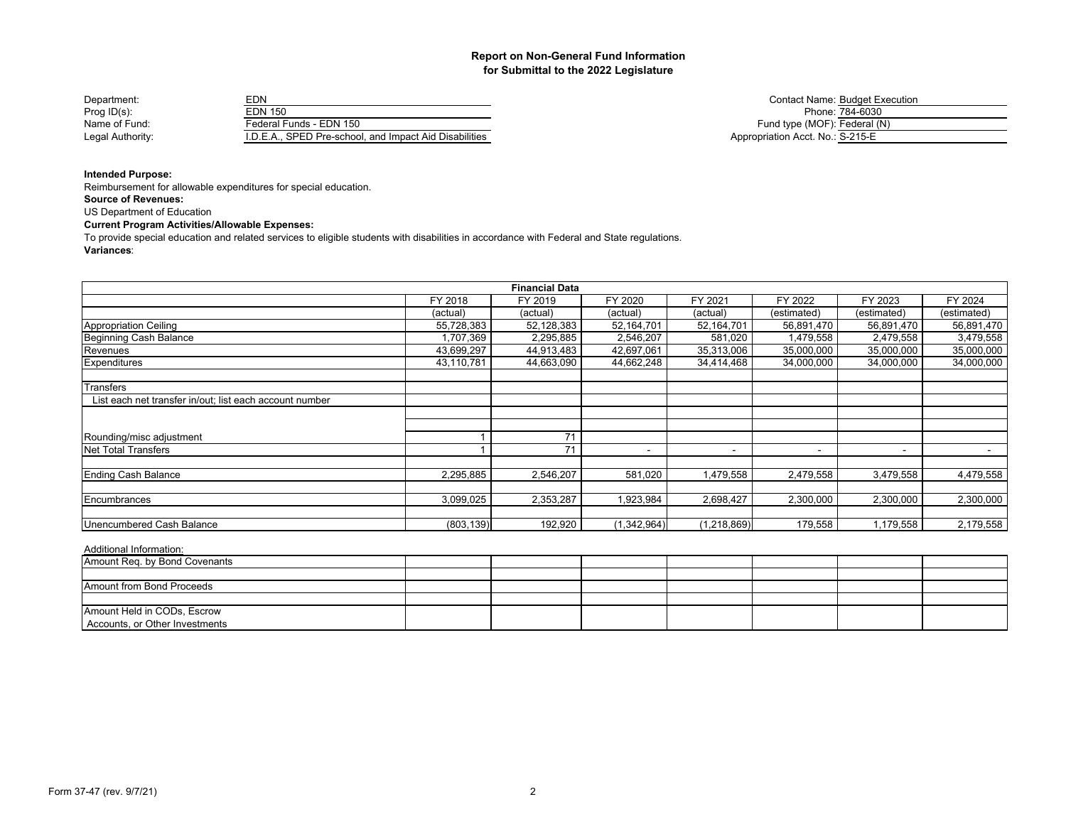## Report on Non-General Fund Information for Submittal to the 2022 Legislature

| | | | |
|---|---|---|---|
| Department: | EDN | Contact Name: | Budget Execution |
| Prog ID(s): | EDN 150 | Phone: | 784-6030 |
| Name of Fund: | Federal Funds - EDN 150 | Fund type (MOF): | Federal (N) |
| Legal Authority: | I.D.E.A., SPED Pre-school, and Impact Aid Disabilities | Appropriation Acct. No.: | S-215-E |

**Intended Purpose:**
Reimbursement for allowable expenditures for special education.

**Source of Revenues:**
US Department of Education

**Current Program Activities/Allowable Expenses:**
To provide special education and related services to eligible students with disabilities in accordance with Federal and State regulations.

**Variances**:

| Financial Data | FY 2018 (actual) | FY 2019 (actual) | FY 2020 (actual) | FY 2021 (actual) | FY 2022 (estimated) | FY 2023 (estimated) | FY 2024 (estimated) |
|---|---|---|---|---|---|---|---|
| Appropriation Ceiling | 55,728,383 | 52,128,383 | 52,164,701 | 52,164,701 | 56,891,470 | 56,891,470 | 56,891,470 |
| Beginning Cash Balance | 1,707,369 | 2,295,885 | 2,546,207 | 581,020 | 1,479,558 | 2,479,558 | 3,479,558 |
| Revenues | 43,699,297 | 44,913,483 | 42,697,061 | 35,313,006 | 35,000,000 | 35,000,000 | 35,000,000 |
| Expenditures | 43,110,781 | 44,663,090 | 44,662,248 | 34,414,468 | 34,000,000 | 34,000,000 | 34,000,000 |
| | | | | | | | |
| Transfers | | | | | | | |
| List each net transfer in/out; list each account number | | | | | | | |
| | | | | | | | |
| | | | | | | | |
| Rounding/misc adjustment | 1 | 71 | | | | | |
| Net Total Transfers | 1 | 71 | - | - | - | - | - |
| | | | | | | | |
| Ending Cash Balance | 2,295,885 | 2,546,207 | 581,020 | 1,479,558 | 2,479,558 | 3,479,558 | 4,479,558 |
| | | | | | | | |
| Encumbrances | 3,099,025 | 2,353,287 | 1,923,984 | 2,698,427 | 2,300,000 | 2,300,000 | 2,300,000 |
| | | | | | | | |
| Unencumbered Cash Balance | (803,139) | 192,920 | (1,342,964) | (1,218,869) | 179,558 | 1,179,558 | 2,179,558 |

Additional Information:

| | | | | | | | |
|---|---|---|---|---|---|---|---|
| Amount Req. by Bond Covenants | | | | | | | |
| | | | | | | | |
| Amount from Bond Proceeds | | | | | | | |
| | | | | | | | |
| Amount Held in CODs, Escrow Accounts, or Other Investments | | | | | | | |

Form 37-47 (rev. 9/7/21)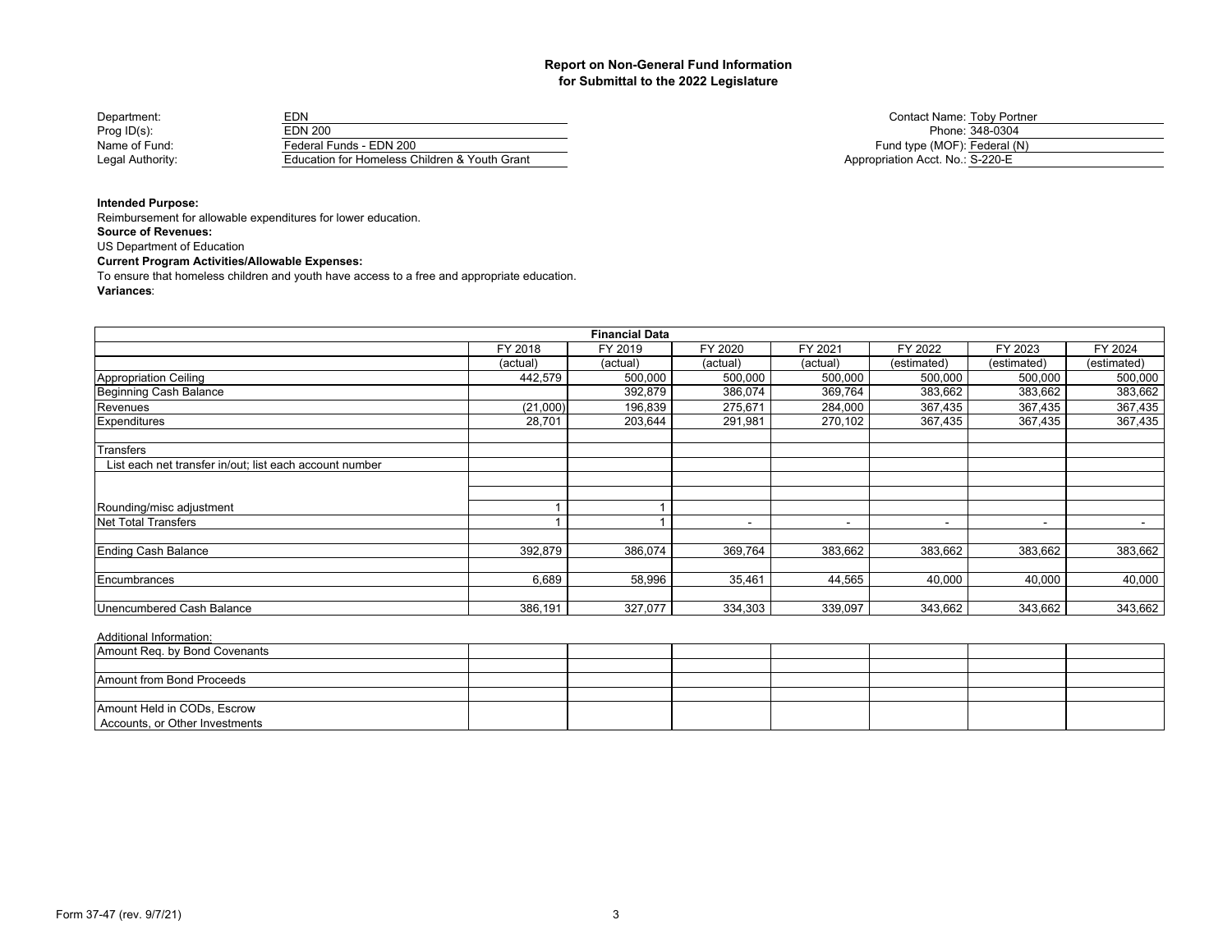# Report on Non-General Fund Information for Submittal to the 2022 Legislature

| | |
|---|---|
| Department: | EDN |
| Prog ID(s): | EDN 200 |
| Name of Fund: | Federal Funds - EDN 200 |
| Legal Authority: | Education for Homeless Children & Youth Grant |

| | |
|---|---|
| Contact Name: | Toby Portner |
| Phone: | 348-0304 |
| Fund type (MOF): | Federal (N) |
| Appropriation Acct. No.: | S-220-E |

**Intended Purpose:**
Reimbursement for allowable expenditures for lower education.

**Source of Revenues:**
US Department of Education

**Current Program Activities/Allowable Expenses:**
To ensure that homeless children and youth have access to a free and appropriate education.

**Variances**:

| Financial Data | FY 2018 | FY 2019 | FY 2020 | FY 2021 | FY 2022 | FY 2023 | FY 2024 |
|---|---|---|---|---|---|---|---|
| | (actual) | (actual) | (actual) | (actual) | (estimated) | (estimated) | (estimated) |
| Appropriation Ceiling | 442,579 | 500,000 | 500,000 | 500,000 | 500,000 | 500,000 | 500,000 |
| Beginning Cash Balance | | 392,879 | 386,074 | 369,764 | 383,662 | 383,662 | 383,662 |
| Revenues | (21,000) | 196,839 | 275,671 | 284,000 | 367,435 | 367,435 | 367,435 |
| Expenditures | 28,701 | 203,644 | 291,981 | 270,102 | 367,435 | 367,435 | 367,435 |
| | | | | | | | |
| Transfers | | | | | | | |
| List each net transfer in/out; list each account number | | | | | | | |
| | | | | | | | |
| | | | | | | | |
| Rounding/misc adjustment | 1 | 1 | | | | | |
| Net Total Transfers | 1 | 1 | - | - | - | - | - |
| | | | | | | | |
| Ending Cash Balance | 392,879 | 386,074 | 369,764 | 383,662 | 383,662 | 383,662 | 383,662 |
| | | | | | | | |
| Encumbrances | 6,689 | 58,996 | 35,461 | 44,565 | 40,000 | 40,000 | 40,000 |
| | | | | | | | |
| Unencumbered Cash Balance | 386,191 | 327,077 | 334,303 | 339,097 | 343,662 | 343,662 | 343,662 |

Additional Information:

| | | | | | | | |
|---|---|---|---|---|---|---|---|
| Amount Req. by Bond Covenants | | | | | | | |
| | | | | | | | |
| Amount from Bond Proceeds | | | | | | | |
| | | | | | | | |
| Amount Held in CODs, Escrow Accounts, or Other Investments | | | | | | | |

Form 37-47 (rev. 9/7/21)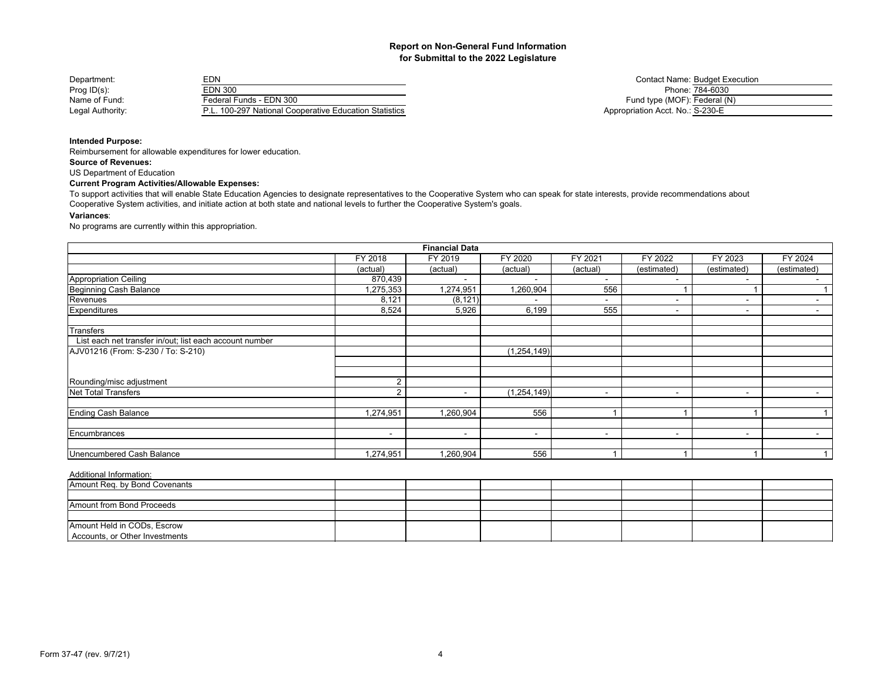# Report on Non-General Fund Information for Submittal to the 2022 Legislature

| | | | |
|---|---|---|---|
| Department: | EDN | Contact Name: | Budget Execution |
| Prog ID(s): | EDN 300 | Phone: | 784-6030 |
| Name of Fund: | Federal Funds - EDN 300 | Fund type (MOF): | Federal (N) |
| Legal Authority: | P.L. 100-297 National Cooperative Education Statistics | Appropriation Acct. No.: | S-230-E |

**Intended Purpose:**
Reimbursement for allowable expenditures for lower education.

**Source of Revenues:**
US Department of Education

**Current Program Activities/Allowable Expenses:**
To support activities that will enable State Education Agencies to designate representatives to the Cooperative System who can speak for state interests, provide recommendations about Cooperative System activities, and initiate action at both state and national levels to further the Cooperative System's goals.

**Variances**:
No programs are currently within this appropriation.

**Financial Data**

| | FY 2018 (actual) | FY 2019 (actual) | FY 2020 (actual) | FY 2021 (actual) | FY 2022 (estimated) | FY 2023 (estimated) | FY 2024 (estimated) |
|---|---|---|---|---|---|---|---|
| Appropriation Ceiling | 870,439 | - | - | - | - | - | - |
| Beginning Cash Balance | 1,275,353 | 1,274,951 | 1,260,904 | 556 | 1 | 1 | 1 |
| Revenues | 8,121 | (8,121) | - | - | - | - | - |
| Expenditures | 8,524 | 5,926 | 6,199 | 555 | - | - | - |
| | | | | | | | |
| Transfers | | | | | | | |
| List each net transfer in/out; list each account number | | | | | | | |
| AJV01216 (From: S-230 / To: S-210) | | | (1,254,149) | | | | |
| | | | | | | | |
| | | | | | | | |
| Rounding/misc adjustment | 2 | | | | | | |
| Net Total Transfers | 2 | - | (1,254,149) | - | - | - | - |
| | | | | | | | |
| Ending Cash Balance | 1,274,951 | 1,260,904 | 556 | 1 | 1 | 1 | 1 |
| | | | | | | | |
| Encumbrances | - | - | - | - | - | - | - |
| | | | | | | | |
| Unencumbered Cash Balance | 1,274,951 | 1,260,904 | 556 | 1 | 1 | 1 | 1 |

Additional Information:

| | | | | | | | |
|---|---|---|---|---|---|---|---|
| Amount Req. by Bond Covenants | | | | | | | |
| | | | | | | | |
| Amount from Bond Proceeds | | | | | | | |
| | | | | | | | |
| Amount Held in CODs, Escrow Accounts, or Other Investments | | | | | | | |

Form 37-47 (rev. 9/7/21)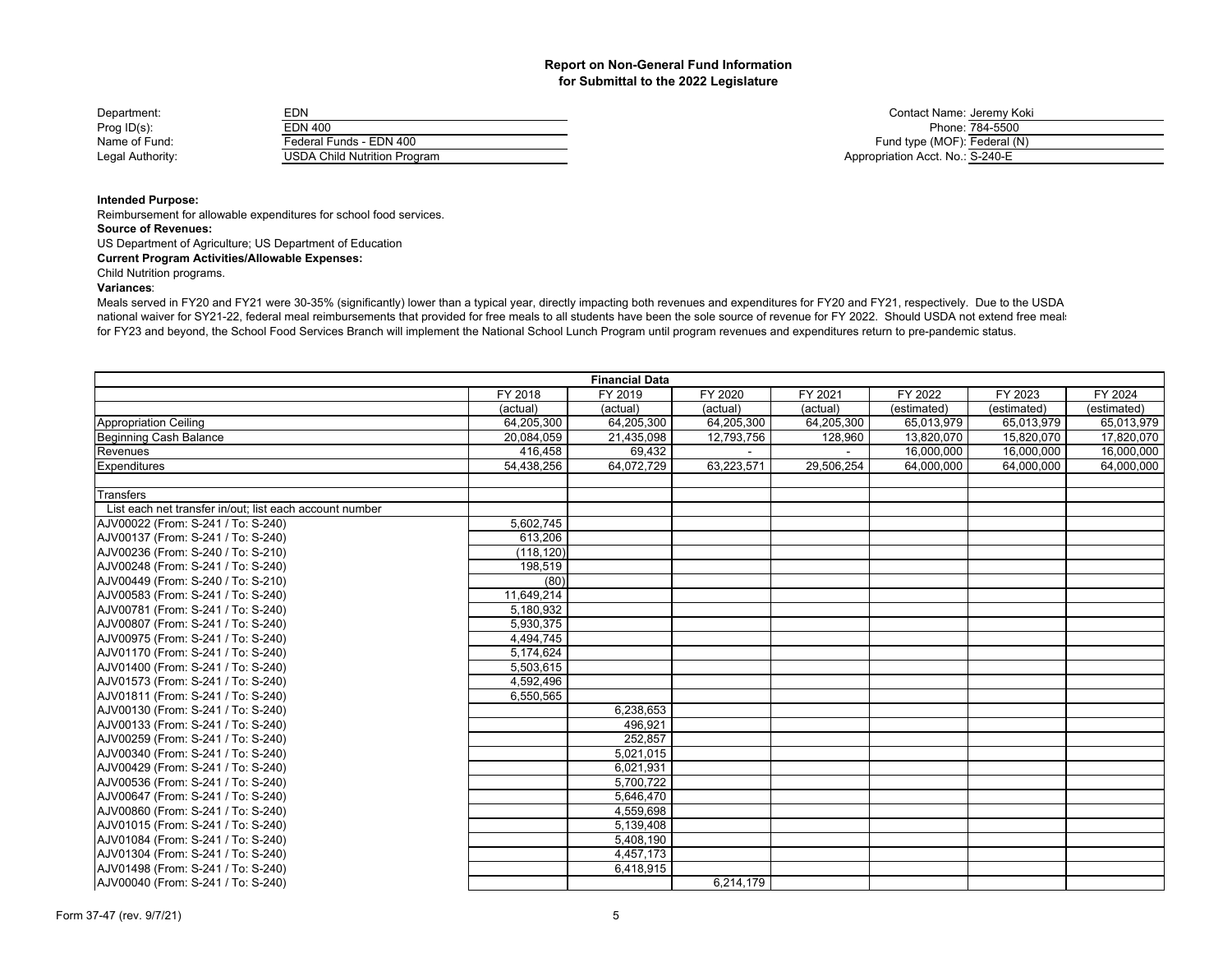**Report on Non-General Fund Information**
**for Submittal to the 2022 Legislature**

| | | | |
|---|---|---|---|
| Department: | EDN | Contact Name: | Jeremy Koki |
| Prog ID(s): | EDN 400 | Phone: | 784-5500 |
| Name of Fund: | Federal Funds - EDN 400 | Fund type (MOF): | Federal (N) |
| Legal Authority: | USDA Child Nutrition Program | Appropriation Acct. No.: | S-240-E |

**Intended Purpose:**
Reimbursement for allowable expenditures for school food services.

**Source of Revenues:**
US Department of Agriculture; US Department of Education

**Current Program Activities/Allowable Expenses:**
Child Nutrition programs.

**Variances**:
Meals served in FY20 and FY21 were 30-35% (significantly) lower than a typical year, directly impacting both revenues and expenditures for FY20 and FY21, respectively. Due to the USDA national waiver for SY21-22, federal meal reimbursements that provided for free meals to all students have been the sole source of revenue for FY 2022. Should USDA not extend free meals for FY23 and beyond, the School Food Services Branch will implement the National School Lunch Program until program revenues and expenditures return to pre-pandemic status.

| Financial Data | FY 2018 | FY 2019 | FY 2020 | FY 2021 | FY 2022 | FY 2023 | FY 2024 |
|---|---|---|---|---|---|---|---|
| | (actual) | (actual) | (actual) | (actual) | (estimated) | (estimated) | (estimated) |
| Appropriation Ceiling | 64,205,300 | 64,205,300 | 64,205,300 | 64,205,300 | 65,013,979 | 65,013,979 | 65,013,979 |
| Beginning Cash Balance | 20,084,059 | 21,435,098 | 12,793,756 | 128,960 | 13,820,070 | 15,820,070 | 17,820,070 |
| Revenues | 416,458 | 69,432 | - | - | 16,000,000 | 16,000,000 | 16,000,000 |
| Expenditures | 54,438,256 | 64,072,729 | 63,223,571 | 29,506,254 | 64,000,000 | 64,000,000 | 64,000,000 |
| | | | | | | | |
| Transfers | | | | | | | |
| List each net transfer in/out; list each account number | | | | | | | |
| AJV00022 (From: S-241 / To: S-240) | 5,602,745 | | | | | | |
| AJV00137 (From: S-241 / To: S-240) | 613,206 | | | | | | |
| AJV00236 (From: S-240 / To: S-210) | (118,120) | | | | | | |
| AJV00248 (From: S-241 / To: S-240) | 198,519 | | | | | | |
| AJV00449 (From: S-240 / To: S-210) | (80) | | | | | | |
| AJV00583 (From: S-241 / To: S-240) | 11,649,214 | | | | | | |
| AJV00781 (From: S-241 / To: S-240) | 5,180,932 | | | | | | |
| AJV00807 (From: S-241 / To: S-240) | 5,930,375 | | | | | | |
| AJV00975 (From: S-241 / To: S-240) | 4,494,745 | | | | | | |
| AJV01170 (From: S-241 / To: S-240) | 5,174,624 | | | | | | |
| AJV01400 (From: S-241 / To: S-240) | 5,503,615 | | | | | | |
| AJV01573 (From: S-241 / To: S-240) | 4,592,496 | | | | | | |
| AJV01811 (From: S-241 / To: S-240) | 6,550,565 | | | | | | |
| AJV00130 (From: S-241 / To: S-240) | | 6,238,653 | | | | | |
| AJV00133 (From: S-241 / To: S-240) | | 496,921 | | | | | |
| AJV00259 (From: S-241 / To: S-240) | | 252,857 | | | | | |
| AJV00340 (From: S-241 / To: S-240) | | 5,021,015 | | | | | |
| AJV00429 (From: S-241 / To: S-240) | | 6,021,931 | | | | | |
| AJV00536 (From: S-241 / To: S-240) | | 5,700,722 | | | | | |
| AJV00647 (From: S-241 / To: S-240) | | 5,646,470 | | | | | |
| AJV00860 (From: S-241 / To: S-240) | | 4,559,698 | | | | | |
| AJV01015 (From: S-241 / To: S-240) | | 5,139,408 | | | | | |
| AJV01084 (From: S-241 / To: S-240) | | 5,408,190 | | | | | |
| AJV01304 (From: S-241 / To: S-240) | | 4,457,173 | | | | | |
| AJV01498 (From: S-241 / To: S-240) | | 6,418,915 | | | | | |
| AJV00040 (From: S-241 / To: S-240) | | | 6,214,179 | | | | |

Form 37-47 (rev. 9/7/21)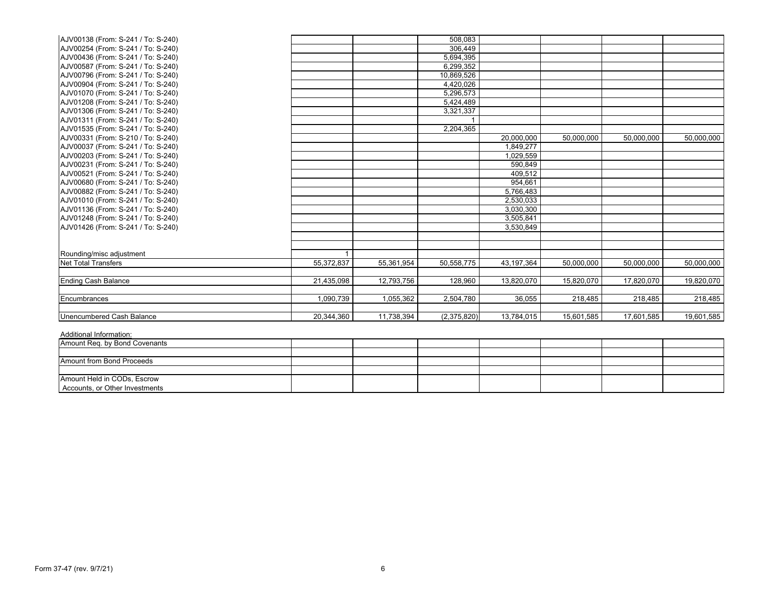| | | | | | | | |
|---|---|---|---|---|---|---|---|
| AJV00138 (From: S-241 / To: S-240) | | | 508,083 | | | | |
| AJV00254 (From: S-241 / To: S-240) | | | 306,449 | | | | |
| AJV00436 (From: S-241 / To: S-240) | | | 5,694,395 | | | | |
| AJV00587 (From: S-241 / To: S-240) | | | 6,299,352 | | | | |
| AJV00796 (From: S-241 / To: S-240) | | | 10,869,526 | | | | |
| AJV00904 (From: S-241 / To: S-240) | | | 4,420,026 | | | | |
| AJV01070 (From: S-241 / To: S-240) | | | 5,296,573 | | | | |
| AJV01208 (From: S-241 / To: S-240) | | | 5,424,489 | | | | |
| AJV01306 (From: S-241 / To: S-240) | | | 3,321,337 | | | | |
| AJV01311 (From: S-241 / To: S-240) | | | 1 | | | | |
| AJV01535 (From: S-241 / To: S-240) | | | 2,204,365 | | | | |
| AJV00331 (From: S-210 / To: S-240) | | | | 20,000,000 | 50,000,000 | 50,000,000 | 50,000,000 |
| AJV00037 (From: S-241 / To: S-240) | | | | 1,849,277 | | | |
| AJV00203 (From: S-241 / To: S-240) | | | | 1,029,559 | | | |
| AJV00231 (From: S-241 / To: S-240) | | | | 590,849 | | | |
| AJV00521 (From: S-241 / To: S-240) | | | | 409,512 | | | |
| AJV00680 (From: S-241 / To: S-240) | | | | 954,661 | | | |
| AJV00882 (From: S-241 / To: S-240) | | | | 5,766,483 | | | |
| AJV01010 (From: S-241 / To: S-240) | | | | 2,530,033 | | | |
| AJV01136 (From: S-241 / To: S-240) | | | | 3,030,300 | | | |
| AJV01248 (From: S-241 / To: S-240) | | | | 3,505,841 | | | |
| AJV01426 (From: S-241 / To: S-240) | | | | 3,530,849 | | | |
| | | | | | | | |
| | | | | | | | |
| Rounding/misc adjustment | 1 | | | | | | |
| Net Total Transfers | 55,372,837 | 55,361,954 | 50,558,775 | 43,197,364 | 50,000,000 | 50,000,000 | 50,000,000 |
| | | | | | | | |
| Ending Cash Balance | 21,435,098 | 12,793,756 | 128,960 | 13,820,070 | 15,820,070 | 17,820,070 | 19,820,070 |
| | | | | | | | |
| Encumbrances | 1,090,739 | 1,055,362 | 2,504,780 | 36,055 | 218,485 | 218,485 | 218,485 |
| | | | | | | | |
| Unencumbered Cash Balance | 20,344,360 | 11,738,394 | (2,375,820) | 13,784,015 | 15,601,585 | 17,601,585 | 19,601,585 |

Additional Information:

| | | | | | | | |
|---|---|---|---|---|---|---|---|
| Amount Req. by Bond Covenants | | | | | | | |
| | | | | | | | |
| Amount from Bond Proceeds | | | | | | | |
| | | | | | | | |
| Amount Held in CODs, Escrow Accounts, or Other Investments | | | | | | | |

Form 37-47 (rev. 9/7/21)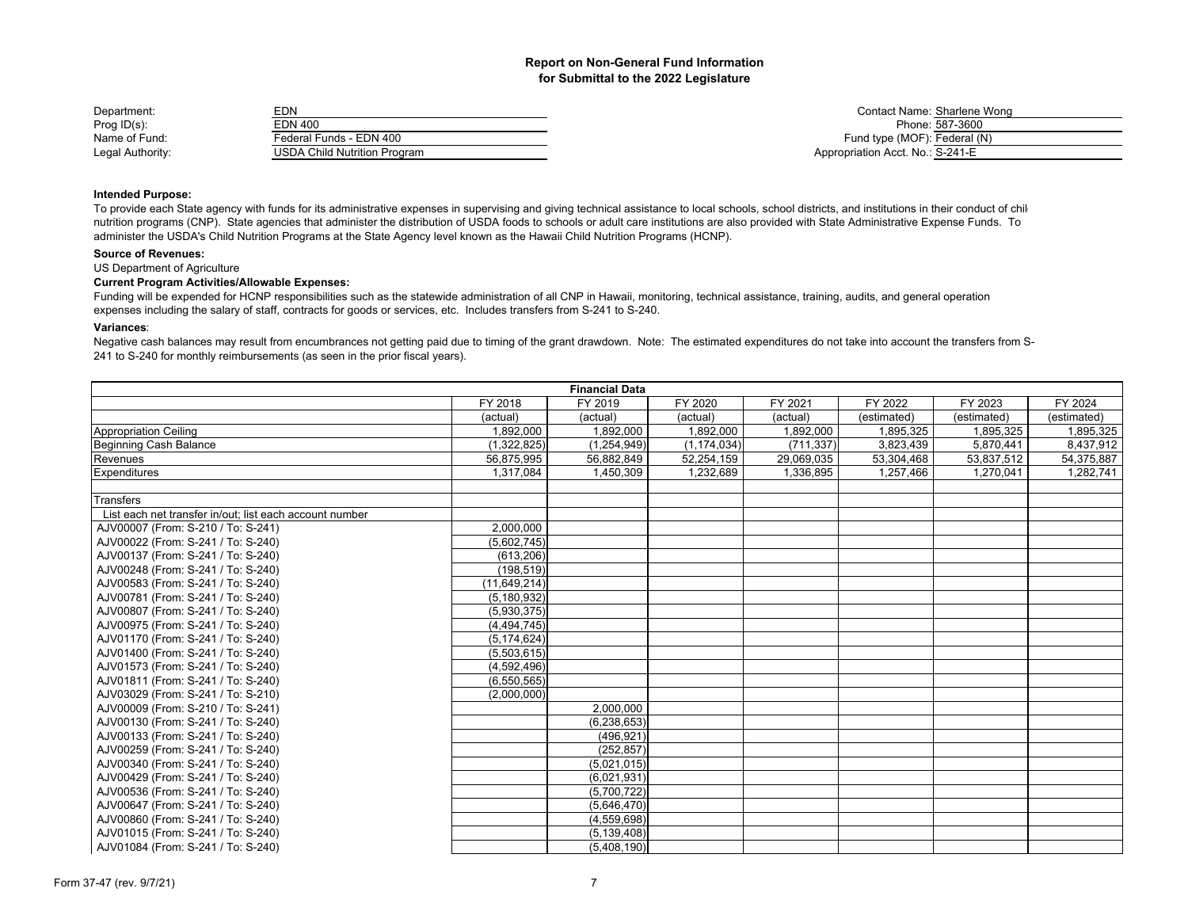# Report on Non-General Fund Information
## for Submittal to the 2022 Legislature

| | | | |
|---|---|---|---|
| Department: | EDN | Contact Name: | Sharlene Wong |
| Prog ID(s): | EDN 400 | Phone: | 587-3600 |
| Name of Fund: | Federal Funds - EDN 400 | Fund type (MOF): | Federal (N) |
| Legal Authority: | USDA Child Nutrition Program | Appropriation Acct. No.: | S-241-E |

**Intended Purpose:**

To provide each State agency with funds for its administrative expenses in supervising and giving technical assistance to local schools, school districts, and institutions in their conduct of chil nutrition programs (CNP). State agencies that administer the distribution of USDA foods to schools or adult care institutions are also provided with State Administrative Expense Funds. To administer the USDA's Child Nutrition Programs at the State Agency level known as the Hawaii Child Nutrition Programs (HCNP).

**Source of Revenues:**

US Department of Agriculture

**Current Program Activities/Allowable Expenses:**

Funding will be expended for HCNP responsibilities such as the statewide administration of all CNP in Hawaii, monitoring, technical assistance, training, audits, and general operation expenses including the salary of staff, contracts for goods or services, etc. Includes transfers from S-241 to S-240.

**Variances**:

Negative cash balances may result from encumbrances not getting paid due to timing of the grant drawdown. Note: The estimated expenditures do not take into account the transfers from S-241 to S-240 for monthly reimbursements (as seen in the prior fiscal years).

| Financial Data | FY 2018 | FY 2019 | FY 2020 | FY 2021 | FY 2022 | FY 2023 | FY 2024 |
|---|---|---|---|---|---|---|---|
| | (actual) | (actual) | (actual) | (actual) | (estimated) | (estimated) | (estimated) |
| Appropriation Ceiling | 1,892,000 | 1,892,000 | 1,892,000 | 1,892,000 | 1,895,325 | 1,895,325 | 1,895,325 |
| Beginning Cash Balance | (1,322,825) | (1,254,949) | (1,174,034) | (711,337) | 3,823,439 | 5,870,441 | 8,437,912 |
| Revenues | 56,875,995 | 56,882,849 | 52,254,159 | 29,069,035 | 53,304,468 | 53,837,512 | 54,375,887 |
| Expenditures | 1,317,084 | 1,450,309 | 1,232,689 | 1,336,895 | 1,257,466 | 1,270,041 | 1,282,741 |
| | | | | | | | |
| Transfers | | | | | | | |
| List each net transfer in/out; list each account number | | | | | | | |
| AJV00007 (From: S-210 / To: S-241) | 2,000,000 | | | | | | |
| AJV00022 (From: S-241 / To: S-240) | (5,602,745) | | | | | | |
| AJV00137 (From: S-241 / To: S-240) | (613,206) | | | | | | |
| AJV00248 (From: S-241 / To: S-240) | (198,519) | | | | | | |
| AJV00583 (From: S-241 / To: S-240) | (11,649,214) | | | | | | |
| AJV00781 (From: S-241 / To: S-240) | (5,180,932) | | | | | | |
| AJV00807 (From: S-241 / To: S-240) | (5,930,375) | | | | | | |
| AJV00975 (From: S-241 / To: S-240) | (4,494,745) | | | | | | |
| AJV01170 (From: S-241 / To: S-240) | (5,174,624) | | | | | | |
| AJV01400 (From: S-241 / To: S-240) | (5,503,615) | | | | | | |
| AJV01573 (From: S-241 / To: S-240) | (4,592,496) | | | | | | |
| AJV01811 (From: S-241 / To: S-240) | (6,550,565) | | | | | | |
| AJV03029 (From: S-241 / To: S-210) | (2,000,000) | | | | | | |
| AJV00009 (From: S-210 / To: S-241) | | 2,000,000 | | | | | |
| AJV00130 (From: S-241 / To: S-240) | | (6,238,653) | | | | | |
| AJV00133 (From: S-241 / To: S-240) | | (496,921) | | | | | |
| AJV00259 (From: S-241 / To: S-240) | | (252,857) | | | | | |
| AJV00340 (From: S-241 / To: S-240) | | (5,021,015) | | | | | |
| AJV00429 (From: S-241 / To: S-240) | | (6,021,931) | | | | | |
| AJV00536 (From: S-241 / To: S-240) | | (5,700,722) | | | | | |
| AJV00647 (From: S-241 / To: S-240) | | (5,646,470) | | | | | |
| AJV00860 (From: S-241 / To: S-240) | | (4,559,698) | | | | | |
| AJV01015 (From: S-241 / To: S-240) | | (5,139,408) | | | | | |
| AJV01084 (From: S-241 / To: S-240) | | (5,408,190) | | | | | |

Form 37-47 (rev. 9/7/21)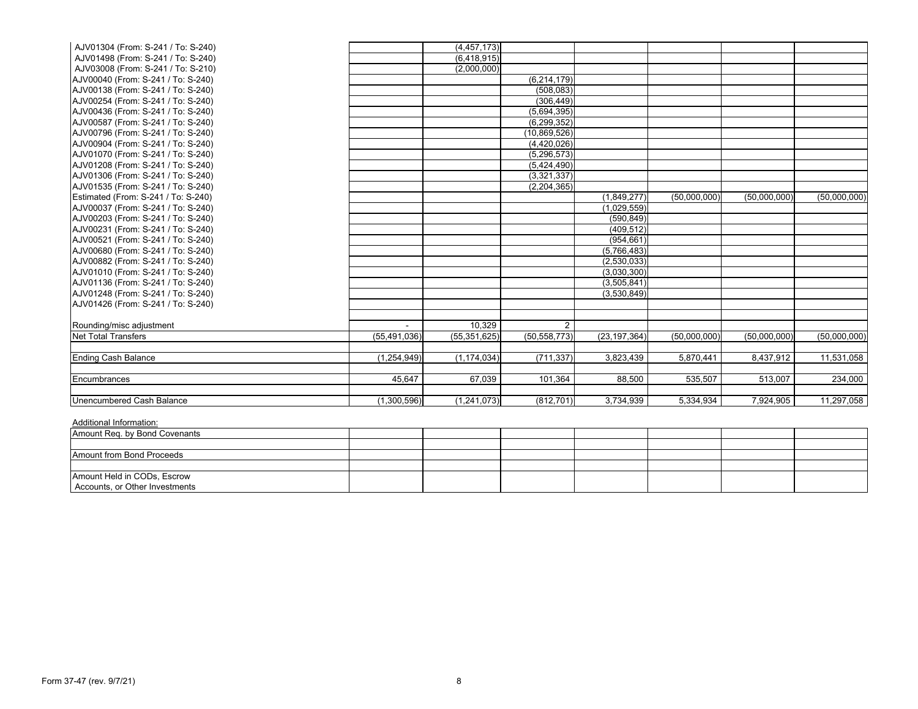| | | | | | | | |
|---|---|---|---|---|---|---|---|
| AJV01304 (From: S-241 / To: S-240) | | (4,457,173) | | | | | |
| AJV01498 (From: S-241 / To: S-240) | | (6,418,915) | | | | | |
| AJV03008 (From: S-241 / To: S-210) | | (2,000,000) | | | | | |
| AJV00040 (From: S-241 / To: S-240) | | | (6,214,179) | | | | |
| AJV00138 (From: S-241 / To: S-240) | | | (508,083) | | | | |
| AJV00254 (From: S-241 / To: S-240) | | | (306,449) | | | | |
| AJV00436 (From: S-241 / To: S-240) | | | (5,694,395) | | | | |
| AJV00587 (From: S-241 / To: S-240) | | | (6,299,352) | | | | |
| AJV00796 (From: S-241 / To: S-240) | | | (10,869,526) | | | | |
| AJV00904 (From: S-241 / To: S-240) | | | (4,420,026) | | | | |
| AJV01070 (From: S-241 / To: S-240) | | | (5,296,573) | | | | |
| AJV01208 (From: S-241 / To: S-240) | | | (5,424,490) | | | | |
| AJV01306 (From: S-241 / To: S-240) | | | (3,321,337) | | | | |
| AJV01535 (From: S-241 / To: S-240) | | | (2,204,365) | | | | |
| Estimated (From: S-241 / To: S-240) | | | | (1,849,277) | (50,000,000) | (50,000,000) | (50,000,000) |
| AJV00037 (From: S-241 / To: S-240) | | | | (1,029,559) | | | |
| AJV00203 (From: S-241 / To: S-240) | | | | (590,849) | | | |
| AJV00231 (From: S-241 / To: S-240) | | | | (409,512) | | | |
| AJV00521 (From: S-241 / To: S-240) | | | | (954,661) | | | |
| AJV00680 (From: S-241 / To: S-240) | | | | (5,766,483) | | | |
| AJV00882 (From: S-241 / To: S-240) | | | | (2,530,033) | | | |
| AJV01010 (From: S-241 / To: S-240) | | | | (3,030,300) | | | |
| AJV01136 (From: S-241 / To: S-240) | | | | (3,505,841) | | | |
| AJV01248 (From: S-241 / To: S-240) | | | | (3,530,849) | | | |
| AJV01426 (From: S-241 / To: S-240) | | | | | | | |
| | | | | | | | |
| Rounding/misc adjustment | - | 10,329 | 2 | | | | |
| Net Total Transfers | (55,491,036) | (55,351,625) | (50,558,773) | (23,197,364) | (50,000,000) | (50,000,000) | (50,000,000) |
| | | | | | | | |
| Ending Cash Balance | (1,254,949) | (1,174,034) | (711,337) | 3,823,439 | 5,870,441 | 8,437,912 | 11,531,058 |
| | | | | | | | |
| Encumbrances | 45,647 | 67,039 | 101,364 | 88,500 | 535,507 | 513,007 | 234,000 |
| | | | | | | | |
| Unencumbered Cash Balance | (1,300,596) | (1,241,073) | (812,701) | 3,734,939 | 5,334,934 | 7,924,905 | 11,297,058 |

Additional Information:

| | | | | | | | |
|---|---|---|---|---|---|---|---|
| Amount Req. by Bond Covenants | | | | | | | |
| | | | | | | | |
| Amount from Bond Proceeds | | | | | | | |
| | | | | | | | |
| Amount Held in CODs, Escrow Accounts, or Other Investments | | | | | | | |

Form 37-47 (rev. 9/7/21)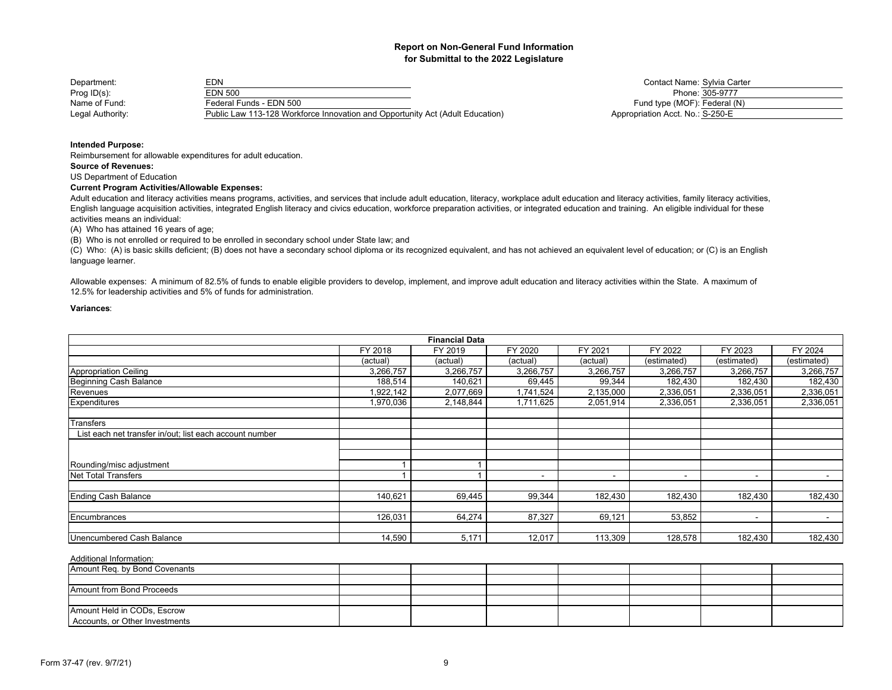## Report on Non-General Fund Information for Submittal to the 2022 Legislature

| | | | |
|---|---|---|---|
| Department: | EDN | Contact Name: | Sylvia Carter |
| Prog ID(s): | EDN 500 | Phone: | 305-9777 |
| Name of Fund: | Federal Funds - EDN 500 | Fund type (MOF): | Federal (N) |
| Legal Authority: | Public Law 113-128 Workforce Innovation and Opportunity Act (Adult Education) | Appropriation Acct. No.: | S-250-E |

**Intended Purpose:**

Reimbursement for allowable expenditures for adult education.

**Source of Revenues:**

US Department of Education

**Current Program Activities/Allowable Expenses:**

Adult education and literacy activities means programs, activities, and services that include adult education, literacy, workplace adult education and literacy activities, family literacy activities, English language acquisition activities, integrated English literacy and civics education, workforce preparation activities, or integrated education and training. An eligible individual for these activities means an individual:

(A) Who has attained 16 years of age;

(B) Who is not enrolled or required to be enrolled in secondary school under State law; and

(C) Who: (A) is basic skills deficient; (B) does not have a secondary school diploma or its recognized equivalent, and has not achieved an equivalent level of education; or (C) is an English language learner.

Allowable expenses: A minimum of 82.5% of funds to enable eligible providers to develop, implement, and improve adult education and literacy activities within the State. A maximum of 12.5% for leadership activities and 5% of funds for administration.

**Variances**:

| Financial Data | FY 2018 | FY 2019 | FY 2020 | FY 2021 | FY 2022 | FY 2023 | FY 2024 |
|---|---|---|---|---|---|---|---|
| | (actual) | (actual) | (actual) | (actual) | (estimated) | (estimated) | (estimated) |
| Appropriation Ceiling | 3,266,757 | 3,266,757 | 3,266,757 | 3,266,757 | 3,266,757 | 3,266,757 | 3,266,757 |
| Beginning Cash Balance | 188,514 | 140,621 | 69,445 | 99,344 | 182,430 | 182,430 | 182,430 |
| Revenues | 1,922,142 | 2,077,669 | 1,741,524 | 2,135,000 | 2,336,051 | 2,336,051 | 2,336,051 |
| Expenditures | 1,970,036 | 2,148,844 | 1,711,625 | 2,051,914 | 2,336,051 | 2,336,051 | 2,336,051 |
| | | | | | | | |
| Transfers | | | | | | | |
| List each net transfer in/out; list each account number | | | | | | | |
| | | | | | | | |
| | | | | | | | |
| Rounding/misc adjustment | 1 | 1 | | | | | |
| Net Total Transfers | 1 | 1 | - | - | - | - | - |
| | | | | | | | |
| Ending Cash Balance | 140,621 | 69,445 | 99,344 | 182,430 | 182,430 | 182,430 | 182,430 |
| | | | | | | | |
| Encumbrances | 126,031 | 64,274 | 87,327 | 69,121 | 53,852 | - | - |
| | | | | | | | |
| Unencumbered Cash Balance | 14,590 | 5,171 | 12,017 | 113,309 | 128,578 | 182,430 | 182,430 |

Additional Information:

| | | | | | | | |
|---|---|---|---|---|---|---|---|
| Amount Req. by Bond Covenants | | | | | | | |
| | | | | | | | |
| Amount from Bond Proceeds | | | | | | | |
| | | | | | | | |
| Amount Held in CODs, Escrow Accounts, or Other Investments | | | | | | | |

Form 37-47 (rev. 9/7/21)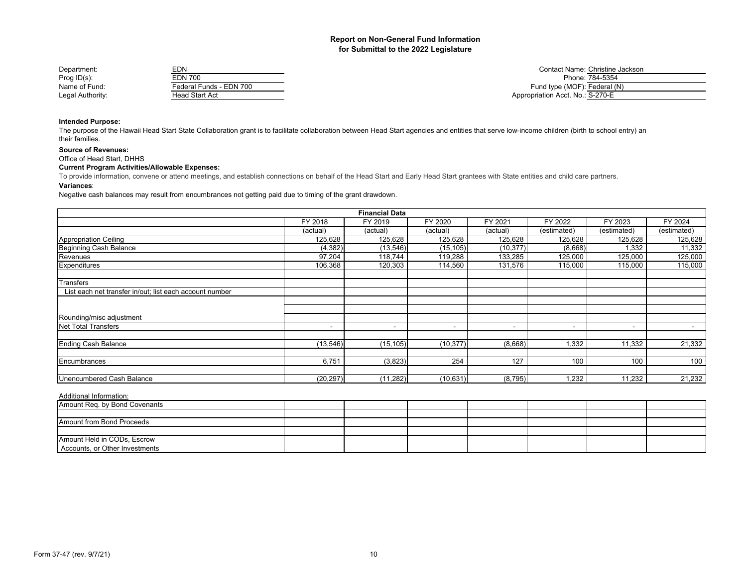## Report on Non-General Fund Information
## for Submittal to the 2022 Legislature

| | | | |
|---|---|---|---|
| Department: | EDN | Contact Name: | Christine Jackson |
| Prog ID(s): | EDN 700 | Phone: | 784-5354 |
| Name of Fund: | Federal Funds - EDN 700 | Fund type (MOF): | Federal (N) |
| Legal Authority: | Head Start Act | Appropriation Acct. No.: | S-270-E |

**Intended Purpose:**

The purpose of the Hawaii Head Start State Collaboration grant is to facilitate collaboration between Head Start agencies and entities that serve low-income children (birth to school entry) an their families.

**Source of Revenues:**

Office of Head Start, DHHS

**Current Program Activities/Allowable Expenses:**

To provide information, convene or attend meetings, and establish connections on behalf of the Head Start and Early Head Start grantees with State entities and child care partners.

**Variances**:

Negative cash balances may result from encumbrances not getting paid due to timing of the grant drawdown.

| Financial Data | FY 2018 | FY 2019 | FY 2020 | FY 2021 | FY 2022 | FY 2023 | FY 2024 |
|---|---|---|---|---|---|---|---|
| | (actual) | (actual) | (actual) | (actual) | (estimated) | (estimated) | (estimated) |
| Appropriation Ceiling | 125,628 | 125,628 | 125,628 | 125,628 | 125,628 | 125,628 | 125,628 |
| Beginning Cash Balance | (4,382) | (13,546) | (15,105) | (10,377) | (8,668) | 1,332 | 11,332 |
| Revenues | 97,204 | 118,744 | 119,288 | 133,285 | 125,000 | 125,000 | 125,000 |
| Expenditures | 106,368 | 120,303 | 114,560 | 131,576 | 115,000 | 115,000 | 115,000 |
| | | | | | | | |
| Transfers | | | | | | | |
| List each net transfer in/out; list each account number | | | | | | | |
| | | | | | | | |
| | | | | | | | |
| Rounding/misc adjustment | | | | | | | |
| Net Total Transfers | - | - | - | - | - | - | - |
| | | | | | | | |
| Ending Cash Balance | (13,546) | (15,105) | (10,377) | (8,668) | 1,332 | 11,332 | 21,332 |
| | | | | | | | |
| Encumbrances | 6,751 | (3,823) | 254 | 127 | 100 | 100 | 100 |
| | | | | | | | |
| Unencumbered Cash Balance | (20,297) | (11,282) | (10,631) | (8,795) | 1,232 | 11,232 | 21,232 |

Additional Information:

| | FY 2018 | FY 2019 | FY 2020 | FY 2021 | FY 2022 | FY 2023 | FY 2024 |
|---|---|---|---|---|---|---|---|
| Amount Req. by Bond Covenants | | | | | | | |
| Amount from Bond Proceeds | | | | | | | |
| Amount Held in CODs, Escrow Accounts, or Other Investments | | | | | | | |

Form 37-47 (rev. 9/7/21)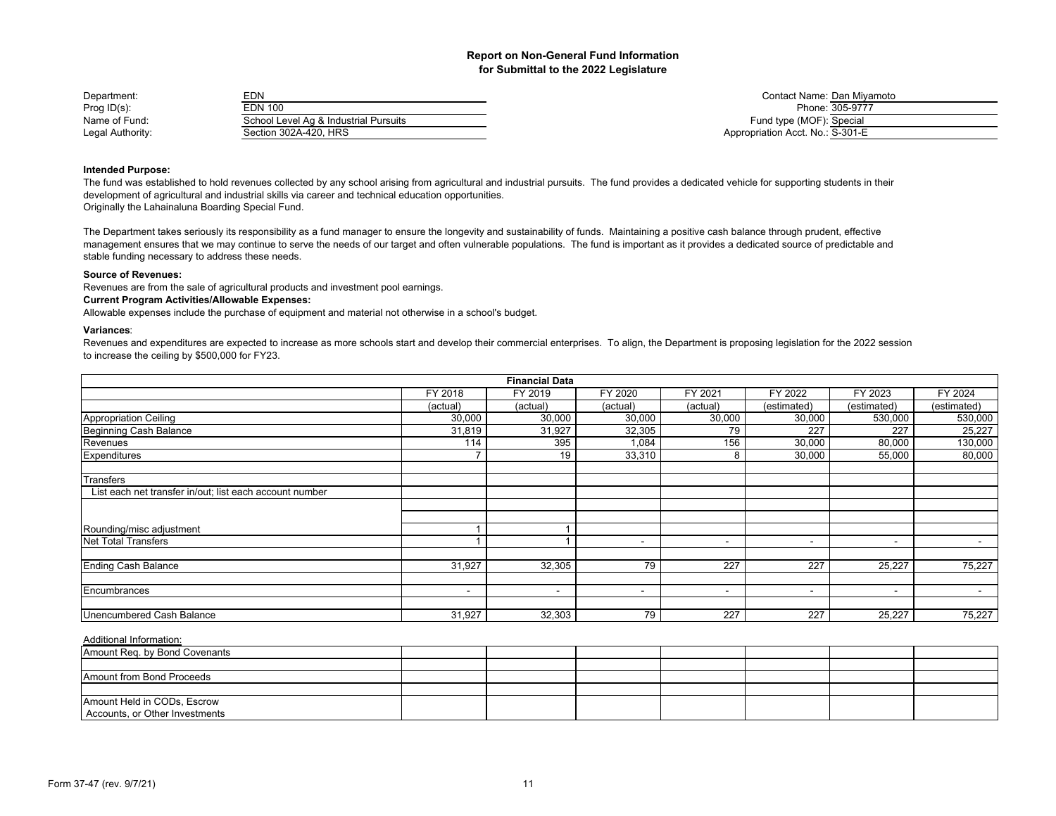# Report on Non-General Fund Information
## for Submittal to the 2022 Legislature

| | | | |
|---|---|---|---|
| Department: | EDN | Contact Name: | Dan Miyamoto |
| Prog ID(s): | EDN 100 | Phone: | 305-9777 |
| Name of Fund: | School Level Ag & Industrial Pursuits | Fund type (MOF): | Special |
| Legal Authority: | Section 302A-420, HRS | Appropriation Acct. No.: | S-301-E |

**Intended Purpose:**

The fund was established to hold revenues collected by any school arising from agricultural and industrial pursuits. The fund provides a dedicated vehicle for supporting students in their development of agricultural and industrial skills via career and technical education opportunities.
Originally the Lahainaluna Boarding Special Fund.

The Department takes seriously its responsibility as a fund manager to ensure the longevity and sustainability of funds. Maintaining a positive cash balance through prudent, effective management ensures that we may continue to serve the needs of our target and often vulnerable populations. The fund is important as it provides a dedicated source of predictable and stable funding necessary to address these needs.

**Source of Revenues:**

Revenues are from the sale of agricultural products and investment pool earnings.

**Current Program Activities/Allowable Expenses:**

Allowable expenses include the purchase of equipment and material not otherwise in a school's budget.

**Variances**:

Revenues and expenditures are expected to increase as more schools start and develop their commercial enterprises. To align, the Department is proposing legislation for the 2022 session to increase the ceiling by $500,000 for FY23.

**Financial Data**

| | FY 2018 (actual) | FY 2019 (actual) | FY 2020 (actual) | FY 2021 (actual) | FY 2022 (estimated) | FY 2023 (estimated) | FY 2024 (estimated) |
|---|---|---|---|---|---|---|---|
| Appropriation Ceiling | 30,000 | 30,000 | 30,000 | 30,000 | 30,000 | 530,000 | 530,000 |
| Beginning Cash Balance | 31,819 | 31,927 | 32,305 | 79 | 227 | 227 | 25,227 |
| Revenues | 114 | 395 | 1,084 | 156 | 30,000 | 80,000 | 130,000 |
| Expenditures | 7 | 19 | 33,310 | 8 | 30,000 | 55,000 | 80,000 |
| | | | | | | | |
| Transfers | | | | | | | |
| List each net transfer in/out; list each account number | | | | | | | |
| | | | | | | | |
| | | | | | | | |
| Rounding/misc adjustment | 1 | 1 | | | | | |
| Net Total Transfers | 1 | 1 | - | - | - | - | - |
| | | | | | | | |
| Ending Cash Balance | 31,927 | 32,305 | 79 | 227 | 227 | 25,227 | 75,227 |
| | | | | | | | |
| Encumbrances | - | - | - | - | - | - | - |
| | | | | | | | |
| Unencumbered Cash Balance | 31,927 | 32,303 | 79 | 227 | 227 | 25,227 | 75,227 |

Additional Information:

| | | | | | | | |
|---|---|---|---|---|---|---|---|
| Amount Req. by Bond Covenants | | | | | | | |
| | | | | | | | |
| Amount from Bond Proceeds | | | | | | | |
| | | | | | | | |
| Amount Held in CODs, Escrow Accounts, or Other Investments | | | | | | | |

Form 37-47 (rev. 9/7/21)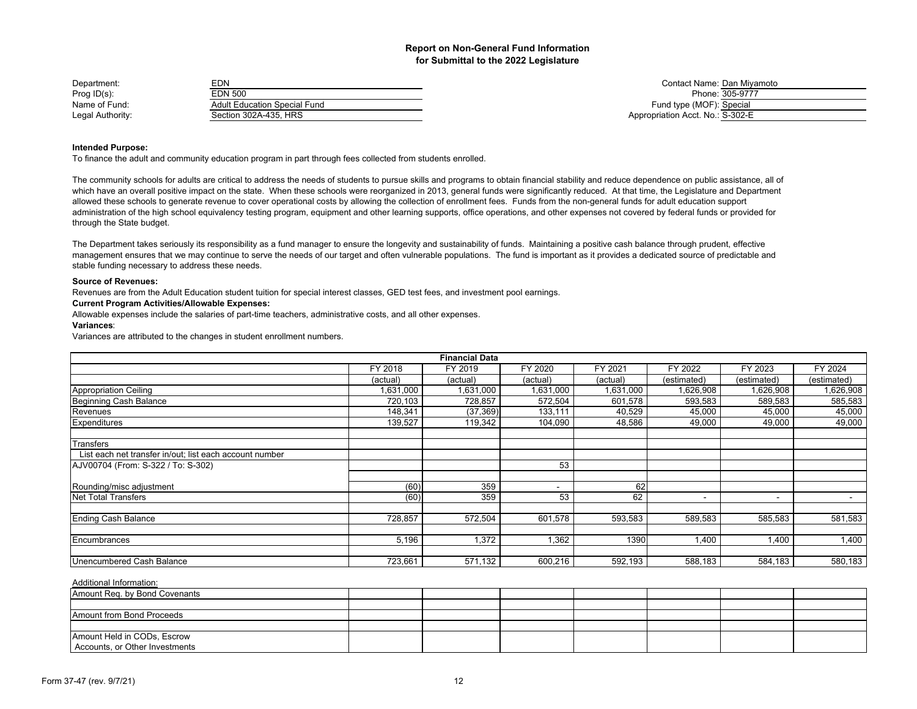# Report on Non-General Fund Information
## for Submittal to the 2022 Legislature

| | | | |
|---|---|---|---|
| Department: | EDN | Contact Name: | Dan Miyamoto |
| Prog ID(s): | EDN 500 | Phone: | 305-9777 |
| Name of Fund: | Adult Education Special Fund | Fund type (MOF): | Special |
| Legal Authority: | Section 302A-435, HRS | Appropriation Acct. No.: | S-302-E |

**Intended Purpose:**

To finance the adult and community education program in part through fees collected from students enrolled.

The community schools for adults are critical to address the needs of students to pursue skills and programs to obtain financial stability and reduce dependence on public assistance, all of which have an overall positive impact on the state. When these schools were reorganized in 2013, general funds were significantly reduced. At that time, the Legislature and Department allowed these schools to generate revenue to cover operational costs by allowing the collection of enrollment fees. Funds from the non-general funds for adult education support administration of the high school equivalency testing program, equipment and other learning supports, office operations, and other expenses not covered by federal funds or provided for through the State budget.

The Department takes seriously its responsibility as a fund manager to ensure the longevity and sustainability of funds. Maintaining a positive cash balance through prudent, effective management ensures that we may continue to serve the needs of our target and often vulnerable populations. The fund is important as it provides a dedicated source of predictable and stable funding necessary to address these needs.

**Source of Revenues:**

Revenues are from the Adult Education student tuition for special interest classes, GED test fees, and investment pool earnings.

**Current Program Activities/Allowable Expenses:**

Allowable expenses include the salaries of part-time teachers, administrative costs, and all other expenses.

**Variances**:

Variances are attributed to the changes in student enrollment numbers.

| Financial Data | FY 2018 (actual) | FY 2019 (actual) | FY 2020 (actual) | FY 2021 (actual) | FY 2022 (estimated) | FY 2023 (estimated) | FY 2024 (estimated) |
|---|---|---|---|---|---|---|---|
| Appropriation Ceiling | 1,631,000 | 1,631,000 | 1,631,000 | 1,631,000 | 1,626,908 | 1,626,908 | 1,626,908 |
| Beginning Cash Balance | 720,103 | 728,857 | 572,504 | 601,578 | 593,583 | 589,583 | 585,583 |
| Revenues | 148,341 | (37,369) | 133,111 | 40,529 | 45,000 | 45,000 | 45,000 |
| Expenditures | 139,527 | 119,342 | 104,090 | 48,586 | 49,000 | 49,000 | 49,000 |
| | | | | | | | |
| Transfers | | | | | | | |
| List each net transfer in/out; list each account number | | | | | | | |
| AJV00704 (From: S-322 / To: S-302) | | | 53 | | | | |
| | | | | | | | |
| Rounding/misc adjustment | (60) | 359 | - | 62 | | | |
| Net Total Transfers | (60) | 359 | 53 | 62 | - | - | - |
| | | | | | | | |
| Ending Cash Balance | 728,857 | 572,504 | 601,578 | 593,583 | 589,583 | 585,583 | 581,583 |
| | | | | | | | |
| Encumbrances | 5,196 | 1,372 | 1,362 | 1390 | 1,400 | 1,400 | 1,400 |
| | | | | | | | |
| Unencumbered Cash Balance | 723,661 | 571,132 | 600,216 | 592,193 | 588,183 | 584,183 | 580,183 |

Additional Information:

| | | | | | | | |
|---|---|---|---|---|---|---|---|
| Amount Req. by Bond Covenants | | | | | | | |
| | | | | | | | |
| Amount from Bond Proceeds | | | | | | | |
| | | | | | | | |
| Amount Held in CODs, Escrow Accounts, or Other Investments | | | | | | | |

Form 37-47 (rev. 9/7/21)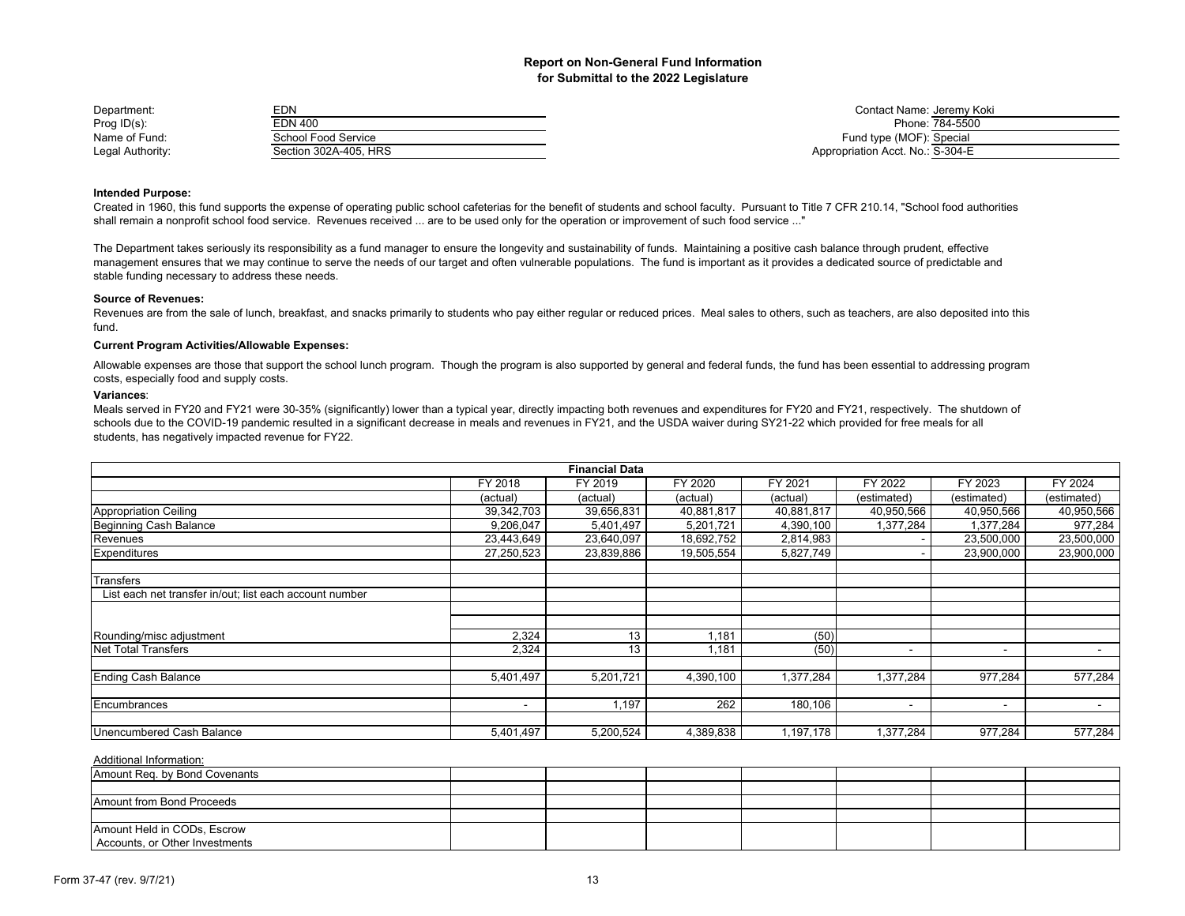## Report on Non-General Fund Information for Submittal to the 2022 Legislature

| | |
|---|---|
| Department: | EDN |
| Prog ID(s): | EDN 400 |
| Name of Fund: | School Food Service |
| Legal Authority: | Section 302A-405, HRS |

| | |
|---|---|
| Contact Name: | Jeremy Koki |
| Phone: | 784-5500 |
| Fund type (MOF): | Special |
| Appropriation Acct. No.: | S-304-E |

**Intended Purpose:**

Created in 1960, this fund supports the expense of operating public school cafeterias for the benefit of students and school faculty. Pursuant to Title 7 CFR 210.14, "School food authorities shall remain a nonprofit school food service. Revenues received ... are to be used only for the operation or improvement of such food service ..."

The Department takes seriously its responsibility as a fund manager to ensure the longevity and sustainability of funds. Maintaining a positive cash balance through prudent, effective management ensures that we may continue to serve the needs of our target and often vulnerable populations. The fund is important as it provides a dedicated source of predictable and stable funding necessary to address these needs.

**Source of Revenues:**

Revenues are from the sale of lunch, breakfast, and snacks primarily to students who pay either regular or reduced prices. Meal sales to others, such as teachers, are also deposited into this fund.

**Current Program Activities/Allowable Expenses:**

Allowable expenses are those that support the school lunch program. Though the program is also supported by general and federal funds, the fund has been essential to addressing program costs, especially food and supply costs.

**Variances**:

Meals served in FY20 and FY21 were 30-35% (significantly) lower than a typical year, directly impacting both revenues and expenditures for FY20 and FY21, respectively. The shutdown of schools due to the COVID-19 pandemic resulted in a significant decrease in meals and revenues in FY21, and the USDA waiver during SY21-22 which provided for free meals for all students, has negatively impacted revenue for FY22.

| Financial Data | | | | | | | |
|---|---|---|---|---|---|---|---|
| | FY 2018 | FY 2019 | FY 2020 | FY 2021 | FY 2022 | FY 2023 | FY 2024 |
| | (actual) | (actual) | (actual) | (actual) | (estimated) | (estimated) | (estimated) |
| Appropriation Ceiling | 39,342,703 | 39,656,831 | 40,881,817 | 40,881,817 | 40,950,566 | 40,950,566 | 40,950,566 |
| Beginning Cash Balance | 9,206,047 | 5,401,497 | 5,201,721 | 4,390,100 | 1,377,284 | 1,377,284 | 977,284 |
| Revenues | 23,443,649 | 23,640,097 | 18,692,752 | 2,814,983 | - | 23,500,000 | 23,500,000 |
| Expenditures | 27,250,523 | 23,839,886 | 19,505,554 | 5,827,749 | - | 23,900,000 | 23,900,000 |
| | | | | | | | |
| Transfers | | | | | | | |
| List each net transfer in/out; list each account number | | | | | | | |
| | | | | | | | |
| | | | | | | | |
| Rounding/misc adjustment | 2,324 | 13 | 1,181 | (50) | | | |
| Net Total Transfers | 2,324 | 13 | 1,181 | (50) | - | - | - |
| | | | | | | | |
| Ending Cash Balance | 5,401,497 | 5,201,721 | 4,390,100 | 1,377,284 | 1,377,284 | 977,284 | 577,284 |
| | | | | | | | |
| Encumbrances | - | 1,197 | 262 | 180,106 | - | - | - |
| | | | | | | | |
| Unencumbered Cash Balance | 5,401,497 | 5,200,524 | 4,389,838 | 1,197,178 | 1,377,284 | 977,284 | 577,284 |

Additional Information:

| | | | | | | | |
|---|---|---|---|---|---|---|---|
| Amount Req. by Bond Covenants | | | | | | | |
| | | | | | | | |
| Amount from Bond Proceeds | | | | | | | |
| | | | | | | | |
| Amount Held in CODs, Escrow Accounts, or Other Investments | | | | | | | |

Form 37-47 (rev. 9/7/21)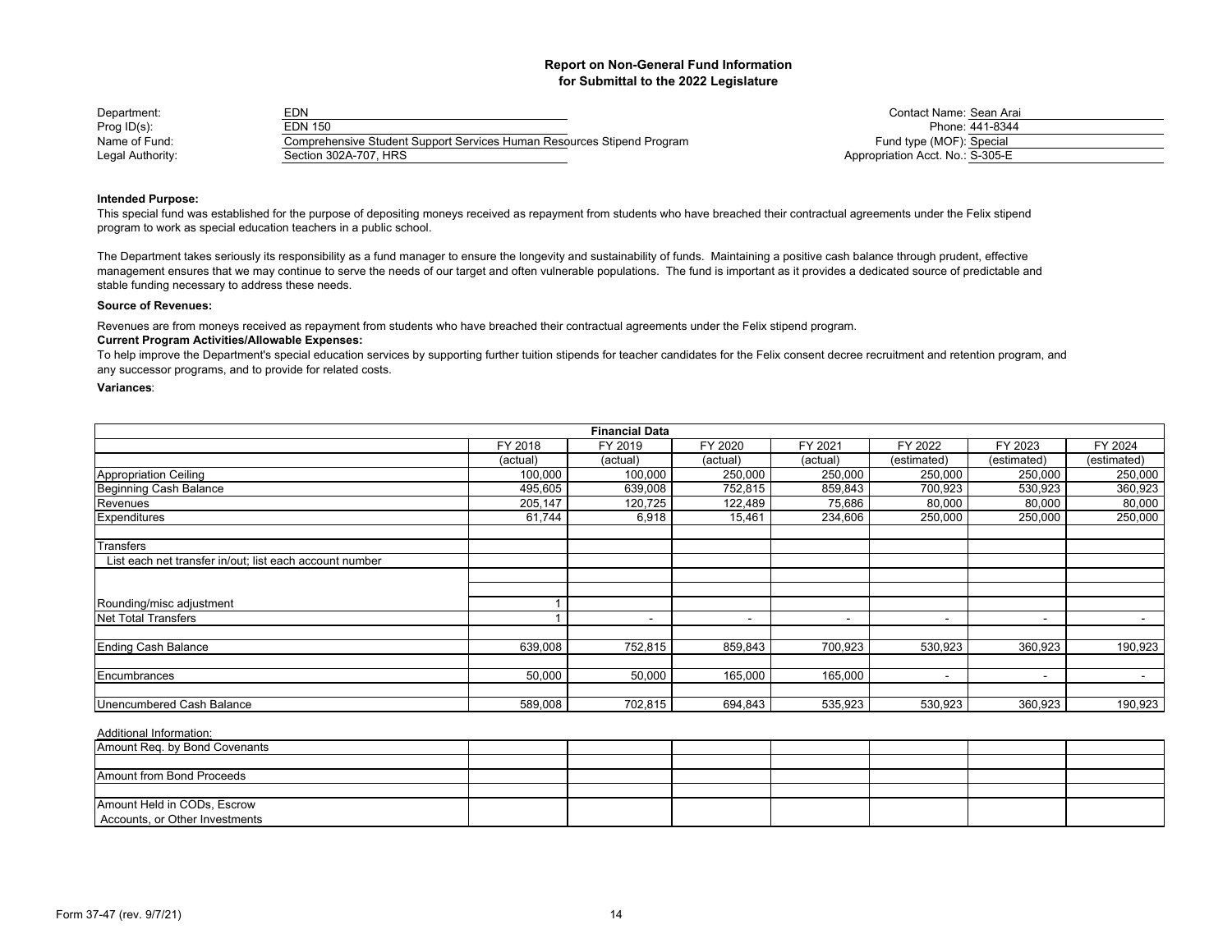## Report on Non-General Fund Information
## for Submittal to the 2022 Legislature

| | | | |
|---|---|---|---|
| Department: | EDN | Contact Name: | Sean Arai |
| Prog ID(s): | EDN 150 | Phone: | 441-8344 |
| Name of Fund: | Comprehensive Student Support Services Human Resources Stipend Program | Fund type (MOF): | Special |
| Legal Authority: | Section 302A-707, HRS | Appropriation Acct. No.: | S-305-E |

**Intended Purpose:**

This special fund was established for the purpose of depositing moneys received as repayment from students who have breached their contractual agreements under the Felix stipend program to work as special education teachers in a public school.

The Department takes seriously its responsibility as a fund manager to ensure the longevity and sustainability of funds. Maintaining a positive cash balance through prudent, effective management ensures that we may continue to serve the needs of our target and often vulnerable populations. The fund is important as it provides a dedicated source of predictable and stable funding necessary to address these needs.

**Source of Revenues:**

Revenues are from moneys received as repayment from students who have breached their contractual agreements under the Felix stipend program.

**Current Program Activities/Allowable Expenses:**

To help improve the Department's special education services by supporting further tuition stipends for teacher candidates for the Felix consent decree recruitment and retention program, and any successor programs, and to provide for related costs.

**Variances**:

| Financial Data | FY 2018 | FY 2019 | FY 2020 | FY 2021 | FY 2022 | FY 2023 | FY 2024 |
|---|---|---|---|---|---|---|---|
| | (actual) | (actual) | (actual) | (actual) | (estimated) | (estimated) | (estimated) |
| Appropriation Ceiling | 100,000 | 100,000 | 250,000 | 250,000 | 250,000 | 250,000 | 250,000 |
| Beginning Cash Balance | 495,605 | 639,008 | 752,815 | 859,843 | 700,923 | 530,923 | 360,923 |
| Revenues | 205,147 | 120,725 | 122,489 | 75,686 | 80,000 | 80,000 | 80,000 |
| Expenditures | 61,744 | 6,918 | 15,461 | 234,606 | 250,000 | 250,000 | 250,000 |
| | | | | | | | |
| Transfers | | | | | | | |
| List each net transfer in/out; list each account number | | | | | | | |
| | | | | | | | |
| | | | | | | | |
| Rounding/misc adjustment | 1 | | | | | | |
| Net Total Transfers | 1 | - | - | - | - | - | - |
| | | | | | | | |
| Ending Cash Balance | 639,008 | 752,815 | 859,843 | 700,923 | 530,923 | 360,923 | 190,923 |
| | | | | | | | |
| Encumbrances | 50,000 | 50,000 | 165,000 | 165,000 | - | - | - |
| | | | | | | | |
| Unencumbered Cash Balance | 589,008 | 702,815 | 694,843 | 535,923 | 530,923 | 360,923 | 190,923 |

Additional Information:

| | | | | | | | |
|---|---|---|---|---|---|---|---|
| Amount Req. by Bond Covenants | | | | | | | |
| | | | | | | | |
| Amount from Bond Proceeds | | | | | | | |
| | | | | | | | |
| Amount Held in CODs, Escrow Accounts, or Other Investments | | | | | | | |

Form 37-47 (rev. 9/7/21)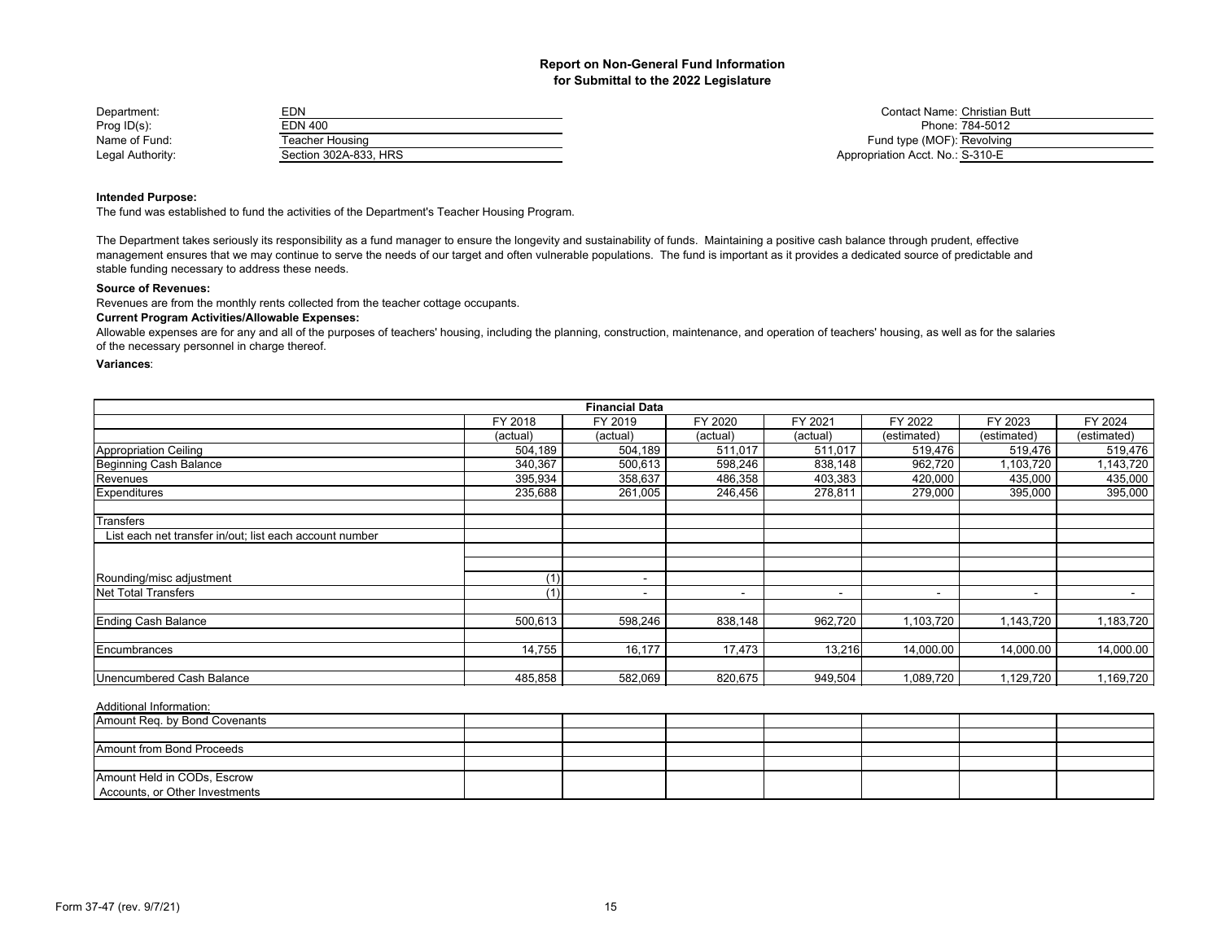# Report on Non-General Fund Information
## for Submittal to the 2022 Legislature

| | | | |
|---|---|---|---|
| Department: | EDN | Contact Name: | Christian Butt |
| Prog ID(s): | EDN 400 | Phone: | 784-5012 |
| Name of Fund: | Teacher Housing | Fund type (MOF): | Revolving |
| Legal Authority: | Section 302A-833, HRS | Appropriation Acct. No.: | S-310-E |

**Intended Purpose:**

The fund was established to fund the activities of the Department's Teacher Housing Program.

The Department takes seriously its responsibility as a fund manager to ensure the longevity and sustainability of funds. Maintaining a positive cash balance through prudent, effective management ensures that we may continue to serve the needs of our target and often vulnerable populations. The fund is important as it provides a dedicated source of predictable and stable funding necessary to address these needs.

**Source of Revenues:**

Revenues are from the monthly rents collected from the teacher cottage occupants.

**Current Program Activities/Allowable Expenses:**

Allowable expenses are for any and all of the purposes of teachers' housing, including the planning, construction, maintenance, and operation of teachers' housing, as well as for the salaries of the necessary personnel in charge thereof.

**Variances**:

| Financial Data | FY 2018 | FY 2019 | FY 2020 | FY 2021 | FY 2022 | FY 2023 | FY 2024 |
|---|---|---|---|---|---|---|---|
| | (actual) | (actual) | (actual) | (actual) | (estimated) | (estimated) | (estimated) |
| Appropriation Ceiling | 504,189 | 504,189 | 511,017 | 511,017 | 519,476 | 519,476 | 519,476 |
| Beginning Cash Balance | 340,367 | 500,613 | 598,246 | 838,148 | 962,720 | 1,103,720 | 1,143,720 |
| Revenues | 395,934 | 358,637 | 486,358 | 403,383 | 420,000 | 435,000 | 435,000 |
| Expenditures | 235,688 | 261,005 | 246,456 | 278,811 | 279,000 | 395,000 | 395,000 |
| | | | | | | | |
| Transfers | | | | | | | |
| List each net transfer in/out; list each account number | | | | | | | |
| | | | | | | | |
| | | | | | | | |
| Rounding/misc adjustment | (1) | - | | | | | |
| Net Total Transfers | (1) | - | - | - | - | - | - |
| | | | | | | | |
| Ending Cash Balance | 500,613 | 598,246 | 838,148 | 962,720 | 1,103,720 | 1,143,720 | 1,183,720 |
| | | | | | | | |
| Encumbrances | 14,755 | 16,177 | 17,473 | 13,216 | 14,000.00 | 14,000.00 | 14,000.00 |
| | | | | | | | |
| Unencumbered Cash Balance | 485,858 | 582,069 | 820,675 | 949,504 | 1,089,720 | 1,129,720 | 1,169,720 |

Additional Information:

| | | | | | | | |
|---|---|---|---|---|---|---|---|
| Amount Req. by Bond Covenants | | | | | | | |
| | | | | | | | |
| Amount from Bond Proceeds | | | | | | | |
| | | | | | | | |
| Amount Held in CODs, Escrow Accounts, or Other Investments | | | | | | | |

Form 37-47 (rev. 9/7/21)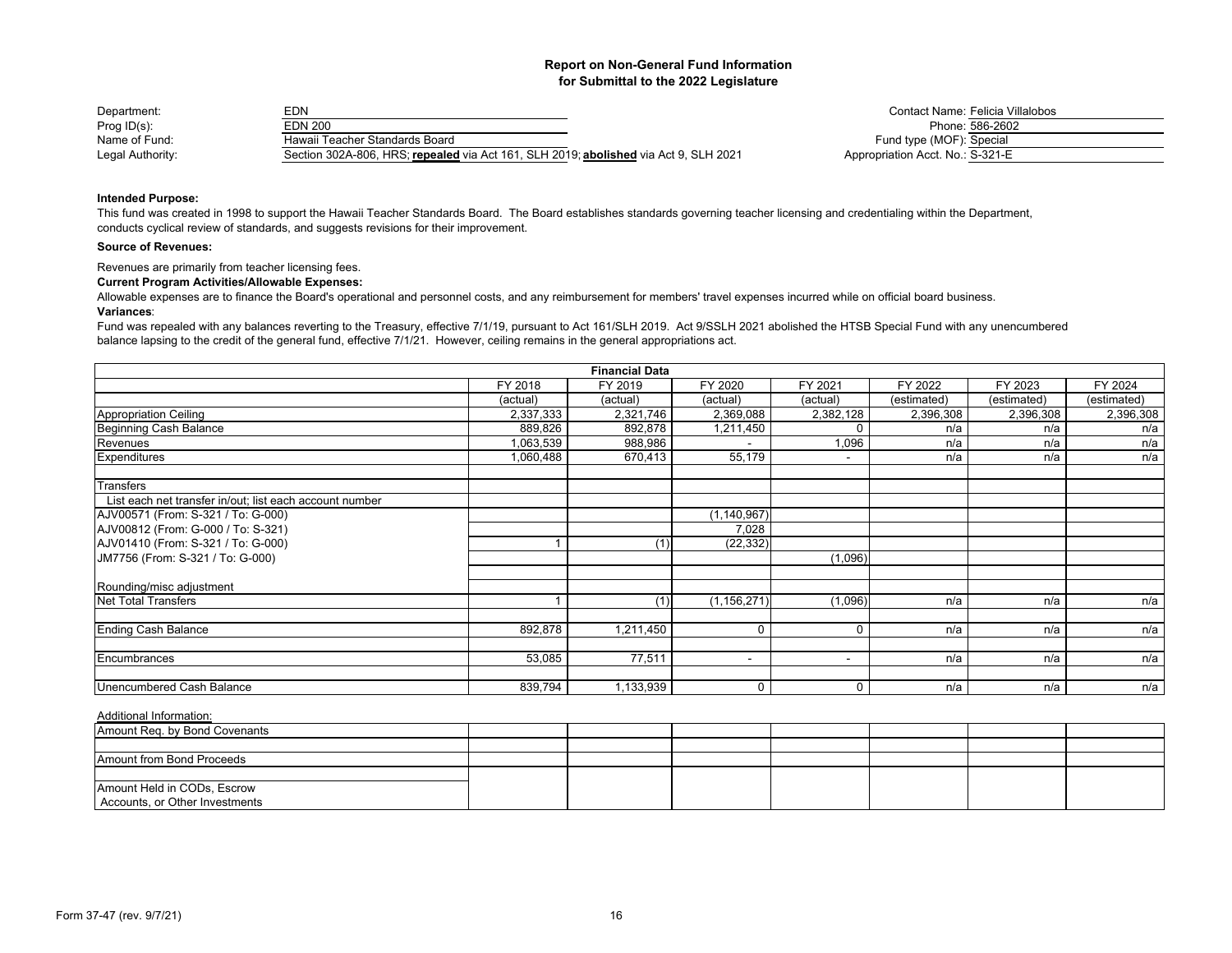## Report on Non-General Fund Information
## for Submittal to the 2022 Legislature

| | | | |
|---|---|---|---|
| Department: | EDN | Contact Name: | Felicia Villalobos |
| Prog ID(s): | EDN 200 | Phone: | 586-2602 |
| Name of Fund: | Hawaii Teacher Standards Board | Fund type (MOF): | Special |
| Legal Authority: | Section 302A-806, HRS; **repealed** via Act 161, SLH 2019; **abolished** via Act 9, SLH 2021 | Appropriation Acct. No.: | S-321-E |

**Intended Purpose:**

This fund was created in 1998 to support the Hawaii Teacher Standards Board. The Board establishes standards governing teacher licensing and credentialing within the Department, conducts cyclical review of standards, and suggests revisions for their improvement.

**Source of Revenues:**

Revenues are primarily from teacher licensing fees.

**Current Program Activities/Allowable Expenses:**

Allowable expenses are to finance the Board's operational and personnel costs, and any reimbursement for members' travel expenses incurred while on official board business.

**Variances**:

Fund was repealed with any balances reverting to the Treasury, effective 7/1/19, pursuant to Act 161/SLH 2019. Act 9/SSLH 2021 abolished the HTSB Special Fund with any unencumbered balance lapsing to the credit of the general fund, effective 7/1/21. However, ceiling remains in the general appropriations act.

| Financial Data | FY 2018 (actual) | FY 2019 (actual) | FY 2020 (actual) | FY 2021 (actual) | FY 2022 (estimated) | FY 2023 (estimated) | FY 2024 (estimated) |
|---|---|---|---|---|---|---|---|
| Appropriation Ceiling | 2,337,333 | 2,321,746 | 2,369,088 | 2,382,128 | 2,396,308 | 2,396,308 | 2,396,308 |
| Beginning Cash Balance | 889,826 | 892,878 | 1,211,450 | 0 | n/a | n/a | n/a |
| Revenues | 1,063,539 | 988,986 | - | 1,096 | n/a | n/a | n/a |
| Expenditures | 1,060,488 | 670,413 | 55,179 | - | n/a | n/a | n/a |
| | | | | | | | |
| Transfers | | | | | | | |
| List each net transfer in/out; list each account number | | | | | | | |
| AJV00571 (From: S-321 / To: G-000) | | | (1,140,967) | | | | |
| AJV00812 (From: G-000 / To: S-321) | | | 7,028 | | | | |
| AJV01410 (From: S-321 / To: G-000) | 1 | (1) | (22,332) | | | | |
| JM7756 (From: S-321 / To: G-000) | | | | (1,096) | | | |
| | | | | | | | |
| Rounding/misc adjustment | | | | | | | |
| Net Total Transfers | 1 | (1) | (1,156,271) | (1,096) | n/a | n/a | n/a |
| | | | | | | | |
| Ending Cash Balance | 892,878 | 1,211,450 | 0 | 0 | n/a | n/a | n/a |
| | | | | | | | |
| Encumbrances | 53,085 | 77,511 | - | - | n/a | n/a | n/a |
| | | | | | | | |
| Unencumbered Cash Balance | 839,794 | 1,133,939 | 0 | 0 | n/a | n/a | n/a |

Additional Information:

| | | | | | | | |
|---|---|---|---|---|---|---|---|
| Amount Req. by Bond Covenants | | | | | | | |
| Amount from Bond Proceeds | | | | | | | |
| Amount Held in CODs, Escrow Accounts, or Other Investments | | | | | | | |

Form 37-47 (rev. 9/7/21)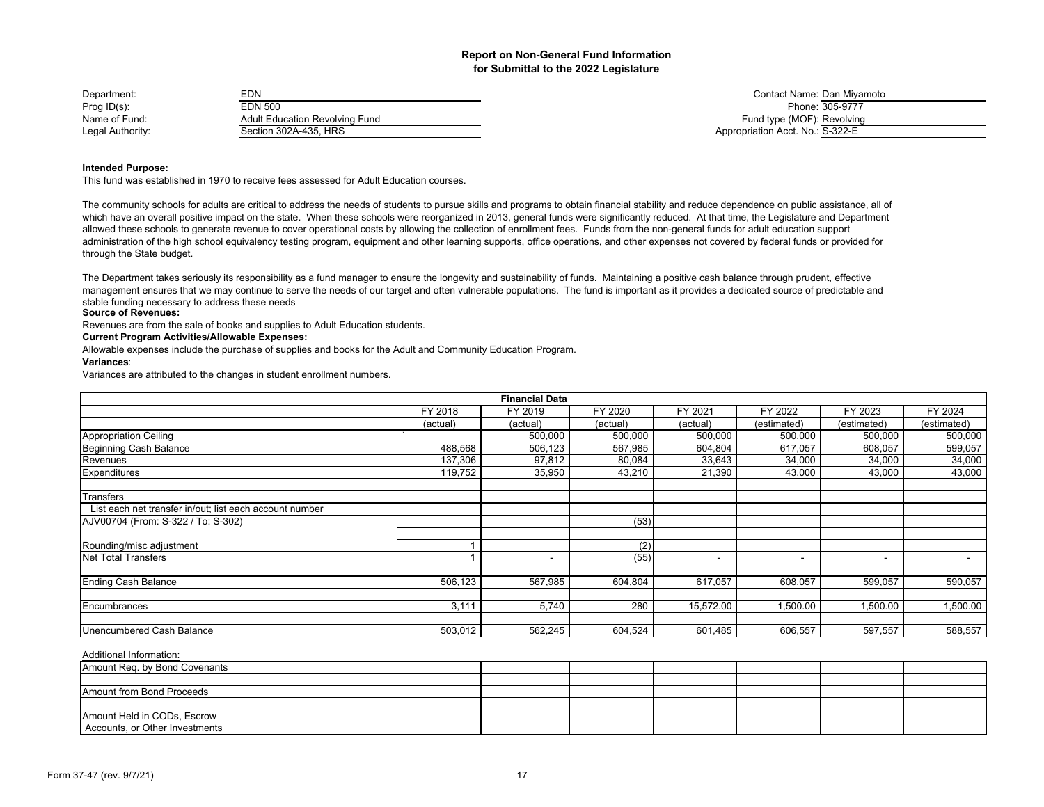# Report on Non-General Fund Information
## for Submittal to the 2022 Legislature

| | | | |
|---|---|---|---|
| Department: | EDN | Contact Name: | Dan Miyamoto |
| Prog ID(s): | EDN 500 | Phone: | 305-9777 |
| Name of Fund: | Adult Education Revolving Fund | Fund type (MOF): | Revolving |
| Legal Authority: | Section 302A-435, HRS | Appropriation Acct. No.: | S-322-E |

**Intended Purpose:**

This fund was established in 1970 to receive fees assessed for Adult Education courses.

The community schools for adults are critical to address the needs of students to pursue skills and programs to obtain financial stability and reduce dependence on public assistance, all of which have an overall positive impact on the state. When these schools were reorganized in 2013, general funds were significantly reduced. At that time, the Legislature and Department allowed these schools to generate revenue to cover operational costs by allowing the collection of enrollment fees. Funds from the non-general funds for adult education support administration of the high school equivalency testing program, equipment and other learning supports, office operations, and other expenses not covered by federal funds or provided for through the State budget.

The Department takes seriously its responsibility as a fund manager to ensure the longevity and sustainability of funds. Maintaining a positive cash balance through prudent, effective management ensures that we may continue to serve the needs of our target and often vulnerable populations. The fund is important as it provides a dedicated source of predictable and stable funding necessary to address these needs

**Source of Revenues:**

Revenues are from the sale of books and supplies to Adult Education students.

**Current Program Activities/Allowable Expenses:**

Allowable expenses include the purchase of supplies and books for the Adult and Community Education Program.

**Variances**:

Variances are attributed to the changes in student enrollment numbers.

| Financial Data | FY 2018 (actual) | FY 2019 (actual) | FY 2020 (actual) | FY 2021 (actual) | FY 2022 (estimated) | FY 2023 (estimated) | FY 2024 (estimated) |
|---|---|---|---|---|---|---|---|
| Appropriation Ceiling | ` | 500,000 | 500,000 | 500,000 | 500,000 | 500,000 | 500,000 |
| Beginning Cash Balance | 488,568 | 506,123 | 567,985 | 604,804 | 617,057 | 608,057 | 599,057 |
| Revenues | 137,306 | 97,812 | 80,084 | 33,643 | 34,000 | 34,000 | 34,000 |
| Expenditures | 119,752 | 35,950 | 43,210 | 21,390 | 43,000 | 43,000 | 43,000 |
| | | | | | | | |
| Transfers | | | | | | | |
| List each net transfer in/out; list each account number | | | | | | | |
| AJV00704 (From: S-322 / To: S-302) | | | (53) | | | | |
| | | | | | | | |
| Rounding/misc adjustment | 1 | | (2) | | | | |
| Net Total Transfers | 1 | - | (55) | - | - | - | - |
| | | | | | | | |
| Ending Cash Balance | 506,123 | 567,985 | 604,804 | 617,057 | 608,057 | 599,057 | 590,057 |
| | | | | | | | |
| Encumbrances | 3,111 | 5,740 | 280 | 15,572.00 | 1,500.00 | 1,500.00 | 1,500.00 |
| | | | | | | | |
| Unencumbered Cash Balance | 503,012 | 562,245 | 604,524 | 601,485 | 606,557 | 597,557 | 588,557 |

Additional Information:

| | | | | | | | |
|---|---|---|---|---|---|---|---|
| Amount Req. by Bond Covenants | | | | | | | |
| Amount from Bond Proceeds | | | | | | | |
| Amount Held in CODs, Escrow Accounts, or Other Investments | | | | | | | |

Form 37-47 (rev. 9/7/21)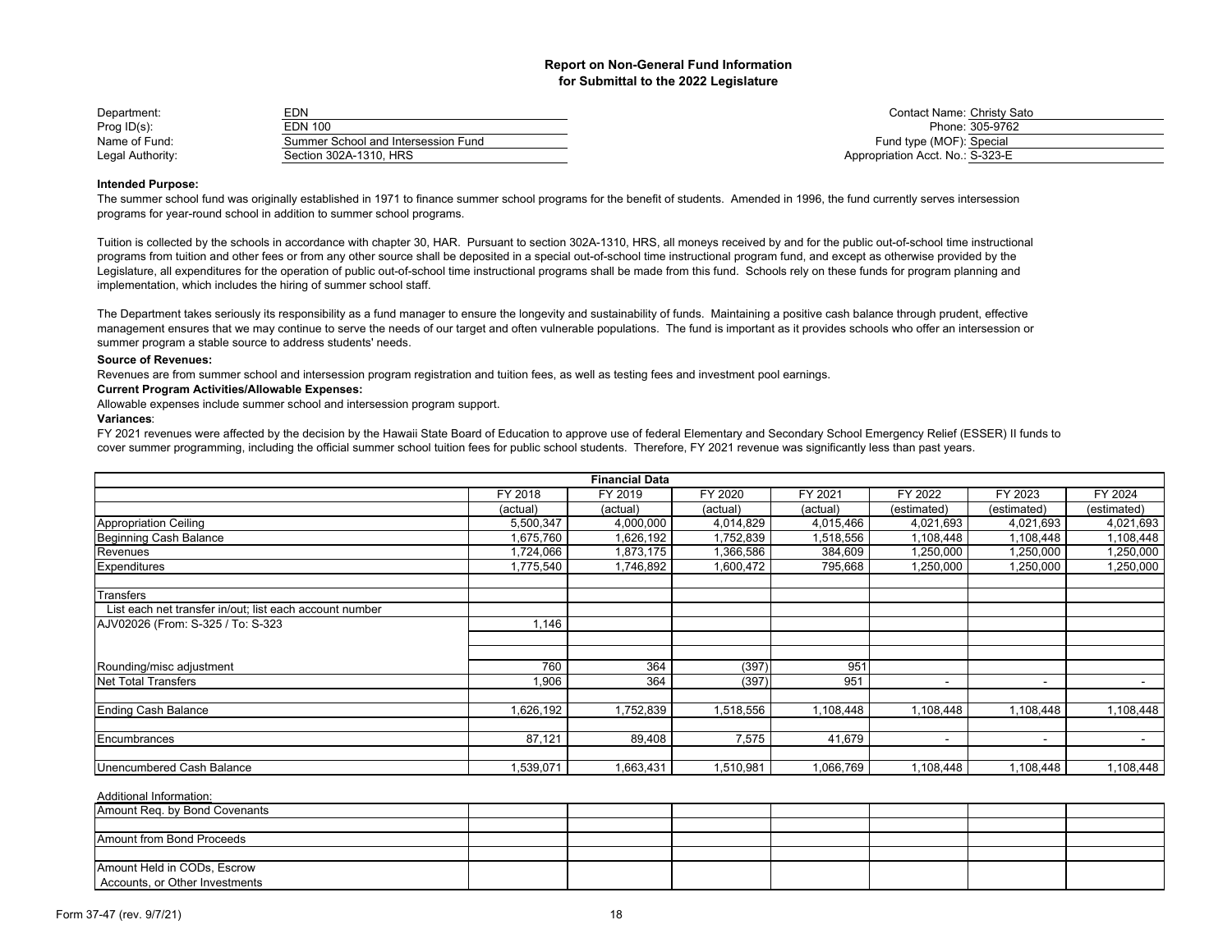# Report on Non-General Fund Information
## for Submittal to the 2022 Legislature

| | | | |
|---|---|---|---|
| Department: | EDN | Contact Name: | Christy Sato |
| Prog ID(s): | EDN 100 | Phone: | 305-9762 |
| Name of Fund: | Summer School and Intersession Fund | Fund type (MOF): | Special |
| Legal Authority: | Section 302A-1310, HRS | Appropriation Acct. No.: | S-323-E |

**Intended Purpose:**

The summer school fund was originally established in 1971 to finance summer school programs for the benefit of students. Amended in 1996, the fund currently serves intersession programs for year-round school in addition to summer school programs.

Tuition is collected by the schools in accordance with chapter 30, HAR. Pursuant to section 302A-1310, HRS, all moneys received by and for the public out-of-school time instructional programs from tuition and other fees or from any other source shall be deposited in a special out-of-school time instructional program fund, and except as otherwise provided by the Legislature, all expenditures for the operation of public out-of-school time instructional programs shall be made from this fund. Schools rely on these funds for program planning and implementation, which includes the hiring of summer school staff.

The Department takes seriously its responsibility as a fund manager to ensure the longevity and sustainability of funds. Maintaining a positive cash balance through prudent, effective management ensures that we may continue to serve the needs of our target and often vulnerable populations. The fund is important as it provides schools who offer an intersession or summer program a stable source to address students' needs.

**Source of Revenues:**

Revenues are from summer school and intersession program registration and tuition fees, as well as testing fees and investment pool earnings.

**Current Program Activities/Allowable Expenses:**

Allowable expenses include summer school and intersession program support.

**Variances**:

FY 2021 revenues were affected by the decision by the Hawaii State Board of Education to approve use of federal Elementary and Secondary School Emergency Relief (ESSER) II funds to cover summer programming, including the official summer school tuition fees for public school students. Therefore, FY 2021 revenue was significantly less than past years.

**Financial Data**

| | FY 2018 (actual) | FY 2019 (actual) | FY 2020 (actual) | FY 2021 (actual) | FY 2022 (estimated) | FY 2023 (estimated) | FY 2024 (estimated) |
|---|---|---|---|---|---|---|---|
| Appropriation Ceiling | 5,500,347 | 4,000,000 | 4,014,829 | 4,015,466 | 4,021,693 | 4,021,693 | 4,021,693 |
| Beginning Cash Balance | 1,675,760 | 1,626,192 | 1,752,839 | 1,518,556 | 1,108,448 | 1,108,448 | 1,108,448 |
| Revenues | 1,724,066 | 1,873,175 | 1,366,586 | 384,609 | 1,250,000 | 1,250,000 | 1,250,000 |
| Expenditures | 1,775,540 | 1,746,892 | 1,600,472 | 795,668 | 1,250,000 | 1,250,000 | 1,250,000 |
| | | | | | | | |
| Transfers | | | | | | | |
| List each net transfer in/out; list each account number | | | | | | | |
| AJV02026 (From: S-325 / To: S-323 | 1,146 | | | | | | |
| | | | | | | | |
| | | | | | | | |
| Rounding/misc adjustment | 760 | 364 | (397) | 951 | | | |
| Net Total Transfers | 1,906 | 364 | (397) | 951 | - | - | - |
| | | | | | | | |
| Ending Cash Balance | 1,626,192 | 1,752,839 | 1,518,556 | 1,108,448 | 1,108,448 | 1,108,448 | 1,108,448 |
| | | | | | | | |
| Encumbrances | 87,121 | 89,408 | 7,575 | 41,679 | - | - | - |
| | | | | | | | |
| Unencumbered Cash Balance | 1,539,071 | 1,663,431 | 1,510,981 | 1,066,769 | 1,108,448 | 1,108,448 | 1,108,448 |

Additional Information:

| | | | | | | | |
|---|---|---|---|---|---|---|---|
| Amount Req. by Bond Covenants | | | | | | | |
| | | | | | | | |
| Amount from Bond Proceeds | | | | | | | |
| | | | | | | | |
| Amount Held in CODs, Escrow Accounts, or Other Investments | | | | | | | |

Form 37-47 (rev. 9/7/21)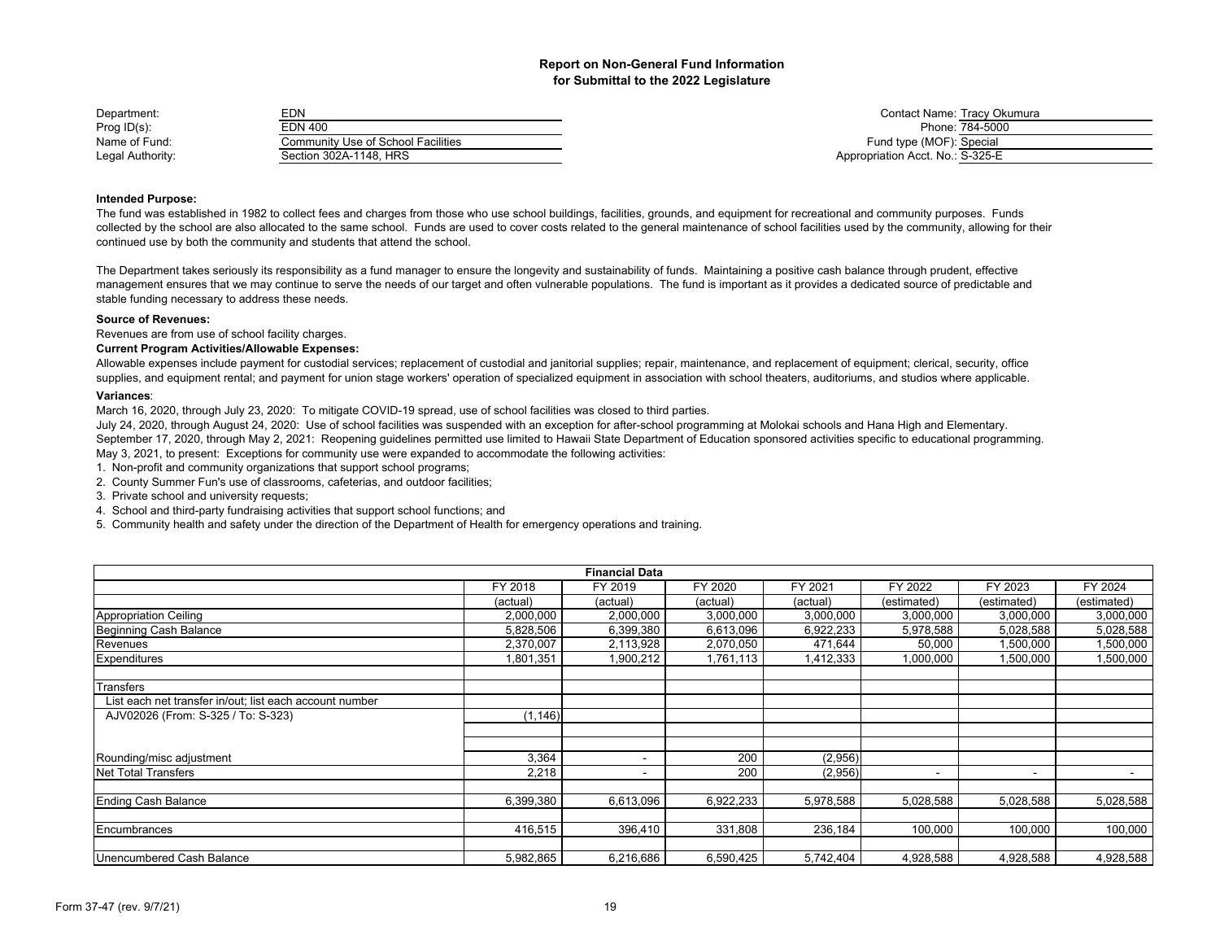# Report on Non-General Fund Information
## for Submittal to the 2022 Legislature

| | | | |
|---|---|---|---|
| Department: | EDN | Contact Name: | Tracy Okumura |
| Prog ID(s): | EDN 400 | Phone: | 784-5000 |
| Name of Fund: | Community Use of School Facilities | Fund type (MOF): | Special |
| Legal Authority: | Section 302A-1148, HRS | Appropriation Acct. No.: | S-325-E |

**Intended Purpose:**

The fund was established in 1982 to collect fees and charges from those who use school buildings, facilities, grounds, and equipment for recreational and community purposes. Funds collected by the school are also allocated to the same school. Funds are used to cover costs related to the general maintenance of school facilities used by the community, allowing for their continued use by both the community and students that attend the school.

The Department takes seriously its responsibility as a fund manager to ensure the longevity and sustainability of funds. Maintaining a positive cash balance through prudent, effective management ensures that we may continue to serve the needs of our target and often vulnerable populations. The fund is important as it provides a dedicated source of predictable and stable funding necessary to address these needs.

**Source of Revenues:**

Revenues are from use of school facility charges.

**Current Program Activities/Allowable Expenses:**

Allowable expenses include payment for custodial services; replacement of custodial and janitorial supplies; repair, maintenance, and replacement of equipment; clerical, security, office supplies, and equipment rental; and payment for union stage workers' operation of specialized equipment in association with school theaters, auditoriums, and studios where applicable.

**Variances**:

March 16, 2020, through July 23, 2020: To mitigate COVID-19 spread, use of school facilities was closed to third parties.
July 24, 2020, through August 24, 2020: Use of school facilities was suspended with an exception for after-school programming at Molokai schools and Hana High and Elementary.
September 17, 2020, through May 2, 2021: Reopening guidelines permitted use limited to Hawaii State Department of Education sponsored activities specific to educational programming.
May 3, 2021, to present: Exceptions for community use were expanded to accommodate the following activities:

1. Non-profit and community organizations that support school programs;
2. County Summer Fun's use of classrooms, cafeterias, and outdoor facilities;
3. Private school and university requests;
4. School and third-party fundraising activities that support school functions; and
5. Community health and safety under the direction of the Department of Health for emergency operations and training.

| Financial Data | | | | | | | |
|---|---|---|---|---|---|---|---|
| | FY 2018 | FY 2019 | FY 2020 | FY 2021 | FY 2022 | FY 2023 | FY 2024 |
| | (actual) | (actual) | (actual) | (actual) | (estimated) | (estimated) | (estimated) |
| Appropriation Ceiling | 2,000,000 | 2,000,000 | 3,000,000 | 3,000,000 | 3,000,000 | 3,000,000 | 3,000,000 |
| Beginning Cash Balance | 5,828,506 | 6,399,380 | 6,613,096 | 6,922,233 | 5,978,588 | 5,028,588 | 5,028,588 |
| Revenues | 2,370,007 | 2,113,928 | 2,070,050 | 471,644 | 50,000 | 1,500,000 | 1,500,000 |
| Expenditures | 1,801,351 | 1,900,212 | 1,761,113 | 1,412,333 | 1,000,000 | 1,500,000 | 1,500,000 |
| | | | | | | | |
| Transfers | | | | | | | |
| List each net transfer in/out; list each account number | | | | | | | |
| AJV02026 (From: S-325 / To: S-323) | (1,146) | | | | | | |
| | | | | | | | |
| Rounding/misc adjustment | 3,364 | - | 200 | (2,956) | | | |
| Net Total Transfers | 2,218 | - | 200 | (2,956) | - | - | - |
| | | | | | | | |
| Ending Cash Balance | 6,399,380 | 6,613,096 | 6,922,233 | 5,978,588 | 5,028,588 | 5,028,588 | 5,028,588 |
| | | | | | | | |
| Encumbrances | 416,515 | 396,410 | 331,808 | 236,184 | 100,000 | 100,000 | 100,000 |
| | | | | | | | |
| Unencumbered Cash Balance | 5,982,865 | 6,216,686 | 6,590,425 | 5,742,404 | 4,928,588 | 4,928,588 | 4,928,588 |

Form 37-47 (rev. 9/7/21)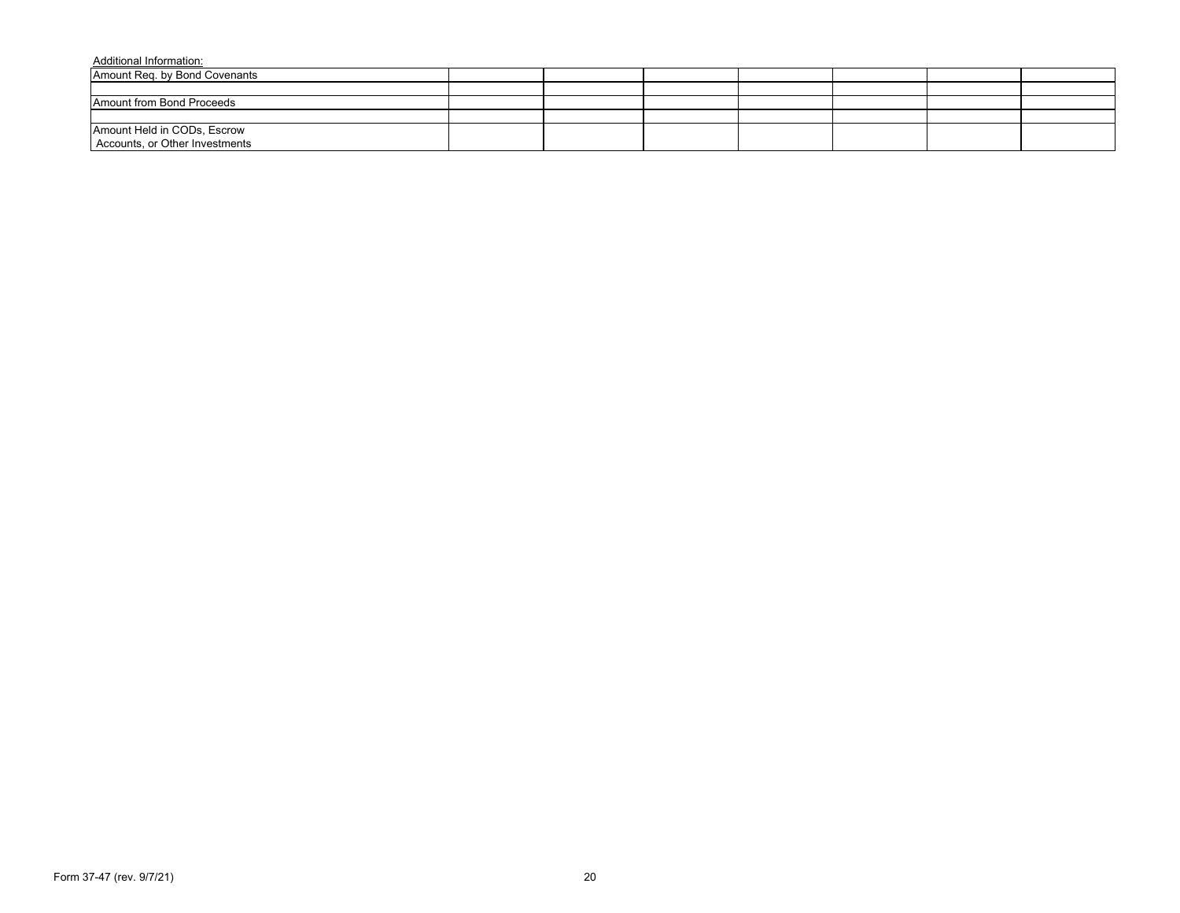Additional Information:

| | | | | | | | |
|---|---|---|---|---|---|---|---|
| Amount Req. by Bond Covenants | | | | | | | |
| | | | | | | | |
| Amount from Bond Proceeds | | | | | | | |
| | | | | | | | |
| Amount Held in CODs, Escrow Accounts, or Other Investments | | | | | | | |

Form 37-47 (rev. 9/7/21)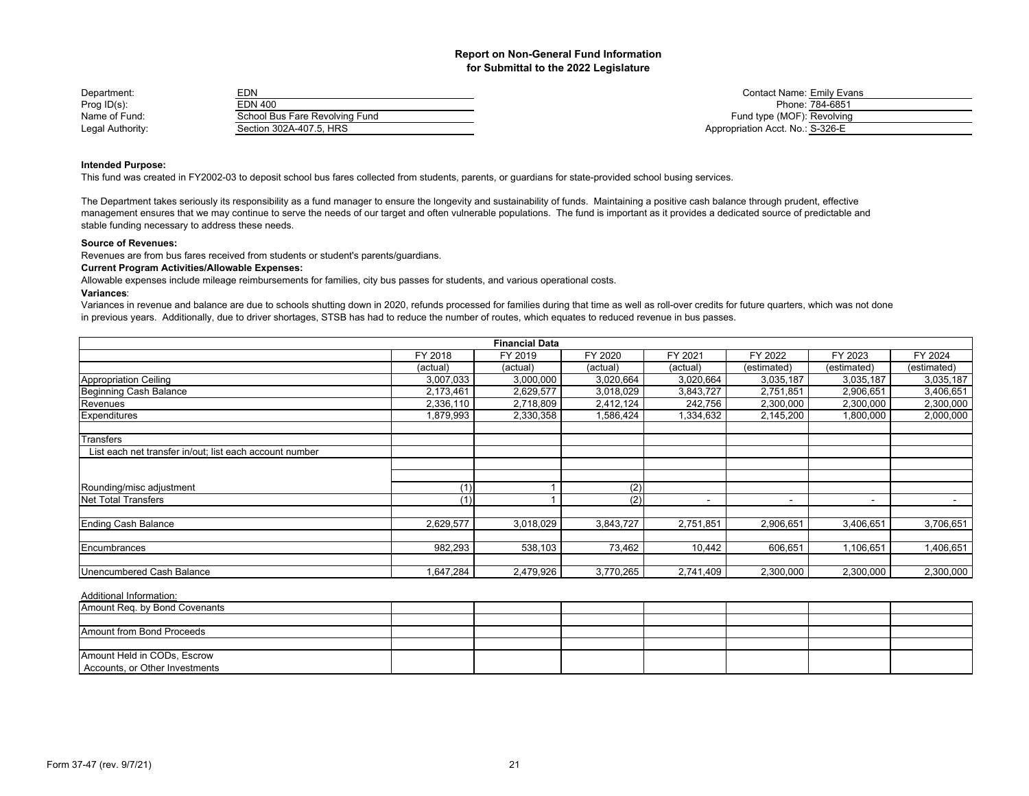# Report on Non-General Fund Information for Submittal to the 2022 Legislature

| | | | |
|---|---|---|---|
| Department: | EDN | Contact Name: | Emily Evans |
| Prog ID(s): | EDN 400 | Phone: | 784-6851 |
| Name of Fund: | School Bus Fare Revolving Fund | Fund type (MOF): | Revolving |
| Legal Authority: | Section 302A-407.5, HRS | Appropriation Acct. No.: | S-326-E |

**Intended Purpose:**

This fund was created in FY2002-03 to deposit school bus fares collected from students, parents, or guardians for state-provided school busing services.

The Department takes seriously its responsibility as a fund manager to ensure the longevity and sustainability of funds. Maintaining a positive cash balance through prudent, effective management ensures that we may continue to serve the needs of our target and often vulnerable populations. The fund is important as it provides a dedicated source of predictable and stable funding necessary to address these needs.

**Source of Revenues:**

Revenues are from bus fares received from students or student's parents/guardians.

**Current Program Activities/Allowable Expenses:**

Allowable expenses include mileage reimbursements for families, city bus passes for students, and various operational costs.

**Variances**:

Variances in revenue and balance are due to schools shutting down in 2020, refunds processed for families during that time as well as roll-over credits for future quarters, which was not done in previous years. Additionally, due to driver shortages, STSB has had to reduce the number of routes, which equates to reduced revenue in bus passes.

| Financial Data | | | | | | | |
|---|---|---|---|---|---|---|---|
| | FY 2018 | FY 2019 | FY 2020 | FY 2021 | FY 2022 | FY 2023 | FY 2024 |
| | (actual) | (actual) | (actual) | (actual) | (estimated) | (estimated) | (estimated) |
| Appropriation Ceiling | 3,007,033 | 3,000,000 | 3,020,664 | 3,020,664 | 3,035,187 | 3,035,187 | 3,035,187 |
| Beginning Cash Balance | 2,173,461 | 2,629,577 | 3,018,029 | 3,843,727 | 2,751,851 | 2,906,651 | 3,406,651 |
| Revenues | 2,336,110 | 2,718,809 | 2,412,124 | 242,756 | 2,300,000 | 2,300,000 | 2,300,000 |
| Expenditures | 1,879,993 | 2,330,358 | 1,586,424 | 1,334,632 | 2,145,200 | 1,800,000 | 2,000,000 |
| | | | | | | | |
| Transfers | | | | | | | |
| List each net transfer in/out; list each account number | | | | | | | |
| | | | | | | | |
| | | | | | | | |
| Rounding/misc adjustment | (1) | 1 | (2) | | | | |
| Net Total Transfers | (1) | 1 | (2) | - | - | - | - |
| | | | | | | | |
| Ending Cash Balance | 2,629,577 | 3,018,029 | 3,843,727 | 2,751,851 | 2,906,651 | 3,406,651 | 3,706,651 |
| | | | | | | | |
| Encumbrances | 982,293 | 538,103 | 73,462 | 10,442 | 606,651 | 1,106,651 | 1,406,651 |
| | | | | | | | |
| Unencumbered Cash Balance | 1,647,284 | 2,479,926 | 3,770,265 | 2,741,409 | 2,300,000 | 2,300,000 | 2,300,000 |

Additional Information:

| | | | | | | | |
|---|---|---|---|---|---|---|---|
| Amount Req. by Bond Covenants | | | | | | | |
| | | | | | | | |
| Amount from Bond Proceeds | | | | | | | |
| | | | | | | | |
| Amount Held in CODs, Escrow Accounts, or Other Investments | | | | | | | |

Form 37-47 (rev. 9/7/21)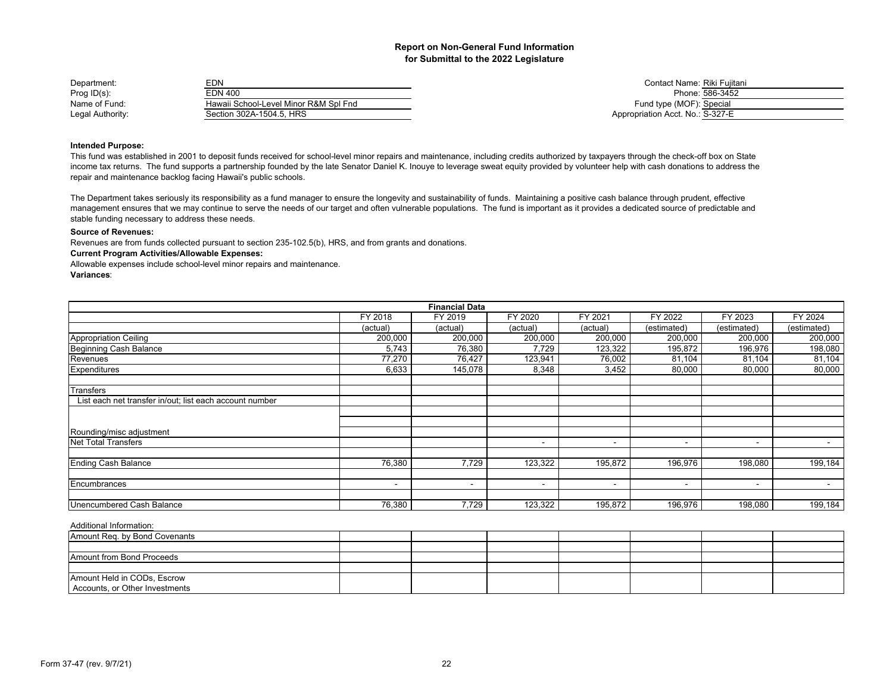## Report on Non-General Fund Information for Submittal to the 2022 Legislature

| | | | |
|---|---|---|---|
| Department: | EDN | Contact Name: | Riki Fujitani |
| Prog ID(s): | EDN 400 | Phone: | 586-3452 |
| Name of Fund: | Hawaii School-Level Minor R&M Spl Fnd | Fund type (MOF): | Special |
| Legal Authority: | Section 302A-1504.5, HRS | Appropriation Acct. No.: | S-327-E |

**Intended Purpose:**

This fund was established in 2001 to deposit funds received for school-level minor repairs and maintenance, including credits authorized by taxpayers through the check-off box on State income tax returns. The fund supports a partnership founded by the late Senator Daniel K. Inouye to leverage sweat equity provided by volunteer help with cash donations to address the repair and maintenance backlog facing Hawaii's public schools.

The Department takes seriously its responsibility as a fund manager to ensure the longevity and sustainability of funds. Maintaining a positive cash balance through prudent, effective management ensures that we may continue to serve the needs of our target and often vulnerable populations. The fund is important as it provides a dedicated source of predictable and stable funding necessary to address these needs.

**Source of Revenues:**

Revenues are from funds collected pursuant to section 235-102.5(b), HRS, and from grants and donations.

**Current Program Activities/Allowable Expenses:**

Allowable expenses include school-level minor repairs and maintenance.

**Variances**:

| Financial Data | FY 2018 | FY 2019 | FY 2020 | FY 2021 | FY 2022 | FY 2023 | FY 2024 |
|---|---|---|---|---|---|---|---|
| | (actual) | (actual) | (actual) | (actual) | (estimated) | (estimated) | (estimated) |
| Appropriation Ceiling | 200,000 | 200,000 | 200,000 | 200,000 | 200,000 | 200,000 | 200,000 |
| Beginning Cash Balance | 5,743 | 76,380 | 7,729 | 123,322 | 195,872 | 196,976 | 198,080 |
| Revenues | 77,270 | 76,427 | 123,941 | 76,002 | 81,104 | 81,104 | 81,104 |
| Expenditures | 6,633 | 145,078 | 8,348 | 3,452 | 80,000 | 80,000 | 80,000 |
| | | | | | | | |
| Transfers | | | | | | | |
| List each net transfer in/out; list each account number | | | | | | | |
| | | | | | | | |
| | | | | | | | |
| Rounding/misc adjustment | | | | | | | |
| Net Total Transfers | | | - | - | - | - | - |
| | | | | | | | |
| Ending Cash Balance | 76,380 | 7,729 | 123,322 | 195,872 | 196,976 | 198,080 | 199,184 |
| | | | | | | | |
| Encumbrances | - | - | - | - | - | - | - |
| | | | | | | | |
| Unencumbered Cash Balance | 76,380 | 7,729 | 123,322 | 195,872 | 196,976 | 198,080 | 199,184 |

Additional Information:

| | | | | | | | |
|---|---|---|---|---|---|---|---|
| Amount Req. by Bond Covenants | | | | | | | |
| | | | | | | | |
| Amount from Bond Proceeds | | | | | | | |
| | | | | | | | |
| Amount Held in CODs, Escrow Accounts, or Other Investments | | | | | | | |

Form 37-47 (rev. 9/7/21)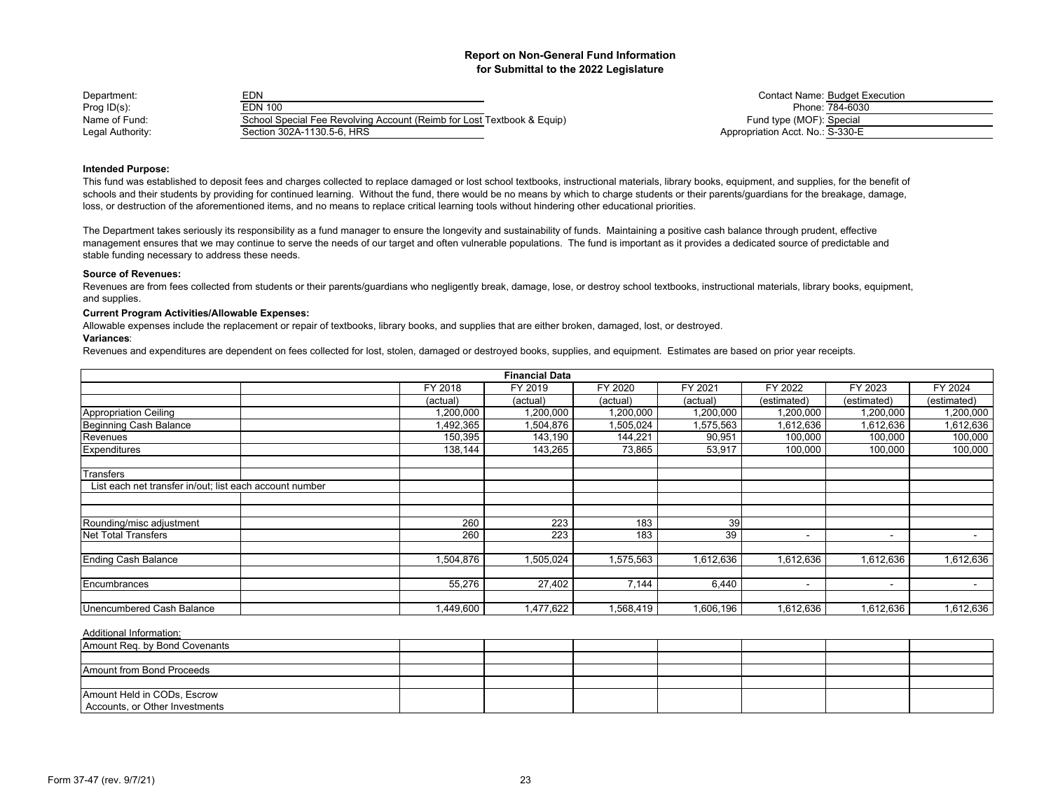# Report on Non-General Fund Information for Submittal to the 2022 Legislature

| | | | |
|---|---|---|---|
| Department: | EDN | Contact Name: | Budget Execution |
| Prog ID(s): | EDN 100 | Phone: | 784-6030 |
| Name of Fund: | School Special Fee Revolving Account (Reimb for Lost Textbook & Equip) | Fund type (MOF): | Special |
| Legal Authority: | Section 302A-1130.5-6, HRS | Appropriation Acct. No.: | S-330-E |

**Intended Purpose:**

This fund was established to deposit fees and charges collected to replace damaged or lost school textbooks, instructional materials, library books, equipment, and supplies, for the benefit of schools and their students by providing for continued learning. Without the fund, there would be no means by which to charge students or their parents/guardians for the breakage, damage, loss, or destruction of the aforementioned items, and no means to replace critical learning tools without hindering other educational priorities.

The Department takes seriously its responsibility as a fund manager to ensure the longevity and sustainability of funds. Maintaining a positive cash balance through prudent, effective management ensures that we may continue to serve the needs of our target and often vulnerable populations. The fund is important as it provides a dedicated source of predictable and stable funding necessary to address these needs.

**Source of Revenues:**

Revenues are from fees collected from students or their parents/guardians who negligently break, damage, lose, or destroy school textbooks, instructional materials, library books, equipment, and supplies.

**Current Program Activities/Allowable Expenses:**

Allowable expenses include the replacement or repair of textbooks, library books, and supplies that are either broken, damaged, lost, or destroyed.

**Variances**:

Revenues and expenditures are dependent on fees collected for lost, stolen, damaged or destroyed books, supplies, and equipment. Estimates are based on prior year receipts.

| Financial Data | | FY 2018 | FY 2019 | FY 2020 | FY 2021 | FY 2022 | FY 2023 | FY 2024 |
|---|---|---|---|---|---|---|---|---|
| | | (actual) | (actual) | (actual) | (actual) | (estimated) | (estimated) | (estimated) |
| Appropriation Ceiling | | 1,200,000 | 1,200,000 | 1,200,000 | 1,200,000 | 1,200,000 | 1,200,000 | 1,200,000 |
| Beginning Cash Balance | | 1,492,365 | 1,504,876 | 1,505,024 | 1,575,563 | 1,612,636 | 1,612,636 | 1,612,636 |
| Revenues | | 150,395 | 143,190 | 144,221 | 90,951 | 100,000 | 100,000 | 100,000 |
| Expenditures | | 138,144 | 143,265 | 73,865 | 53,917 | 100,000 | 100,000 | 100,000 |
| | | | | | | | | |
| Transfers | | | | | | | | |
| List each net transfer in/out; list each account number | | | | | | | | |
| | | | | | | | | |
| | | | | | | | | |
| Rounding/misc adjustment | | 260 | 223 | 183 | 39 | | | |
| Net Total Transfers | | 260 | 223 | 183 | 39 | - | - | - |
| | | | | | | | | |
| Ending Cash Balance | | 1,504,876 | 1,505,024 | 1,575,563 | 1,612,636 | 1,612,636 | 1,612,636 | 1,612,636 |
| | | | | | | | | |
| Encumbrances | | 55,276 | 27,402 | 7,144 | 6,440 | - | - | - |
| | | | | | | | | |
| Unencumbered Cash Balance | | 1,449,600 | 1,477,622 | 1,568,419 | 1,606,196 | 1,612,636 | 1,612,636 | 1,612,636 |

Additional Information:

| | | | | | | | |
|---|---|---|---|---|---|---|---|
| Amount Req. by Bond Covenants | | | | | | | |
| | | | | | | | |
| Amount from Bond Proceeds | | | | | | | |
| | | | | | | | |
| Amount Held in CODs, Escrow Accounts, or Other Investments | | | | | | | |

Form 37-47 (rev. 9/7/21)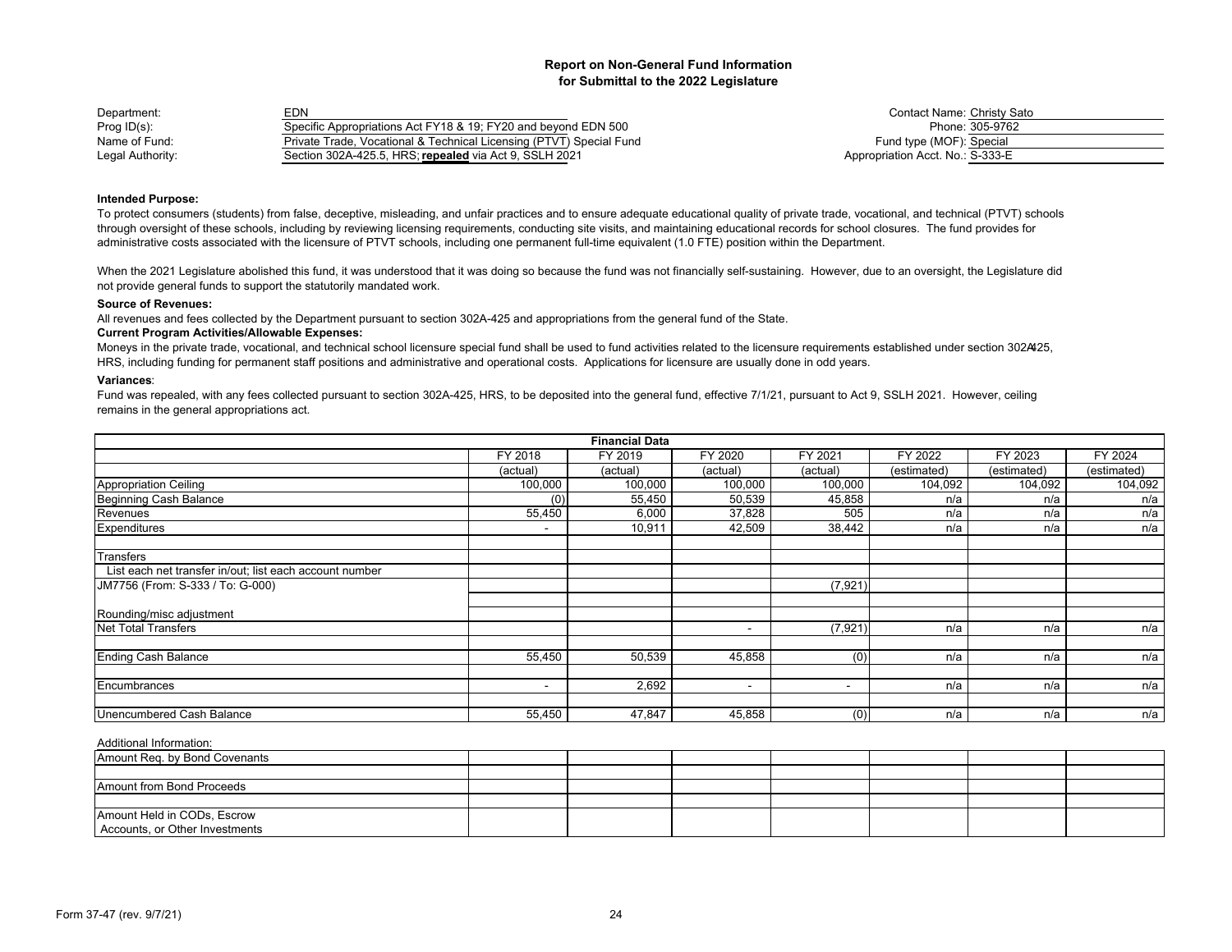## Report on Non-General Fund Information
## for Submittal to the 2022 Legislature

| | | | |
|---|---|---|---|
| Department: | EDN | Contact Name: | Christy Sato |
| Prog ID(s): | Specific Appropriations Act FY18 & 19; FY20 and beyond EDN 500 | Phone: | 305-9762 |
| Name of Fund: | Private Trade, Vocational & Technical Licensing (PTVT) Special Fund | Fund type (MOF): | Special |
| Legal Authority: | Section 302A-425.5, HRS; **repealed** via Act 9, SSLH 2021 | Appropriation Acct. No.: | S-333-E |

**Intended Purpose:**

To protect consumers (students) from false, deceptive, misleading, and unfair practices and to ensure adequate educational quality of private trade, vocational, and technical (PTVT) schools through oversight of these schools, including by reviewing licensing requirements, conducting site visits, and maintaining educational records for school closures. The fund provides for administrative costs associated with the licensure of PTVT schools, including one permanent full-time equivalent (1.0 FTE) position within the Department.

When the 2021 Legislature abolished this fund, it was understood that it was doing so because the fund was not financially self-sustaining. However, due to an oversight, the Legislature did not provide general funds to support the statutorily mandated work.

**Source of Revenues:**

All revenues and fees collected by the Department pursuant to section 302A-425 and appropriations from the general fund of the State.

**Current Program Activities/Allowable Expenses:**

Moneys in the private trade, vocational, and technical school licensure special fund shall be used to fund activities related to the licensure requirements established under section 302A-425, HRS, including funding for permanent staff positions and administrative and operational costs. Applications for licensure are usually done in odd years.

**Variances**:

Fund was repealed, with any fees collected pursuant to section 302A-425, HRS, to be deposited into the general fund, effective 7/1/21, pursuant to Act 9, SSLH 2021. However, ceiling remains in the general appropriations act.

**Financial Data**

| | FY 2018 (actual) | FY 2019 (actual) | FY 2020 (actual) | FY 2021 (actual) | FY 2022 (estimated) | FY 2023 (estimated) | FY 2024 (estimated) |
|---|---|---|---|---|---|---|---|
| Appropriation Ceiling | 100,000 | 100,000 | 100,000 | 100,000 | 104,092 | 104,092 | 104,092 |
| Beginning Cash Balance | (0) | 55,450 | 50,539 | 45,858 | n/a | n/a | n/a |
| Revenues | 55,450 | 6,000 | 37,828 | 505 | n/a | n/a | n/a |
| Expenditures | - | 10,911 | 42,509 | 38,442 | n/a | n/a | n/a |
| | | | | | | | |
| Transfers | | | | | | | |
| List each net transfer in/out; list each account number | | | | | | | |
| JM7756 (From: S-333 / To: G-000) | | | | (7,921) | | | |
| | | | | | | | |
| Rounding/misc adjustment | | | | | | | |
| Net Total Transfers | | | - | (7,921) | n/a | n/a | n/a |
| | | | | | | | |
| Ending Cash Balance | 55,450 | 50,539 | 45,858 | (0) | n/a | n/a | n/a |
| | | | | | | | |
| Encumbrances | - | 2,692 | - | - | n/a | n/a | n/a |
| | | | | | | | |
| Unencumbered Cash Balance | 55,450 | 47,847 | 45,858 | (0) | n/a | n/a | n/a |

Additional Information:

| | | | | | | | |
|---|---|---|---|---|---|---|---|
| Amount Req. by Bond Covenants | | | | | | | |
| | | | | | | | |
| Amount from Bond Proceeds | | | | | | | |
| | | | | | | | |
| Amount Held in CODs, Escrow Accounts, or Other Investments | | | | | | | |

Form 37-47 (rev. 9/7/21)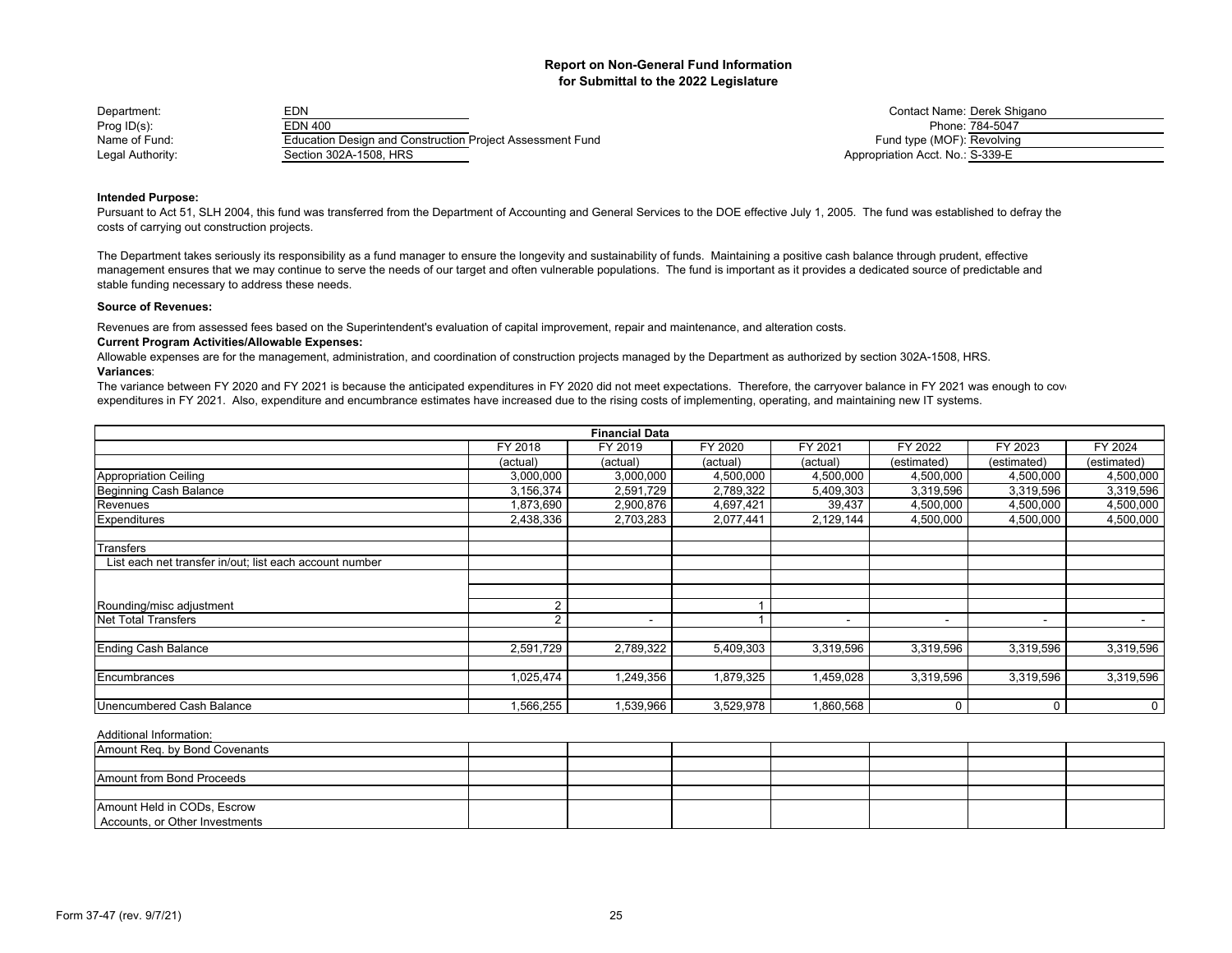# Report on Non-General Fund Information
## for Submittal to the 2022 Legislature

| | | | |
|---|---|---|---|
| Department: | EDN | Contact Name: | Derek Shigano |
| Prog ID(s): | EDN 400 | Phone: | 784-5047 |
| Name of Fund: | Education Design and Construction Project Assessment Fund | Fund type (MOF): | Revolving |
| Legal Authority: | Section 302A-1508, HRS | Appropriation Acct. No.: | S-339-E |

**Intended Purpose:**

Pursuant to Act 51, SLH 2004, this fund was transferred from the Department of Accounting and General Services to the DOE effective July 1, 2005. The fund was established to defray the costs of carrying out construction projects.

The Department takes seriously its responsibility as a fund manager to ensure the longevity and sustainability of funds. Maintaining a positive cash balance through prudent, effective management ensures that we may continue to serve the needs of our target and often vulnerable populations. The fund is important as it provides a dedicated source of predictable and stable funding necessary to address these needs.

**Source of Revenues:**

Revenues are from assessed fees based on the Superintendent's evaluation of capital improvement, repair and maintenance, and alteration costs.

**Current Program Activities/Allowable Expenses:**

Allowable expenses are for the management, administration, and coordination of construction projects managed by the Department as authorized by section 302A-1508, HRS.

**Variances**:

The variance between FY 2020 and FY 2021 is because the anticipated expenditures in FY 2020 did not meet expectations. Therefore, the carryover balance in FY 2021 was enough to cov expenditures in FY 2021. Also, expenditure and encumbrance estimates have increased due to the rising costs of implementing, operating, and maintaining new IT systems.

| Financial Data | FY 2018 (actual) | FY 2019 (actual) | FY 2020 (actual) | FY 2021 (actual) | FY 2022 (estimated) | FY 2023 (estimated) | FY 2024 (estimated) |
|---|---|---|---|---|---|---|---|
| Appropriation Ceiling | 3,000,000 | 3,000,000 | 4,500,000 | 4,500,000 | 4,500,000 | 4,500,000 | 4,500,000 |
| Beginning Cash Balance | 3,156,374 | 2,591,729 | 2,789,322 | 5,409,303 | 3,319,596 | 3,319,596 | 3,319,596 |
| Revenues | 1,873,690 | 2,900,876 | 4,697,421 | 39,437 | 4,500,000 | 4,500,000 | 4,500,000 |
| Expenditures | 2,438,336 | 2,703,283 | 2,077,441 | 2,129,144 | 4,500,000 | 4,500,000 | 4,500,000 |
| Transfers | | | | | | | |
| List each net transfer in/out; list each account number | | | | | | | |
| Rounding/misc adjustment | 2 | | 1 | | | | |
| Net Total Transfers | 2 | - | 1 | - | - | - | - |
| Ending Cash Balance | 2,591,729 | 2,789,322 | 5,409,303 | 3,319,596 | 3,319,596 | 3,319,596 | 3,319,596 |
| Encumbrances | 1,025,474 | 1,249,356 | 1,879,325 | 1,459,028 | 3,319,596 | 3,319,596 | 3,319,596 |
| Unencumbered Cash Balance | 1,566,255 | 1,539,966 | 3,529,978 | 1,860,568 | 0 | 0 | 0 |

Additional Information:

| | | | | | | | |
|---|---|---|---|---|---|---|---|
| Amount Req. by Bond Covenants | | | | | | | |
| Amount from Bond Proceeds | | | | | | | |
| Amount Held in CODs, Escrow Accounts, or Other Investments | | | | | | | |

Form 37-47 (rev. 9/7/21)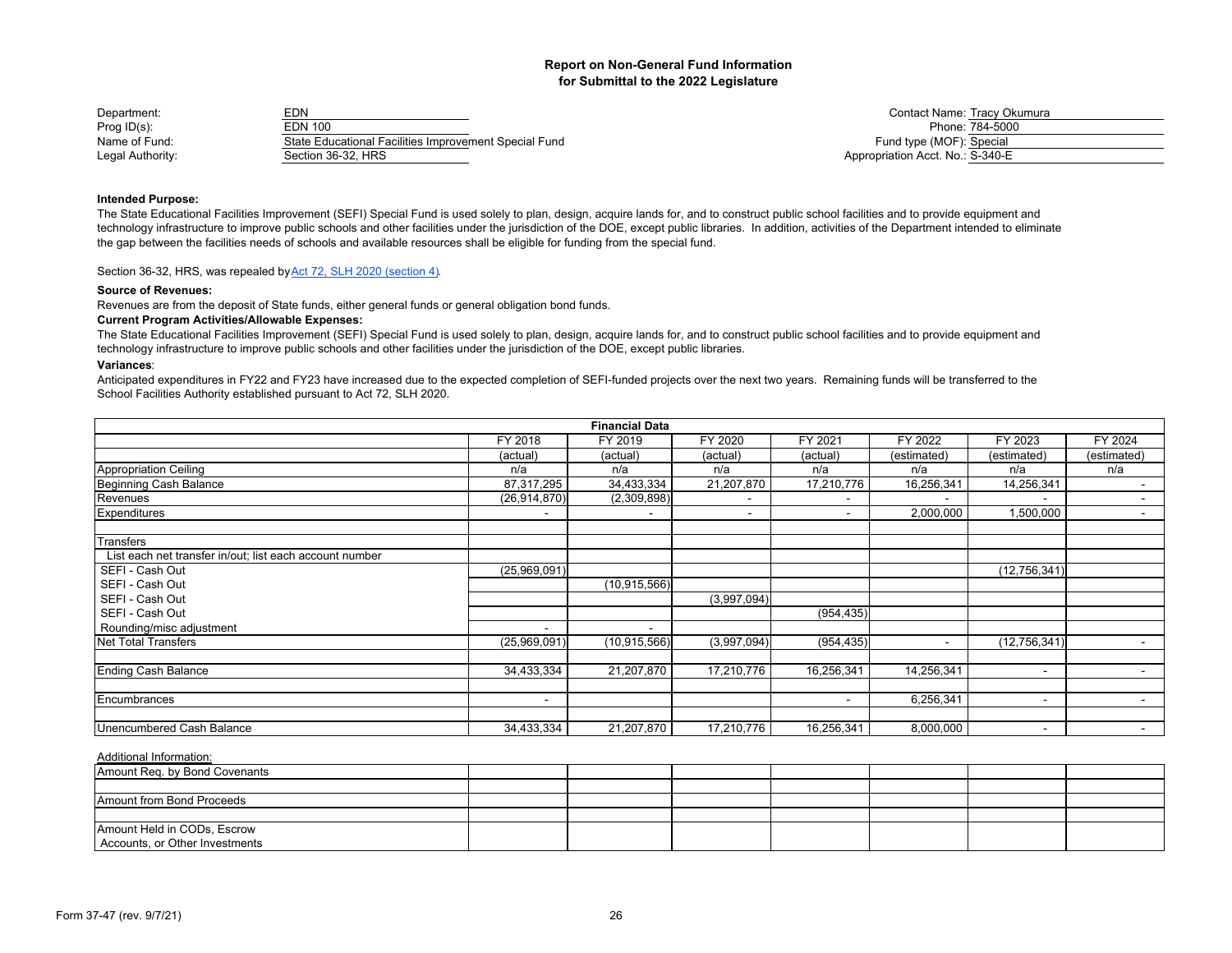## Report on Non-General Fund Information
## for Submittal to the 2022 Legislature

Department: EDN
Prog ID(s): EDN 100
Name of Fund: State Educational Facilities Improvement Special Fund
Legal Authority: Section 36-32, HRS

Contact Name: Tracy Okumura
Phone: 784-5000
Fund type (MOF): Special
Appropriation Acct. No.: S-340-E

**Intended Purpose:**

The State Educational Facilities Improvement (SEFI) Special Fund is used solely to plan, design, acquire lands for, and to construct public school facilities and to provide equipment and technology infrastructure to improve public schools and other facilities under the jurisdiction of the DOE, except public libraries. In addition, activities of the Department intended to eliminate the gap between the facilities needs of schools and available resources shall be eligible for funding from the special fund.

Section 36-32, HRS, was repealed by Act 72, SLH 2020 (section 4).

**Source of Revenues:**

Revenues are from the deposit of State funds, either general funds or general obligation bond funds.

**Current Program Activities/Allowable Expenses:**

The State Educational Facilities Improvement (SEFI) Special Fund is used solely to plan, design, acquire lands for, and to construct public school facilities and to provide equipment and technology infrastructure to improve public schools and other facilities under the jurisdiction of the DOE, except public libraries.

**Variances**:

Anticipated expenditures in FY22 and FY23 have increased due to the expected completion of SEFI-funded projects over the next two years. Remaining funds will be transferred to the School Facilities Authority established pursuant to Act 72, SLH 2020.

| Financial Data | FY 2018 | FY 2019 | FY 2020 | FY 2021 | FY 2022 | FY 2023 | FY 2024 |
|---|---|---|---|---|---|---|---|
| | (actual) | (actual) | (actual) | (actual) | (estimated) | (estimated) | (estimated) |
| Appropriation Ceiling | n/a | n/a | n/a | n/a | n/a | n/a | n/a |
| Beginning Cash Balance | 87,317,295 | 34,433,334 | 21,207,870 | 17,210,776 | 16,256,341 | 14,256,341 | - |
| Revenues | (26,914,870) | (2,309,898) | - | - | - | - | - |
| Expenditures | - | - | - | - | 2,000,000 | 1,500,000 | - |
| | | | | | | | |
| Transfers | | | | | | | |
| List each net transfer in/out; list each account number | | | | | | | |
| SEFI - Cash Out | (25,969,091) | | | | | (12,756,341) | |
| SEFI - Cash Out | | (10,915,566) | | | | | |
| SEFI - Cash Out | | | (3,997,094) | | | | |
| SEFI - Cash Out | | | | (954,435) | | | |
| Rounding/misc adjustment | - | - | | | | | |
| Net Total Transfers | (25,969,091) | (10,915,566) | (3,997,094) | (954,435) | - | (12,756,341) | - |
| | | | | | | | |
| Ending Cash Balance | 34,433,334 | 21,207,870 | 17,210,776 | 16,256,341 | 14,256,341 | - | - |
| | | | | | | | |
| Encumbrances | - | | | - | 6,256,341 | - | - |
| | | | | | | | |
| Unencumbered Cash Balance | 34,433,334 | 21,207,870 | 17,210,776 | 16,256,341 | 8,000,000 | - | - |

Additional Information:

| | | | | | | | |
|---|---|---|---|---|---|---|---|
| Amount Req. by Bond Covenants | | | | | | | |
| | | | | | | | |
| Amount from Bond Proceeds | | | | | | | |
| | | | | | | | |
| Amount Held in CODs, Escrow Accounts, or Other Investments | | | | | | | |

Form 37-47 (rev. 9/7/21)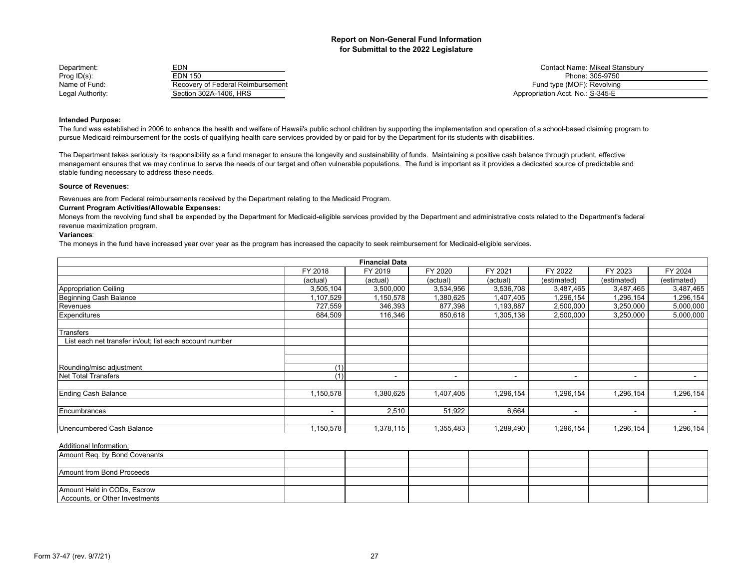# Report on Non-General Fund Information for Submittal to the 2022 Legislature

| | | | |
|---|---|---|---|
| Department: | EDN | Contact Name: | Mikeal Stansbury |
| Prog ID(s): | EDN 150 | Phone: | 305-9750 |
| Name of Fund: | Recovery of Federal Reimbursement | Fund type (MOF): | Revolving |
| Legal Authority: | Section 302A-1406, HRS | Appropriation Acct. No.: | S-345-E |

**Intended Purpose:**

The fund was established in 2006 to enhance the health and welfare of Hawaii's public school children by supporting the implementation and operation of a school-based claiming program to pursue Medicaid reimbursement for the costs of qualifying health care services provided by or paid for by the Department for its students with disabilities.

The Department takes seriously its responsibility as a fund manager to ensure the longevity and sustainability of funds. Maintaining a positive cash balance through prudent, effective management ensures that we may continue to serve the needs of our target and often vulnerable populations. The fund is important as it provides a dedicated source of predictable and stable funding necessary to address these needs.

**Source of Revenues:**

Revenues are from Federal reimbursements received by the Department relating to the Medicaid Program.

**Current Program Activities/Allowable Expenses:**

Moneys from the revolving fund shall be expended by the Department for Medicaid-eligible services provided by the Department and administrative costs related to the Department's federal revenue maximization program.

**Variances**:

The moneys in the fund have increased year over year as the program has increased the capacity to seek reimbursement for Medicaid-eligible services.

| Financial Data | FY 2018 | FY 2019 | FY 2020 | FY 2021 | FY 2022 | FY 2023 | FY 2024 |
|---|---|---|---|---|---|---|---|
| | (actual) | (actual) | (actual) | (actual) | (estimated) | (estimated) | (estimated) |
| Appropriation Ceiling | 3,505,104 | 3,500,000 | 3,534,956 | 3,536,708 | 3,487,465 | 3,487,465 | 3,487,465 |
| Beginning Cash Balance | 1,107,529 | 1,150,578 | 1,380,625 | 1,407,405 | 1,296,154 | 1,296,154 | 1,296,154 |
| Revenues | 727,559 | 346,393 | 877,398 | 1,193,887 | 2,500,000 | 3,250,000 | 5,000,000 |
| Expenditures | 684,509 | 116,346 | 850,618 | 1,305,138 | 2,500,000 | 3,250,000 | 5,000,000 |
| | | | | | | | |
| Transfers | | | | | | | |
| List each net transfer in/out; list each account number | | | | | | | |
| | | | | | | | |
| | | | | | | | |
| Rounding/misc adjustment | (1) | | | | | | |
| Net Total Transfers | (1) | - | - | - | - | - | - |
| | | | | | | | |
| Ending Cash Balance | 1,150,578 | 1,380,625 | 1,407,405 | 1,296,154 | 1,296,154 | 1,296,154 | 1,296,154 |
| | | | | | | | |
| Encumbrances | - | 2,510 | 51,922 | 6,664 | - | - | - |
| | | | | | | | |
| Unencumbered Cash Balance | 1,150,578 | 1,378,115 | 1,355,483 | 1,289,490 | 1,296,154 | 1,296,154 | 1,296,154 |

Additional Information:

| | | | | | | | |
|---|---|---|---|---|---|---|---|
| Amount Req. by Bond Covenants | | | | | | | |
| | | | | | | | |
| Amount from Bond Proceeds | | | | | | | |
| | | | | | | | |
| Amount Held in CODs, Escrow Accounts, or Other Investments | | | | | | | |

Form 37-47 (rev. 9/7/21)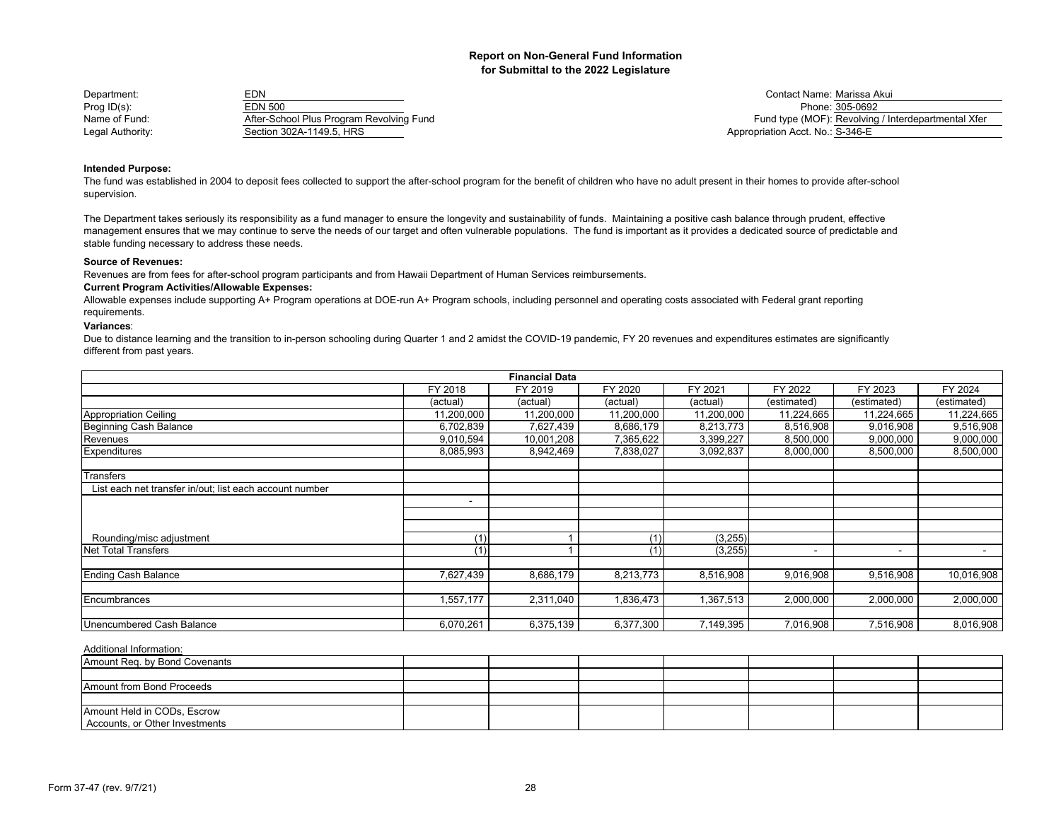## Report on Non-General Fund Information for Submittal to the 2022 Legislature

| | | | |
|---|---|---|---|
| Department: | EDN | Contact Name: | Marissa Akui |
| Prog ID(s): | EDN 500 | Phone: | 305-0692 |
| Name of Fund: | After-School Plus Program Revolving Fund | Fund type (MOF): | Revolving / Interdepartmental Xfer |
| Legal Authority: | Section 302A-1149.5, HRS | Appropriation Acct. No.: | S-346-E |

**Intended Purpose:**

The fund was established in 2004 to deposit fees collected to support the after-school program for the benefit of children who have no adult present in their homes to provide after-school supervision.

The Department takes seriously its responsibility as a fund manager to ensure the longevity and sustainability of funds. Maintaining a positive cash balance through prudent, effective management ensures that we may continue to serve the needs of our target and often vulnerable populations. The fund is important as it provides a dedicated source of predictable and stable funding necessary to address these needs.

**Source of Revenues:**

Revenues are from fees for after-school program participants and from Hawaii Department of Human Services reimbursements.

**Current Program Activities/Allowable Expenses:**

Allowable expenses include supporting A+ Program operations at DOE-run A+ Program schools, including personnel and operating costs associated with Federal grant reporting requirements.

**Variances**:

Due to distance learning and the transition to in-person schooling during Quarter 1 and 2 amidst the COVID-19 pandemic, FY 20 revenues and expenditures estimates are significantly different from past years.

**Financial Data**

| | FY 2018 | FY 2019 | FY 2020 | FY 2021 | FY 2022 | FY 2023 | FY 2024 |
|---|---|---|---|---|---|---|---|
| | (actual) | (actual) | (actual) | (actual) | (estimated) | (estimated) | (estimated) |
| Appropriation Ceiling | 11,200,000 | 11,200,000 | 11,200,000 | 11,200,000 | 11,224,665 | 11,224,665 | 11,224,665 |
| Beginning Cash Balance | 6,702,839 | 7,627,439 | 8,686,179 | 8,213,773 | 8,516,908 | 9,016,908 | 9,516,908 |
| Revenues | 9,010,594 | 10,001,208 | 7,365,622 | 3,399,227 | 8,500,000 | 9,000,000 | 9,000,000 |
| Expenditures | 8,085,993 | 8,942,469 | 7,838,027 | 3,092,837 | 8,000,000 | 8,500,000 | 8,500,000 |
| | | | | | | | |
| Transfers | | | | | | | |
| List each net transfer in/out; list each account number | | | | | | | |
| | - | | | | | | |
| | | | | | | | |
| | | | | | | | |
| Rounding/misc adjustment | (1) | 1 | (1) | (3,255) | | | |
| Net Total Transfers | (1) | 1 | (1) | (3,255) | - | - | - |
| | | | | | | | |
| Ending Cash Balance | 7,627,439 | 8,686,179 | 8,213,773 | 8,516,908 | 9,016,908 | 9,516,908 | 10,016,908 |
| | | | | | | | |
| Encumbrances | 1,557,177 | 2,311,040 | 1,836,473 | 1,367,513 | 2,000,000 | 2,000,000 | 2,000,000 |
| | | | | | | | |
| Unencumbered Cash Balance | 6,070,261 | 6,375,139 | 6,377,300 | 7,149,395 | 7,016,908 | 7,516,908 | 8,016,908 |

Additional Information:

| | | | | | | | |
|---|---|---|---|---|---|---|---|
| Amount Req. by Bond Covenants | | | | | | | |
| | | | | | | | |
| Amount from Bond Proceeds | | | | | | | |
| | | | | | | | |
| Amount Held in CODs, Escrow Accounts, or Other Investments | | | | | | | |

Form 37-47 (rev. 9/7/21)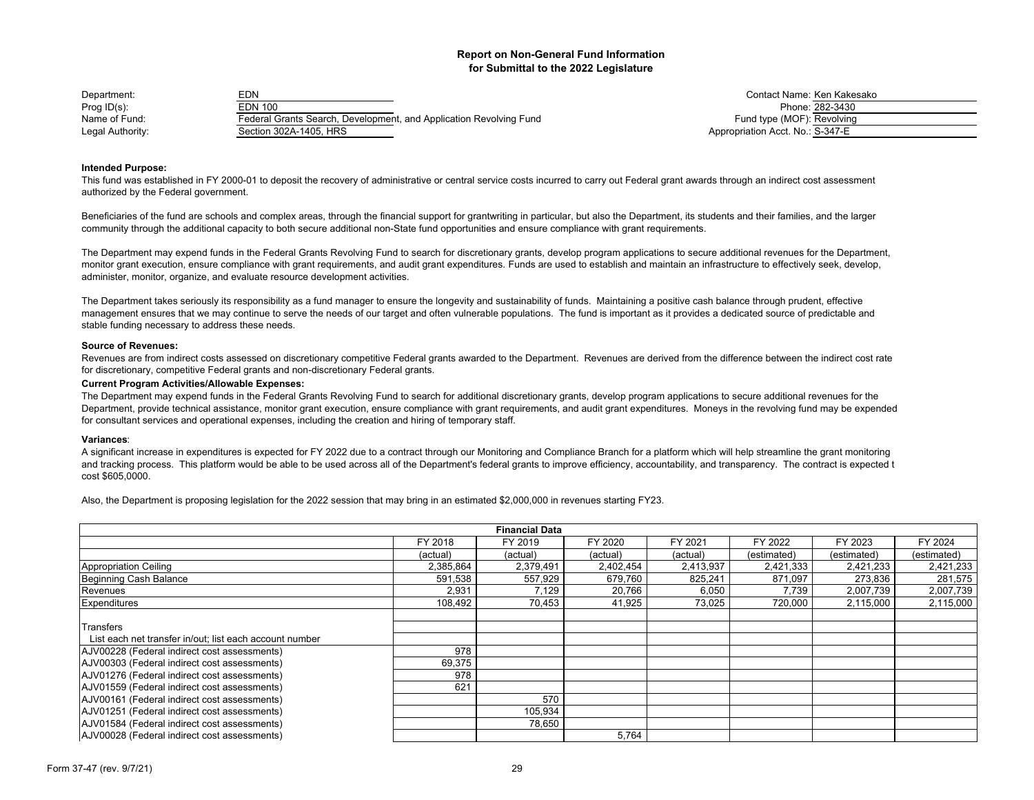## Report on Non-General Fund Information
## for Submittal to the 2022 Legislature

| | | | |
|---|---|---|---|
| Department: | EDN | Contact Name: | Ken Kakesako |
| Prog ID(s): | EDN 100 | Phone: | 282-3430 |
| Name of Fund: | Federal Grants Search, Development, and Application Revolving Fund | Fund type (MOF): | Revolving |
| Legal Authority: | Section 302A-1405, HRS | Appropriation Acct. No.: | S-347-E |

**Intended Purpose:**

This fund was established in FY 2000-01 to deposit the recovery of administrative or central service costs incurred to carry out Federal grant awards through an indirect cost assessment authorized by the Federal government.

Beneficiaries of the fund are schools and complex areas, through the financial support for grantwriting in particular, but also the Department, its students and their families, and the larger community through the additional capacity to both secure additional non-State fund opportunities and ensure compliance with grant requirements.

The Department may expend funds in the Federal Grants Revolving Fund to search for discretionary grants, develop program applications to secure additional revenues for the Department, monitor grant execution, ensure compliance with grant requirements, and audit grant expenditures. Funds are used to establish and maintain an infrastructure to effectively seek, develop, administer, monitor, organize, and evaluate resource development activities.

The Department takes seriously its responsibility as a fund manager to ensure the longevity and sustainability of funds. Maintaining a positive cash balance through prudent, effective management ensures that we may continue to serve the needs of our target and often vulnerable populations. The fund is important as it provides a dedicated source of predictable and stable funding necessary to address these needs.

**Source of Revenues:**

Revenues are from indirect costs assessed on discretionary competitive Federal grants awarded to the Department. Revenues are derived from the difference between the indirect cost rate for discretionary, competitive Federal grants and non-discretionary Federal grants.

**Current Program Activities/Allowable Expenses:**

The Department may expend funds in the Federal Grants Revolving Fund to search for additional discretionary grants, develop program applications to secure additional revenues for the Department, provide technical assistance, monitor grant execution, ensure compliance with grant requirements, and audit grant expenditures. Moneys in the revolving fund may be expended for consultant services and operational expenses, including the creation and hiring of temporary staff.

**Variances**:

A significant increase in expenditures is expected for FY 2022 due to a contract through our Monitoring and Compliance Branch for a platform which will help streamline the grant monitoring and tracking process. This platform would be able to be used across all of the Department's federal grants to improve efficiency, accountability, and transparency. The contract is expected t cost $605,0000.

Also, the Department is proposing legislation for the 2022 session that may bring in an estimated $2,000,000 in revenues starting FY23.

| Financial Data | | | | | | | |
|---|---|---|---|---|---|---|---|
| | FY 2018 | FY 2019 | FY 2020 | FY 2021 | FY 2022 | FY 2023 | FY 2024 |
| | (actual) | (actual) | (actual) | (actual) | (estimated) | (estimated) | (estimated) |
| Appropriation Ceiling | 2,385,864 | 2,379,491 | 2,402,454 | 2,413,937 | 2,421,333 | 2,421,233 | 2,421,233 |
| Beginning Cash Balance | 591,538 | 557,929 | 679,760 | 825,241 | 871,097 | 273,836 | 281,575 |
| Revenues | 2,931 | 7,129 | 20,766 | 6,050 | 7,739 | 2,007,739 | 2,007,739 |
| Expenditures | 108,492 | 70,453 | 41,925 | 73,025 | 720,000 | 2,115,000 | 2,115,000 |
| | | | | | | | |
| Transfers | | | | | | | |
| List each net transfer in/out; list each account number | | | | | | | |
| AJV00228 (Federal indirect cost assessments) | 978 | | | | | | |
| AJV00303 (Federal indirect cost assessments) | 69,375 | | | | | | |
| AJV01276 (Federal indirect cost assessments) | 978 | | | | | | |
| AJV01559 (Federal indirect cost assessments) | 621 | | | | | | |
| AJV00161 (Federal indirect cost assessments) | | 570 | | | | | |
| AJV01251 (Federal indirect cost assessments) | | 105,934 | | | | | |
| AJV01584 (Federal indirect cost assessments) | | 78,650 | | | | | |
| AJV00028 (Federal indirect cost assessments) | | | 5,764 | | | | |

Form 37-47 (rev. 9/7/21)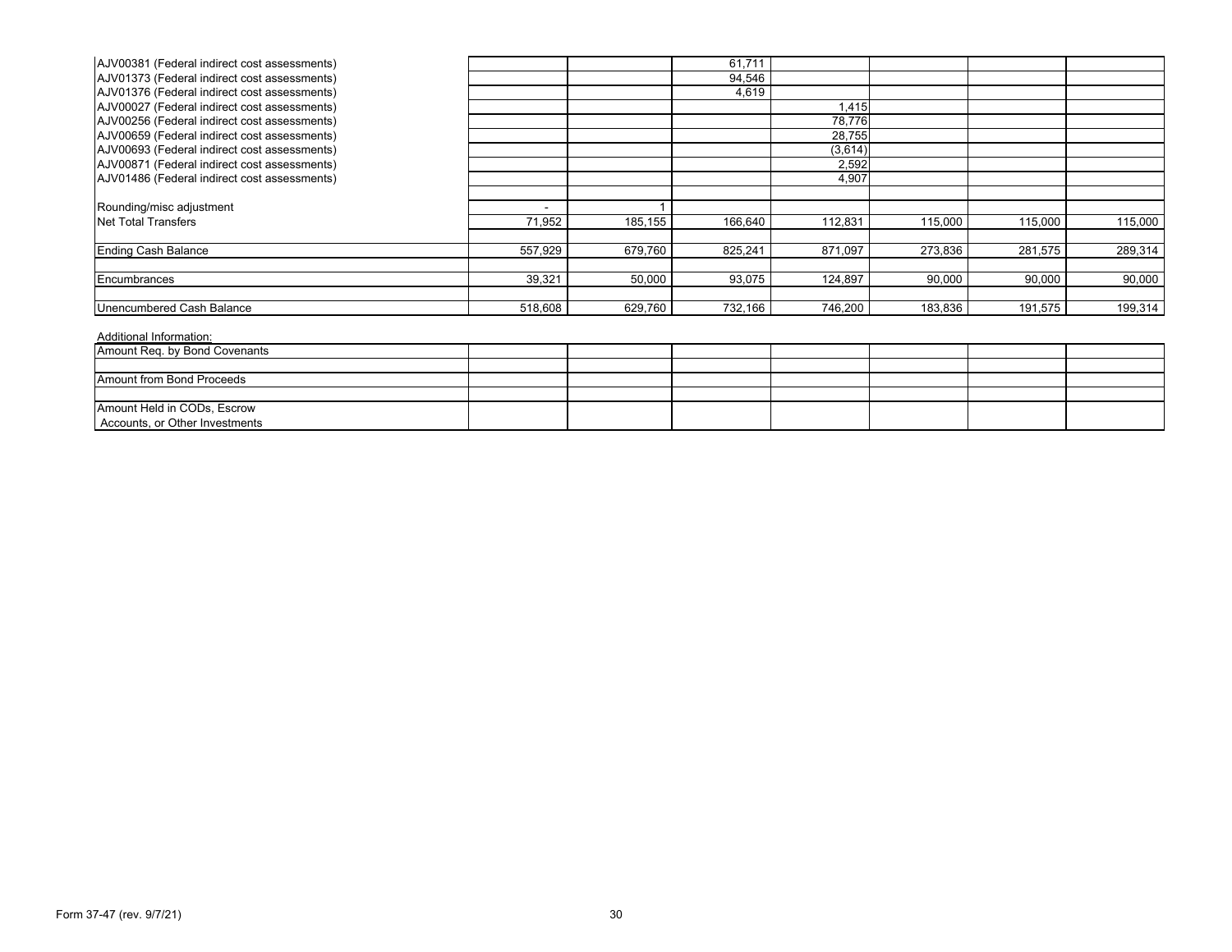| | | | | | | | |
|---|---|---|---|---|---|---|---|
| AJV00381 (Federal indirect cost assessments) | | | 61,711 | | | | |
| AJV01373 (Federal indirect cost assessments) | | | 94,546 | | | | |
| AJV01376 (Federal indirect cost assessments) | | | 4,619 | | | | |
| AJV00027 (Federal indirect cost assessments) | | | | 1,415 | | | |
| AJV00256 (Federal indirect cost assessments) | | | | 78,776 | | | |
| AJV00659 (Federal indirect cost assessments) | | | | 28,755 | | | |
| AJV00693 (Federal indirect cost assessments) | | | | (3,614) | | | |
| AJV00871 (Federal indirect cost assessments) | | | | 2,592 | | | |
| AJV01486 (Federal indirect cost assessments) | | | | 4,907 | | | |
| | | | | | | | |
| Rounding/misc adjustment | - | 1 | | | | | |
| Net Total Transfers | 71,952 | 185,155 | 166,640 | 112,831 | 115,000 | 115,000 | 115,000 |
| | | | | | | | |
| Ending Cash Balance | 557,929 | 679,760 | 825,241 | 871,097 | 273,836 | 281,575 | 289,314 |
| | | | | | | | |
| Encumbrances | 39,321 | 50,000 | 93,075 | 124,897 | 90,000 | 90,000 | 90,000 |
| | | | | | | | |
| Unencumbered Cash Balance | 518,608 | 629,760 | 732,166 | 746,200 | 183,836 | 191,575 | 199,314 |

Additional Information:

| | | | | | | | |
|---|---|---|---|---|---|---|---|
| Amount Req. by Bond Covenants | | | | | | | |
| | | | | | | | |
| Amount from Bond Proceeds | | | | | | | |
| | | | | | | | |
| Amount Held in CODs, Escrow Accounts, or Other Investments | | | | | | | |

Form 37-47 (rev. 9/7/21)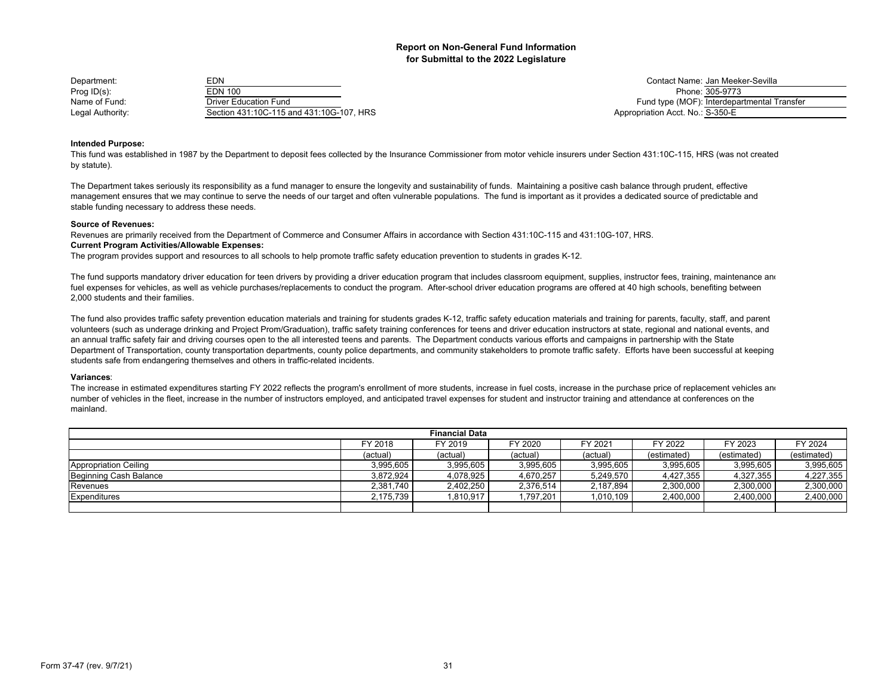# Report on Non-General Fund Information for Submittal to the 2022 Legislature

| | | | |
|---|---|---|---|
| Department: | EDN | Contact Name: | Jan Meeker-Sevilla |
| Prog ID(s): | EDN 100 | Phone: | 305-9773 |
| Name of Fund: | Driver Education Fund | Fund type (MOF): | Interdepartmental Transfer |
| Legal Authority: | Section 431:10C-115 and 431:10G-107, HRS | Appropriation Acct. No.: | S-350-E |

**Intended Purpose:**

This fund was established in 1987 by the Department to deposit fees collected by the Insurance Commissioner from motor vehicle insurers under Section 431:10C-115, HRS (was not created by statute).

The Department takes seriously its responsibility as a fund manager to ensure the longevity and sustainability of funds. Maintaining a positive cash balance through prudent, effective management ensures that we may continue to serve the needs of our target and often vulnerable populations. The fund is important as it provides a dedicated source of predictable and stable funding necessary to address these needs.

**Source of Revenues:**

Revenues are primarily received from the Department of Commerce and Consumer Affairs in accordance with Section 431:10C-115 and 431:10G-107, HRS.

**Current Program Activities/Allowable Expenses:**

The program provides support and resources to all schools to help promote traffic safety education prevention to students in grades K-12.

The fund supports mandatory driver education for teen drivers by providing a driver education program that includes classroom equipment, supplies, instructor fees, training, maintenance and fuel expenses for vehicles, as well as vehicle purchases/replacements to conduct the program. After-school driver education programs are offered at 40 high schools, benefiting between 2,000 students and their families.

The fund also provides traffic safety prevention education materials and training for students grades K-12, traffic safety education materials and training for parents, faculty, staff, and parent volunteers (such as underage drinking and Project Prom/Graduation), traffic safety training conferences for teens and driver education instructors at state, regional and national events, and an annual traffic safety fair and driving courses open to the all interested teens and parents. The Department conducts various efforts and campaigns in partnership with the State Department of Transportation, county transportation departments, county police departments, and community stakeholders to promote traffic safety. Efforts have been successful at keeping students safe from endangering themselves and others in traffic-related incidents.

**Variances**:

The increase in estimated expenditures starting FY 2022 reflects the program's enrollment of more students, increase in fuel costs, increase in the purchase price of replacement vehicles and number of vehicles in the fleet, increase in the number of instructors employed, and anticipated travel expenses for student and instructor training and attendance at conferences on the mainland.

**Financial Data**

| | FY 2018 (actual) | FY 2019 (actual) | FY 2020 (actual) | FY 2021 (actual) | FY 2022 (estimated) | FY 2023 (estimated) | FY 2024 (estimated) |
|---|---|---|---|---|---|---|---|
| Appropriation Ceiling | 3,995,605 | 3,995,605 | 3,995,605 | 3,995,605 | 3,995,605 | 3,995,605 | 3,995,605 |
| Beginning Cash Balance | 3,872,924 | 4,078,925 | 4,670,257 | 5,249,570 | 4,427,355 | 4,327,355 | 4,227,355 |
| Revenues | 2,381,740 | 2,402,250 | 2,376,514 | 2,187,894 | 2,300,000 | 2,300,000 | 2,300,000 |
| Expenditures | 2,175,739 | 1,810,917 | 1,797,201 | 1,010,109 | 2,400,000 | 2,400,000 | 2,400,000 |
| | | | | | | | |

Form 37-47 (rev. 9/7/21)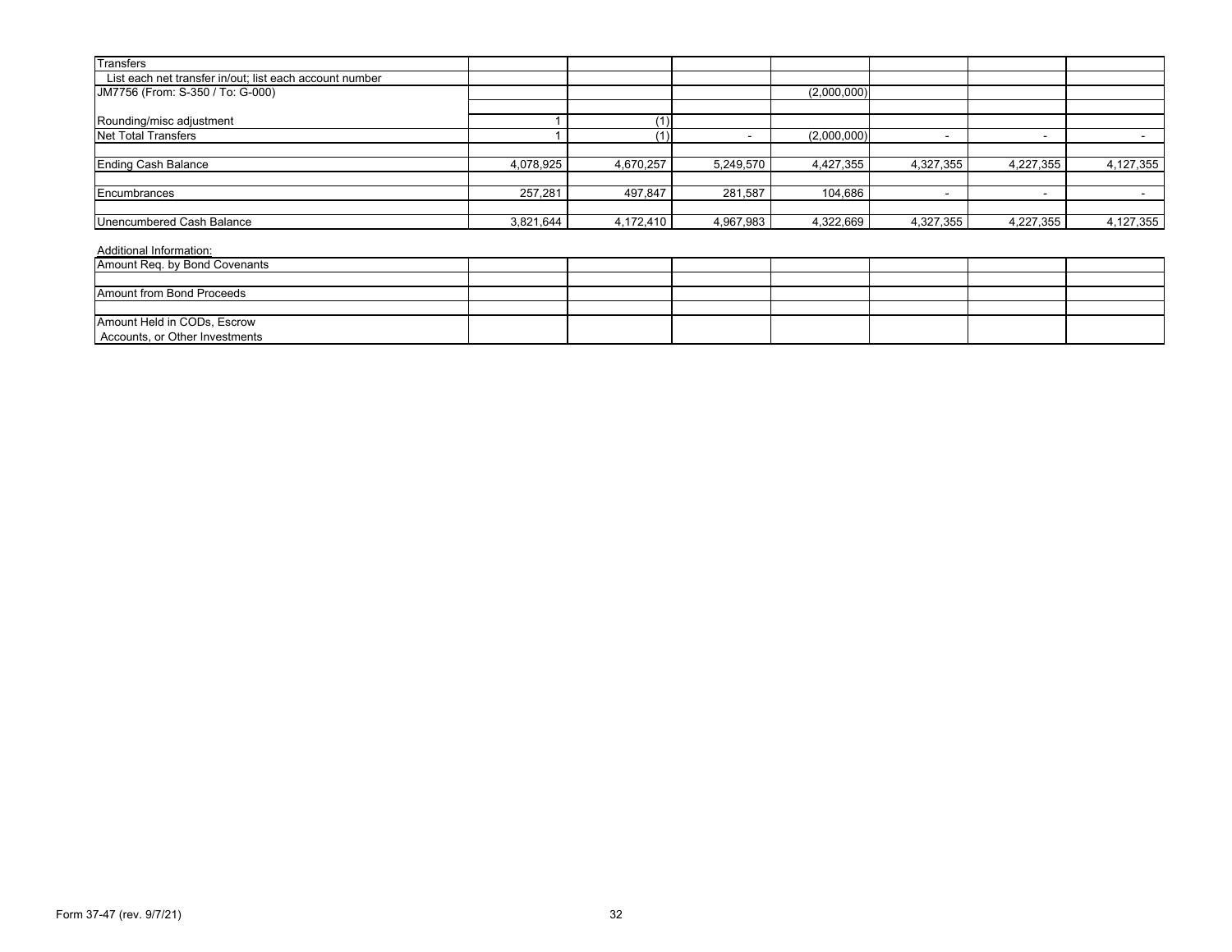| Transfers | | | | | | | |
|---|---|---|---|---|---|---|---|
| List each net transfer in/out; list each account number | | | | | | | |
| JM7756 (From: S-350 / To: G-000) | | | | (2,000,000) | | | |
| | | | | | | | |
| Rounding/misc adjustment | 1 | (1) | | | | | |
| Net Total Transfers | 1 | (1) | - | (2,000,000) | - | - | - |
| | | | | | | | |
| Ending Cash Balance | 4,078,925 | 4,670,257 | 5,249,570 | 4,427,355 | 4,327,355 | 4,227,355 | 4,127,355 |
| | | | | | | | |
| Encumbrances | 257,281 | 497,847 | 281,587 | 104,686 | - | - | - |
| | | | | | | | |
| Unencumbered Cash Balance | 3,821,644 | 4,172,410 | 4,967,983 | 4,322,669 | 4,327,355 | 4,227,355 | 4,127,355 |

Additional Information:

| | | | | | | | |
|---|---|---|---|---|---|---|---|
| Amount Req. by Bond Covenants | | | | | | | |
| | | | | | | | |
| Amount from Bond Proceeds | | | | | | | |
| | | | | | | | |
| Amount Held in CODs, Escrow Accounts, or Other Investments | | | | | | | |

Form 37-47 (rev. 9/7/21)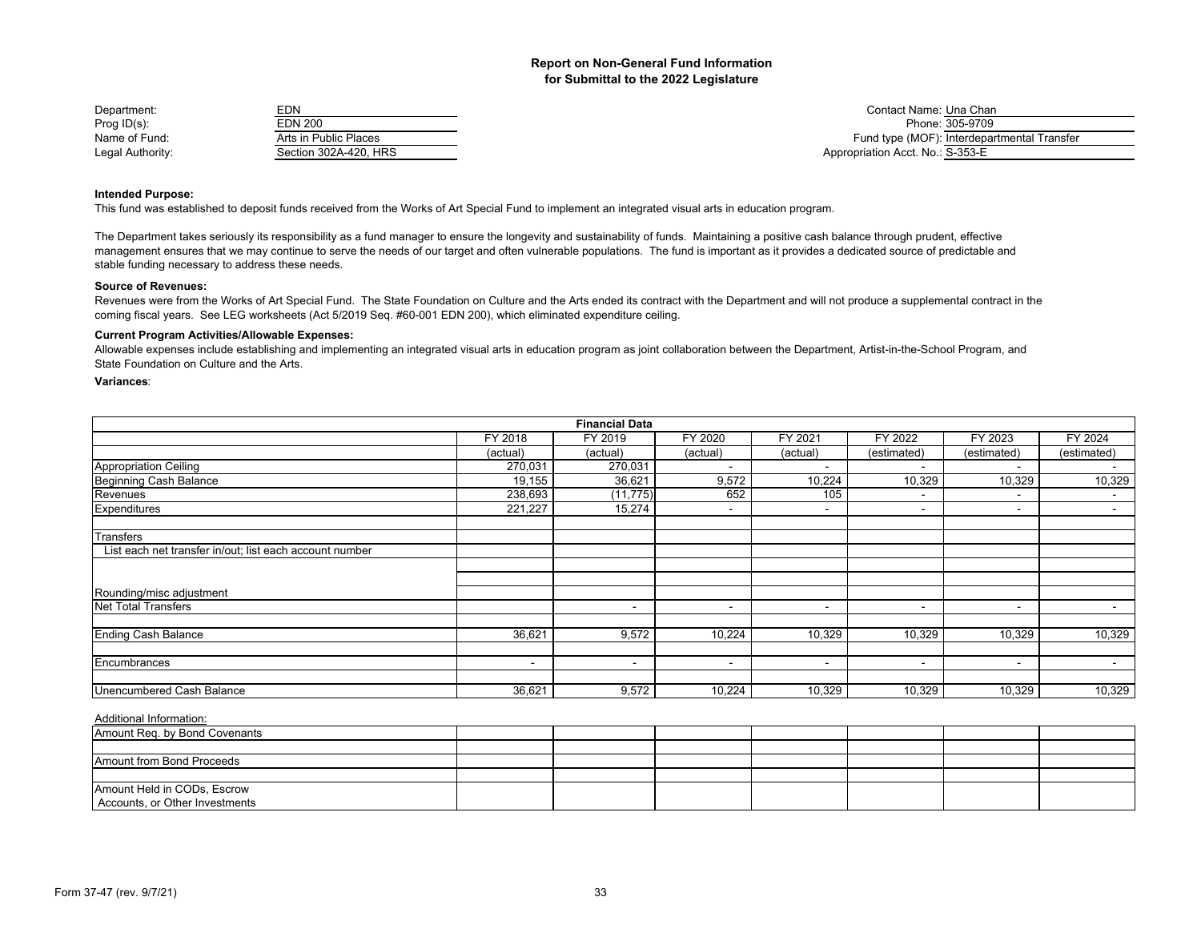**Report on Non-General Fund Information**
**for Submittal to the 2022 Legislature**

| | | | |
|---|---|---|---|
| Department: | EDN | Contact Name: | Una Chan |
| Prog ID(s): | EDN 200 | Phone: | 305-9709 |
| Name of Fund: | Arts in Public Places | Fund type (MOF): | Interdepartmental Transfer |
| Legal Authority: | Section 302A-420, HRS | Appropriation Acct. No.: | S-353-E |

**Intended Purpose:**

This fund was established to deposit funds received from the Works of Art Special Fund to implement an integrated visual arts in education program.

The Department takes seriously its responsibility as a fund manager to ensure the longevity and sustainability of funds. Maintaining a positive cash balance through prudent, effective management ensures that we may continue to serve the needs of our target and often vulnerable populations. The fund is important as it provides a dedicated source of predictable and stable funding necessary to address these needs.

**Source of Revenues:**

Revenues were from the Works of Art Special Fund. The State Foundation on Culture and the Arts ended its contract with the Department and will not produce a supplemental contract in the coming fiscal years. See LEG worksheets (Act 5/2019 Seq. #60-001 EDN 200), which eliminated expenditure ceiling.

**Current Program Activities/Allowable Expenses:**

Allowable expenses include establishing and implementing an integrated visual arts in education program as joint collaboration between the Department, Artist-in-the-School Program, and State Foundation on Culture and the Arts.

**Variances**:

| Financial Data | | | | | | | |
|---|---|---|---|---|---|---|---|
| | FY 2018 | FY 2019 | FY 2020 | FY 2021 | FY 2022 | FY 2023 | FY 2024 |
| | (actual) | (actual) | (actual) | (actual) | (estimated) | (estimated) | (estimated) |
| Appropriation Ceiling | 270,031 | 270,031 | - | - | - | - | - |
| Beginning Cash Balance | 19,155 | 36,621 | 9,572 | 10,224 | 10,329 | 10,329 | 10,329 |
| Revenues | 238,693 | (11,775) | 652 | 105 | - | - | - |
| Expenditures | 221,227 | 15,274 | - | - | - | - | - |
| | | | | | | | |
| Transfers | | | | | | | |
| List each net transfer in/out; list each account number | | | | | | | |
| | | | | | | | |
| | | | | | | | |
| Rounding/misc adjustment | | | | | | | |
| Net Total Transfers | | - | - | - | - | - | - |
| | | | | | | | |
| Ending Cash Balance | 36,621 | 9,572 | 10,224 | 10,329 | 10,329 | 10,329 | 10,329 |
| | | | | | | | |
| Encumbrances | - | - | - | - | - | - | - |
| | | | | | | | |
| Unencumbered Cash Balance | 36,621 | 9,572 | 10,224 | 10,329 | 10,329 | 10,329 | 10,329 |

Additional Information:

| | | | | | | | |
|---|---|---|---|---|---|---|---|
| Amount Req. by Bond Covenants | | | | | | | |
| | | | | | | | |
| Amount from Bond Proceeds | | | | | | | |
| | | | | | | | |
| Amount Held in CODs, Escrow Accounts, or Other Investments | | | | | | | |

Form 37-47 (rev. 9/7/21)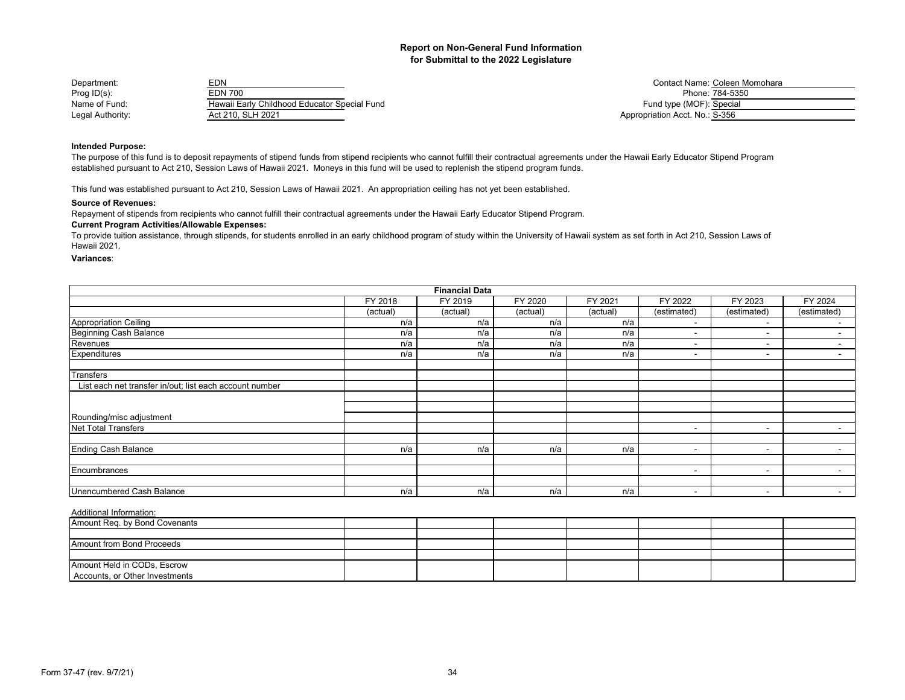# Report on Non-General Fund Information for Submittal to the 2022 Legislature

| | | | |
|---|---|---|---|
| Department: | EDN | Contact Name: | Coleen Momohara |
| Prog ID(s): | EDN 700 | Phone: | 784-5350 |
| Name of Fund: | Hawaii Early Childhood Educator Special Fund | Fund type (MOF): | Special |
| Legal Authority: | Act 210, SLH 2021 | Appropriation Acct. No.: | S-356 |

**Intended Purpose:**

The purpose of this fund is to deposit repayments of stipend funds from stipend recipients who cannot fulfill their contractual agreements under the Hawaii Early Educator Stipend Program established pursuant to Act 210, Session Laws of Hawaii 2021. Moneys in this fund will be used to replenish the stipend program funds.

This fund was established pursuant to Act 210, Session Laws of Hawaii 2021. An appropriation ceiling has not yet been established.

**Source of Revenues:**

Repayment of stipends from recipients who cannot fulfill their contractual agreements under the Hawaii Early Educator Stipend Program.

**Current Program Activities/Allowable Expenses:**

To provide tuition assistance, through stipends, for students enrolled in an early childhood program of study within the University of Hawaii system as set forth in Act 210, Session Laws of Hawaii 2021.

**Variances**:

| Financial Data | FY 2018 | FY 2019 | FY 2020 | FY 2021 | FY 2022 | FY 2023 | FY 2024 |
|---|---|---|---|---|---|---|---|
| | (actual) | (actual) | (actual) | (actual) | (estimated) | (estimated) | (estimated) |
| Appropriation Ceiling | n/a | n/a | n/a | n/a | - | - | - |
| Beginning Cash Balance | n/a | n/a | n/a | n/a | - | - | - |
| Revenues | n/a | n/a | n/a | n/a | - | - | - |
| Expenditures | n/a | n/a | n/a | n/a | - | - | - |
| | | | | | | | |
| Transfers | | | | | | | |
| List each net transfer in/out; list each account number | | | | | | | |
| | | | | | | | |
| | | | | | | | |
| Rounding/misc adjustment | | | | | | | |
| Net Total Transfers | | | | | - | - | - |
| | | | | | | | |
| Ending Cash Balance | n/a | n/a | n/a | n/a | - | - | - |
| | | | | | | | |
| Encumbrances | | | | | - | - | - |
| | | | | | | | |
| Unencumbered Cash Balance | n/a | n/a | n/a | n/a | - | - | - |

Additional Information:

| | | | | | | | |
|---|---|---|---|---|---|---|---|
| Amount Req. by Bond Covenants | | | | | | | |
| | | | | | | | |
| Amount from Bond Proceeds | | | | | | | |
| | | | | | | | |
| Amount Held in CODs, Escrow Accounts, or Other Investments | | | | | | | |

Form 37-47 (rev. 9/7/21)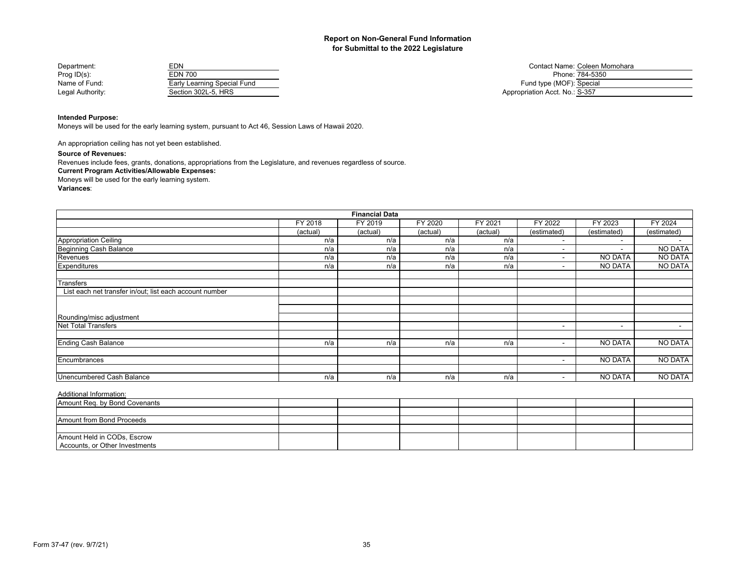## Report on Non-General Fund Information
## for Submittal to the 2022 Legislature

Department: EDN
Prog ID(s): EDN 700
Name of Fund: Early Learning Special Fund
Legal Authority: Section 302L-5, HRS

Contact Name: Coleen Momohara
Phone: 784-5350
Fund type (MOF): Special
Appropriation Acct. No.: S-357

**Intended Purpose:**

Moneys will be used for the early learning system, pursuant to Act 46, Session Laws of Hawaii 2020.

An appropriation ceiling has not yet been established.

**Source of Revenues:**

Revenues include fees, grants, donations, appropriations from the Legislature, and revenues regardless of source.

**Current Program Activities/Allowable Expenses:**

Moneys will be used for the early learning system.

**Variances**:

| Financial Data | | | | | | | |
|---|---|---|---|---|---|---|---|
| | FY 2018 | FY 2019 | FY 2020 | FY 2021 | FY 2022 | FY 2023 | FY 2024 |
| | (actual) | (actual) | (actual) | (actual) | (estimated) | (estimated) | (estimated) |
| Appropriation Ceiling | n/a | n/a | n/a | n/a | - | - | - |
| Beginning Cash Balance | n/a | n/a | n/a | n/a | - | - | NO DATA |
| Revenues | n/a | n/a | n/a | n/a | - | NO DATA | NO DATA |
| Expenditures | n/a | n/a | n/a | n/a | - | NO DATA | NO DATA |
| | | | | | | | |
| Transfers | | | | | | | |
| List each net transfer in/out; list each account number | | | | | | | |
| | | | | | | | |
| | | | | | | | |
| Rounding/misc adjustment | | | | | | | |
| Net Total Transfers | | | | | - | - | - |
| | | | | | | | |
| Ending Cash Balance | n/a | n/a | n/a | n/a | - | NO DATA | NO DATA |
| | | | | | | | |
| Encumbrances | | | | | - | NO DATA | NO DATA |
| | | | | | | | |
| Unencumbered Cash Balance | n/a | n/a | n/a | n/a | - | NO DATA | NO DATA |

Additional Information:

| | | | | | | | |
|---|---|---|---|---|---|---|---|
| Amount Req. by Bond Covenants | | | | | | | |
| | | | | | | | |
| Amount from Bond Proceeds | | | | | | | |
| | | | | | | | |
| Amount Held in CODs, Escrow Accounts, or Other Investments | | | | | | | |

Form 37-47 (rev. 9/7/21)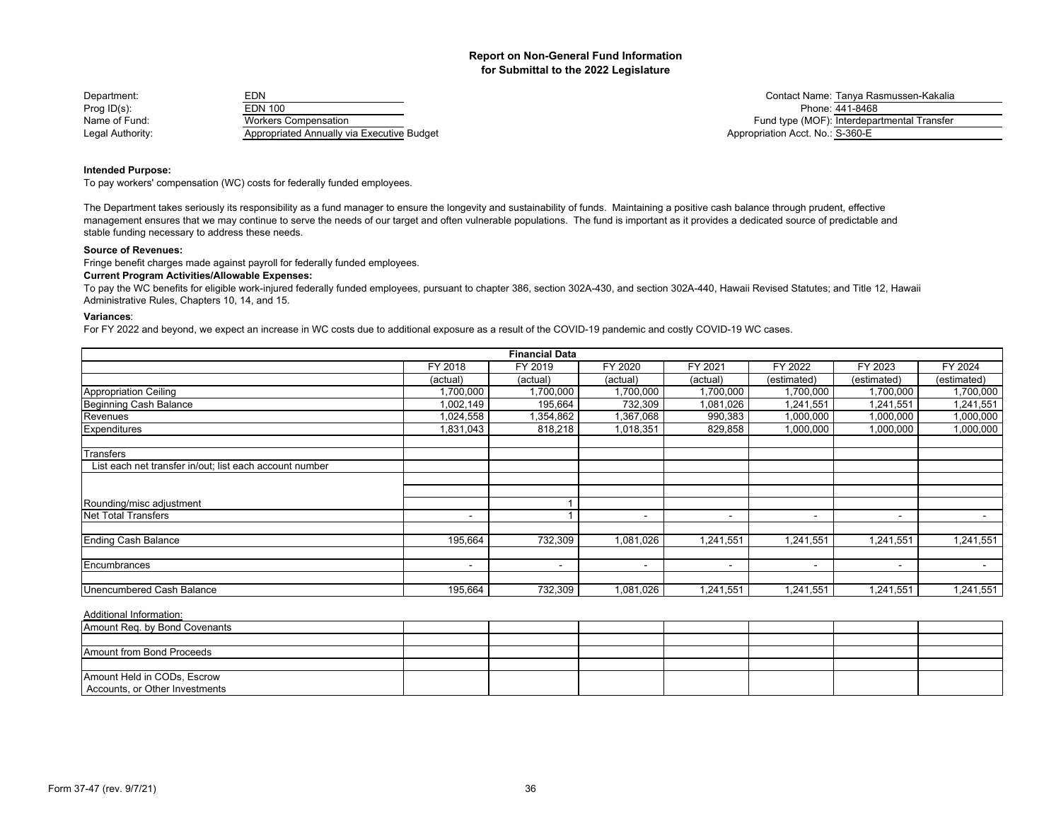**Report on Non-General Fund Information**
**for Submittal to the 2022 Legislature**

| | | | |
|---|---|---|---|
| Department: | EDN | Contact Name: | Tanya Rasmussen-Kakalia |
| Prog ID(s): | EDN 100 | Phone: | 441-8468 |
| Name of Fund: | Workers Compensation | Fund type (MOF): | Interdepartmental Transfer |
| Legal Authority: | Appropriated Annually via Executive Budget | Appropriation Acct. No.: | S-360-E |

**Intended Purpose:**

To pay workers' compensation (WC) costs for federally funded employees.

The Department takes seriously its responsibility as a fund manager to ensure the longevity and sustainability of funds. Maintaining a positive cash balance through prudent, effective management ensures that we may continue to serve the needs of our target and often vulnerable populations. The fund is important as it provides a dedicated source of predictable and stable funding necessary to address these needs.

**Source of Revenues:**

Fringe benefit charges made against payroll for federally funded employees.

**Current Program Activities/Allowable Expenses:**

To pay the WC benefits for eligible work-injured federally funded employees, pursuant to chapter 386, section 302A-430, and section 302A-440, Hawaii Revised Statutes; and Title 12, Hawaii Administrative Rules, Chapters 10, 14, and 15.

**Variances**:

For FY 2022 and beyond, we expect an increase in WC costs due to additional exposure as a result of the COVID-19 pandemic and costly COVID-19 WC cases.

| Financial Data | FY 2018 (actual) | FY 2019 (actual) | FY 2020 (actual) | FY 2021 (actual) | FY 2022 (estimated) | FY 2023 (estimated) | FY 2024 (estimated) |
|---|---|---|---|---|---|---|---|
| Appropriation Ceiling | 1,700,000 | 1,700,000 | 1,700,000 | 1,700,000 | 1,700,000 | 1,700,000 | 1,700,000 |
| Beginning Cash Balance | 1,002,149 | 195,664 | 732,309 | 1,081,026 | 1,241,551 | 1,241,551 | 1,241,551 |
| Revenues | 1,024,558 | 1,354,862 | 1,367,068 | 990,383 | 1,000,000 | 1,000,000 | 1,000,000 |
| Expenditures | 1,831,043 | 818,218 | 1,018,351 | 829,858 | 1,000,000 | 1,000,000 | 1,000,000 |
| | | | | | | | |
| Transfers | | | | | | | |
| List each net transfer in/out; list each account number | | | | | | | |
| | | | | | | | |
| | | | | | | | |
| Rounding/misc adjustment | | 1 | | | | | |
| Net Total Transfers | - | 1 | - | - | - | - | - |
| | | | | | | | |
| Ending Cash Balance | 195,664 | 732,309 | 1,081,026 | 1,241,551 | 1,241,551 | 1,241,551 | 1,241,551 |
| | | | | | | | |
| Encumbrances | - | - | - | - | - | - | - |
| | | | | | | | |
| Unencumbered Cash Balance | 195,664 | 732,309 | 1,081,026 | 1,241,551 | 1,241,551 | 1,241,551 | 1,241,551 |

Additional Information:

| | | | | | | | |
|---|---|---|---|---|---|---|---|
| Amount Req. by Bond Covenants | | | | | | | |
| | | | | | | | |
| Amount from Bond Proceeds | | | | | | | |
| | | | | | | | |
| Amount Held in CODs, Escrow Accounts, or Other Investments | | | | | | | |

Form 37-47 (rev. 9/7/21)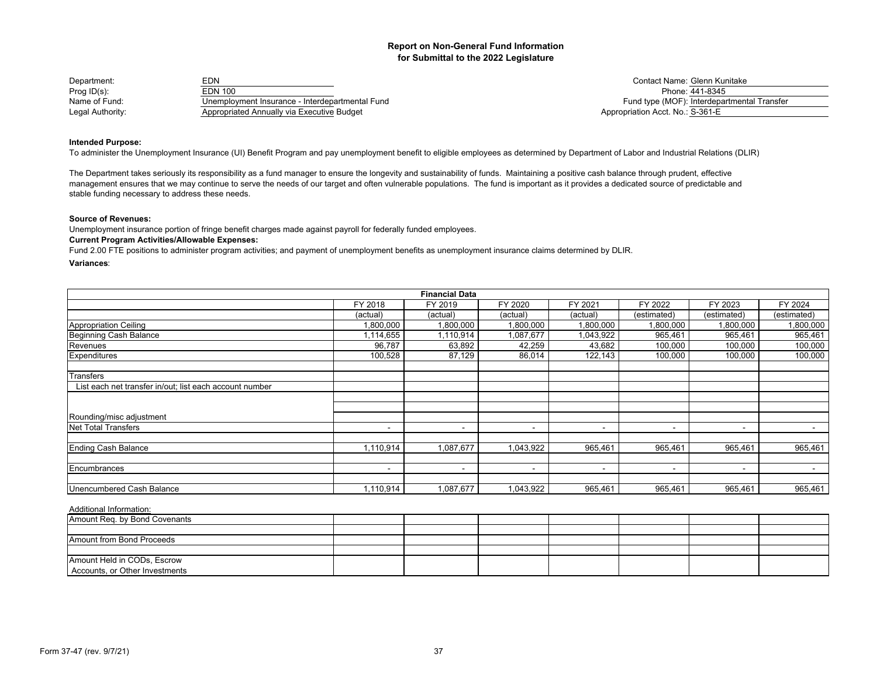# Report on Non-General Fund Information
## for Submittal to the 2022 Legislature

Department: EDN
Prog ID(s): EDN 100
Name of Fund: Unemployment Insurance - Interdepartmental Fund
Legal Authority: Appropriated Annually via Executive Budget

Contact Name: Glenn Kunitake
Phone: 441-8345
Fund type (MOF): Interdepartmental Transfer
Appropriation Acct. No.: S-361-E

**Intended Purpose:**

To administer the Unemployment Insurance (UI) Benefit Program and pay unemployment benefit to eligible employees as determined by Department of Labor and Industrial Relations (DLIR)

The Department takes seriously its responsibility as a fund manager to ensure the longevity and sustainability of funds. Maintaining a positive cash balance through prudent, effective management ensures that we may continue to serve the needs of our target and often vulnerable populations. The fund is important as it provides a dedicated source of predictable and stable funding necessary to address these needs.

**Source of Revenues:**

Unemployment insurance portion of fringe benefit charges made against payroll for federally funded employees.

**Current Program Activities/Allowable Expenses:**

Fund 2.00 FTE positions to administer program activities; and payment of unemployment benefits as unemployment insurance claims determined by DLIR.

**Variances**:

| Financial Data | FY 2018 | FY 2019 | FY 2020 | FY 2021 | FY 2022 | FY 2023 | FY 2024 |
|---|---|---|---|---|---|---|---|
| | (actual) | (actual) | (actual) | (actual) | (estimated) | (estimated) | (estimated) |
| Appropriation Ceiling | 1,800,000 | 1,800,000 | 1,800,000 | 1,800,000 | 1,800,000 | 1,800,000 | 1,800,000 |
| Beginning Cash Balance | 1,114,655 | 1,110,914 | 1,087,677 | 1,043,922 | 965,461 | 965,461 | 965,461 |
| Revenues | 96,787 | 63,892 | 42,259 | 43,682 | 100,000 | 100,000 | 100,000 |
| Expenditures | 100,528 | 87,129 | 86,014 | 122,143 | 100,000 | 100,000 | 100,000 |
| | | | | | | | |
| Transfers | | | | | | | |
| List each net transfer in/out; list each account number | | | | | | | |
| | | | | | | | |
| | | | | | | | |
| Rounding/misc adjustment | | | | | | | |
| Net Total Transfers | - | - | - | - | - | - | - |
| | | | | | | | |
| Ending Cash Balance | 1,110,914 | 1,087,677 | 1,043,922 | 965,461 | 965,461 | 965,461 | 965,461 |
| | | | | | | | |
| Encumbrances | - | - | - | - | - | - | - |
| | | | | | | | |
| Unencumbered Cash Balance | 1,110,914 | 1,087,677 | 1,043,922 | 965,461 | 965,461 | 965,461 | 965,461 |

Additional Information:

| | | | | | | | |
|---|---|---|---|---|---|---|---|
| Amount Req. by Bond Covenants | | | | | | | |
| | | | | | | | |
| Amount from Bond Proceeds | | | | | | | |
| | | | | | | | |
| Amount Held in CODs, Escrow Accounts, or Other Investments | | | | | | | |

Form 37-47 (rev. 9/7/21)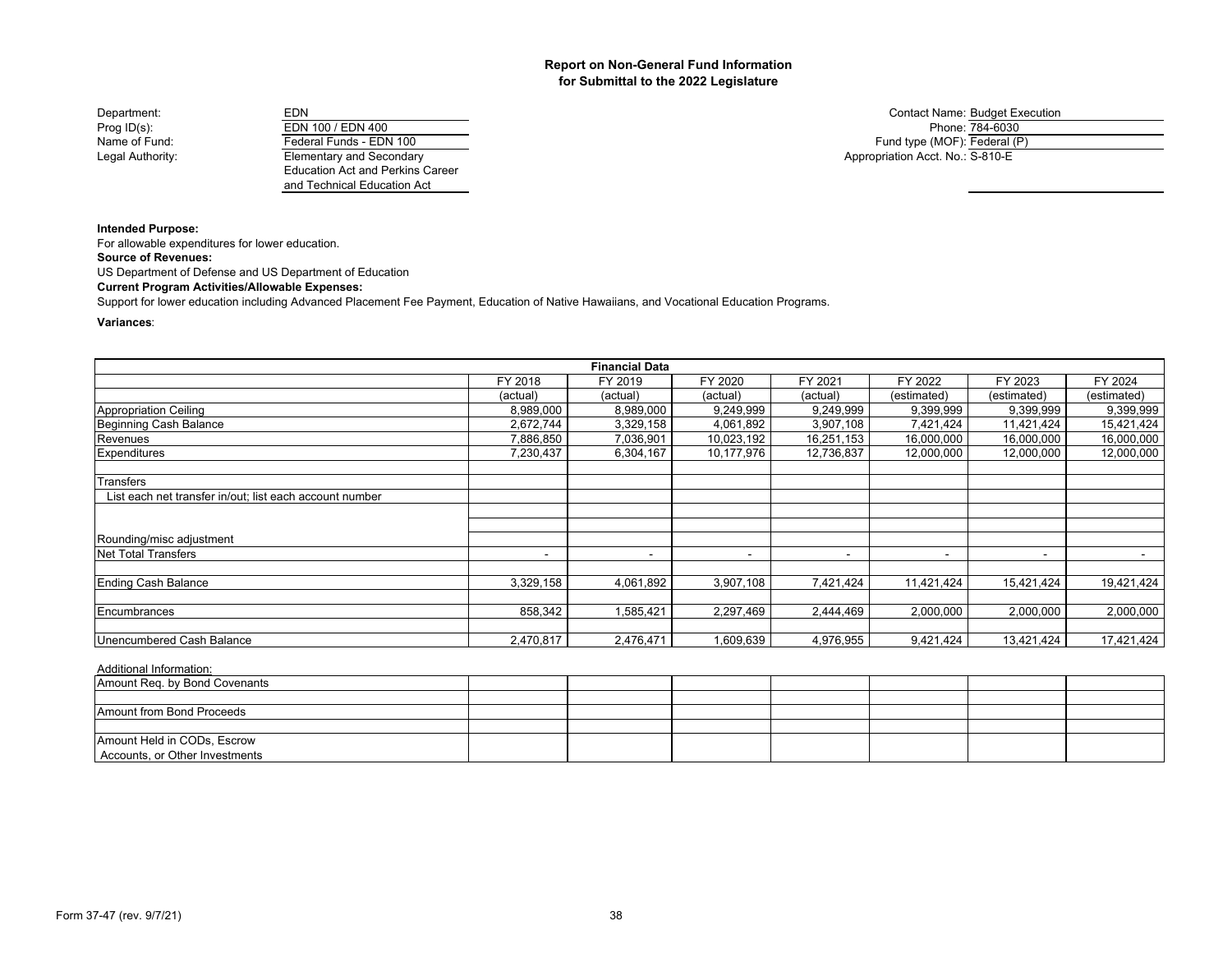**Report on Non-General Fund Information**
**for Submittal to the 2022 Legislature**

Department: EDN
Prog ID(s): EDN 100 / EDN 400
Name of Fund: Federal Funds - EDN 100
Legal Authority: Elementary and Secondary Education Act and Perkins Career and Technical Education Act

Contact Name: Budget Execution
Phone: 784-6030
Fund type (MOF): Federal (P)
Appropriation Acct. No.: S-810-E

**Intended Purpose:**
For allowable expenditures for lower education.

**Source of Revenues:**
US Department of Defense and US Department of Education

**Current Program Activities/Allowable Expenses:**
Support for lower education including Advanced Placement Fee Payment, Education of Native Hawaiians, and Vocational Education Programs.

**Variances**:

| Financial Data | FY 2018 (actual) | FY 2019 (actual) | FY 2020 (actual) | FY 2021 (actual) | FY 2022 (estimated) | FY 2023 (estimated) | FY 2024 (estimated) |
|---|---|---|---|---|---|---|---|
| Appropriation Ceiling | 8,989,000 | 8,989,000 | 9,249,999 | 9,249,999 | 9,399,999 | 9,399,999 | 9,399,999 |
| Beginning Cash Balance | 2,672,744 | 3,329,158 | 4,061,892 | 3,907,108 | 7,421,424 | 11,421,424 | 15,421,424 |
| Revenues | 7,886,850 | 7,036,901 | 10,023,192 | 16,251,153 | 16,000,000 | 16,000,000 | 16,000,000 |
| Expenditures | 7,230,437 | 6,304,167 | 10,177,976 | 12,736,837 | 12,000,000 | 12,000,000 | 12,000,000 |
| | | | | | | | |
| Transfers | | | | | | | |
| List each net transfer in/out; list each account number | | | | | | | |
| | | | | | | | |
| | | | | | | | |
| Rounding/misc adjustment | | | | | | | |
| Net Total Transfers | - | - | - | - | - | - | - |
| | | | | | | | |
| Ending Cash Balance | 3,329,158 | 4,061,892 | 3,907,108 | 7,421,424 | 11,421,424 | 15,421,424 | 19,421,424 |
| | | | | | | | |
| Encumbrances | 858,342 | 1,585,421 | 2,297,469 | 2,444,469 | 2,000,000 | 2,000,000 | 2,000,000 |
| | | | | | | | |
| Unencumbered Cash Balance | 2,470,817 | 2,476,471 | 1,609,639 | 4,976,955 | 9,421,424 | 13,421,424 | 17,421,424 |

Additional Information:

| | | | | | | | |
|---|---|---|---|---|---|---|---|
| Amount Req. by Bond Covenants | | | | | | | |
| | | | | | | | |
| Amount from Bond Proceeds | | | | | | | |
| | | | | | | | |
| Amount Held in CODs, Escrow Accounts, or Other Investments | | | | | | | |

Form 37-47 (rev. 9/7/21)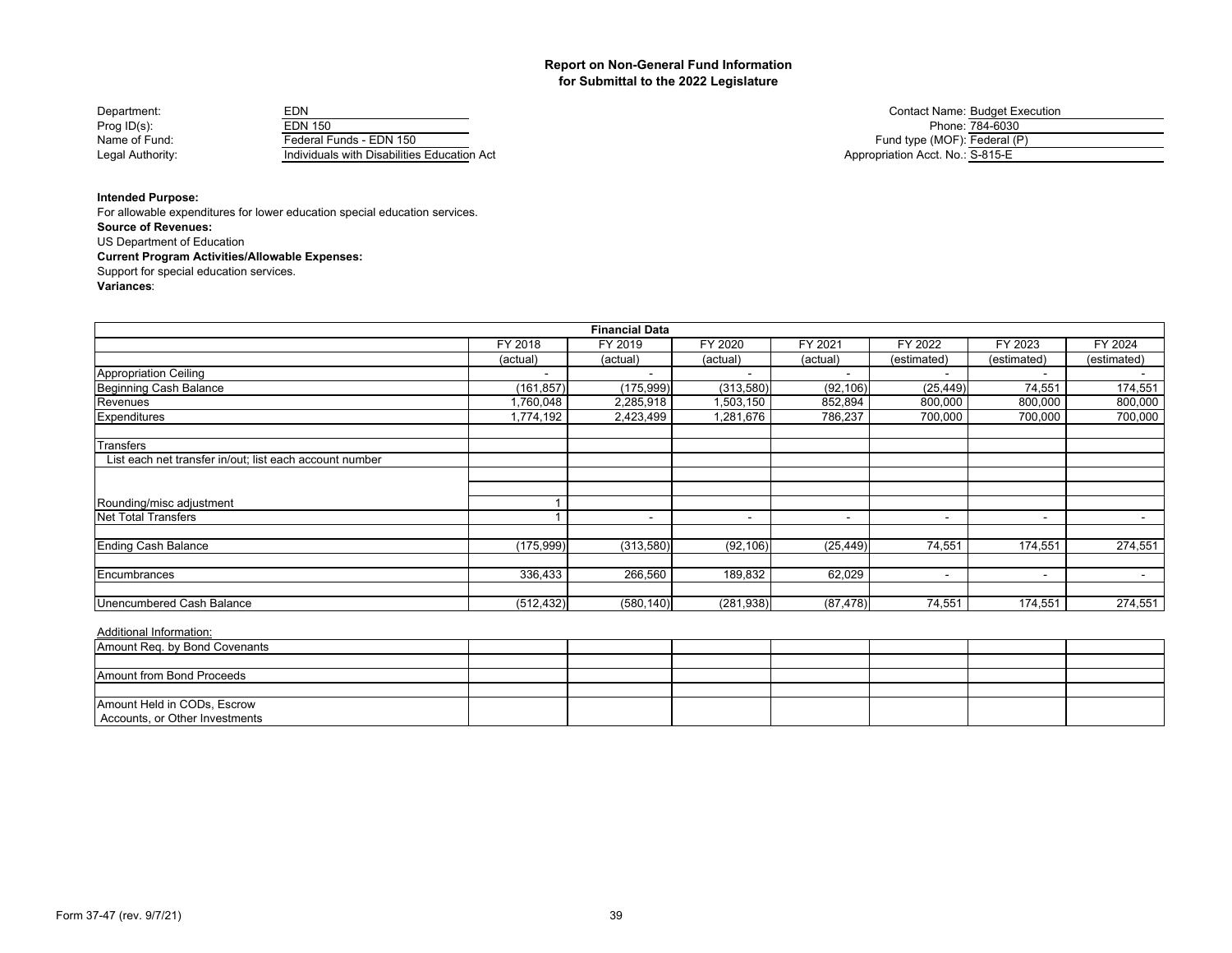**Report on Non-General Fund Information**
**for Submittal to the 2022 Legislature**

| | | | |
|---|---|---|---|
| Department: | EDN | Contact Name: | Budget Execution |
| Prog ID(s): | EDN 150 | Phone: | 784-6030 |
| Name of Fund: | Federal Funds - EDN 150 | Fund type (MOF): | Federal (P) |
| Legal Authority: | Individuals with Disabilities Education Act | Appropriation Acct. No.: | S-815-E |

**Intended Purpose:**
For allowable expenditures for lower education special education services.
**Source of Revenues:**
US Department of Education
**Current Program Activities/Allowable Expenses:**
Support for special education services.
**Variances**:

| Financial Data | FY 2018 | FY 2019 | FY 2020 | FY 2021 | FY 2022 | FY 2023 | FY 2024 |
|---|---|---|---|---|---|---|---|
| | (actual) | (actual) | (actual) | (actual) | (estimated) | (estimated) | (estimated) |
| Appropriation Ceiling | - | - | - | - | - | - | - |
| Beginning Cash Balance | (161,857) | (175,999) | (313,580) | (92,106) | (25,449) | 74,551 | 174,551 |
| Revenues | 1,760,048 | 2,285,918 | 1,503,150 | 852,894 | 800,000 | 800,000 | 800,000 |
| Expenditures | 1,774,192 | 2,423,499 | 1,281,676 | 786,237 | 700,000 | 700,000 | 700,000 |
| | | | | | | | |
| Transfers | | | | | | | |
| List each net transfer in/out; list each account number | | | | | | | |
| | | | | | | | |
| | | | | | | | |
| Rounding/misc adjustment | 1 | | | | | | |
| Net Total Transfers | 1 | - | - | - | - | - | - |
| | | | | | | | |
| Ending Cash Balance | (175,999) | (313,580) | (92,106) | (25,449) | 74,551 | 174,551 | 274,551 |
| | | | | | | | |
| Encumbrances | 336,433 | 266,560 | 189,832 | 62,029 | - | - | - |
| | | | | | | | |
| Unencumbered Cash Balance | (512,432) | (580,140) | (281,938) | (87,478) | 74,551 | 174,551 | 274,551 |

Additional Information:

| | | | | | | | |
|---|---|---|---|---|---|---|---|
| Amount Req. by Bond Covenants | | | | | | | |
| | | | | | | | |
| Amount from Bond Proceeds | | | | | | | |
| | | | | | | | |
| Amount Held in CODs, Escrow Accounts, or Other Investments | | | | | | | |

Form 37-47 (rev. 9/7/21)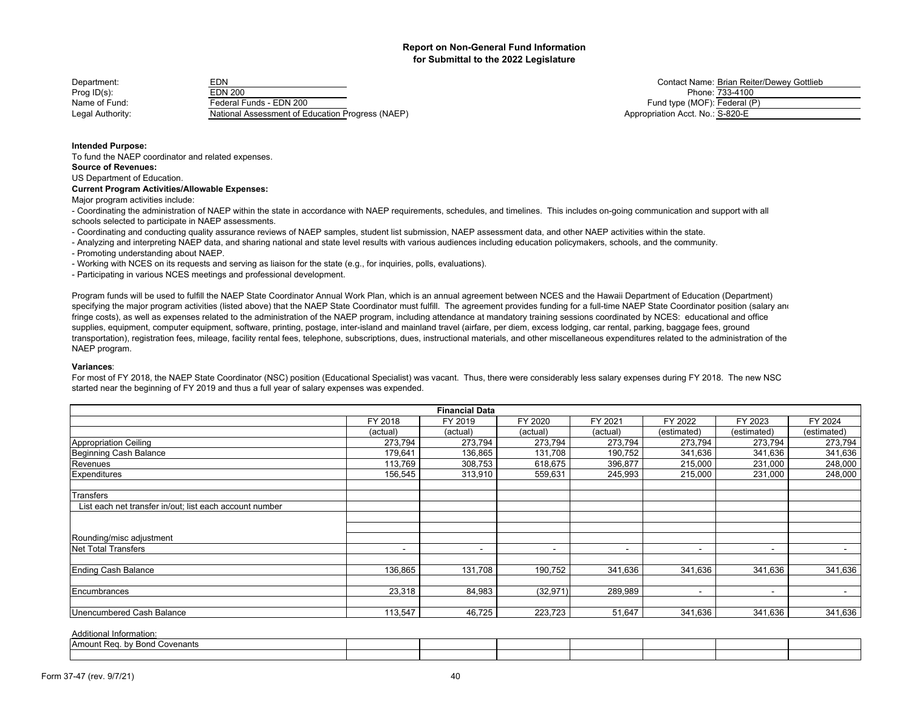**Report on Non-General Fund Information**
**for Submittal to the 2022 Legislature**

| | | | |
|---|---|---|---|
| Department: | EDN | Contact Name: | Brian Reiter/Dewey Gottlieb |
| Prog ID(s): | EDN 200 | Phone: | 733-4100 |
| Name of Fund: | Federal Funds - EDN 200 | Fund type (MOF): | Federal (P) |
| Legal Authority: | National Assessment of Education Progress (NAEP) | Appropriation Acct. No.: | S-820-E |

**Intended Purpose:**

To fund the NAEP coordinator and related expenses.

**Source of Revenues:**

US Department of Education.

**Current Program Activities/Allowable Expenses:**

Major program activities include:

- Coordinating the administration of NAEP within the state in accordance with NAEP requirements, schedules, and timelines. This includes on-going communication and support with all schools selected to participate in NAEP assessments.
- Coordinating and conducting quality assurance reviews of NAEP samples, student list submission, NAEP assessment data, and other NAEP activities within the state.
- Analyzing and interpreting NAEP data, and sharing national and state level results with various audiences including education policymakers, schools, and the community.
- Promoting understanding about NAEP.
- Working with NCES on its requests and serving as liaison for the state (e.g., for inquiries, polls, evaluations).
- Participating in various NCES meetings and professional development.

Program funds will be used to fulfill the NAEP State Coordinator Annual Work Plan, which is an annual agreement between NCES and the Hawaii Department of Education (Department) specifying the major program activities (listed above) that the NAEP State Coordinator must fulfill. The agreement provides funding for a full-time NAEP State Coordinator position (salary and fringe costs), as well as expenses related to the administration of the NAEP program, including attendance at mandatory training sessions coordinated by NCES: educational and office supplies, equipment, computer equipment, software, printing, postage, inter-island and mainland travel (airfare, per diem, excess lodging, car rental, parking, baggage fees, ground transportation), registration fees, mileage, facility rental fees, telephone, subscriptions, dues, instructional materials, and other miscellaneous expenditures related to the administration of the NAEP program.

**Variances**:

For most of FY 2018, the NAEP State Coordinator (NSC) position (Educational Specialist) was vacant. Thus, there were considerably less salary expenses during FY 2018. The new NSC started near the beginning of FY 2019 and thus a full year of salary expenses was expended.

| Financial Data | | | | | | | |
|---|---|---|---|---|---|---|---|
| | FY 2018 | FY 2019 | FY 2020 | FY 2021 | FY 2022 | FY 2023 | FY 2024 |
| | (actual) | (actual) | (actual) | (actual) | (estimated) | (estimated) | (estimated) |
| Appropriation Ceiling | 273,794 | 273,794 | 273,794 | 273,794 | 273,794 | 273,794 | 273,794 |
| Beginning Cash Balance | 179,641 | 136,865 | 131,708 | 190,752 | 341,636 | 341,636 | 341,636 |
| Revenues | 113,769 | 308,753 | 618,675 | 396,877 | 215,000 | 231,000 | 248,000 |
| Expenditures | 156,545 | 313,910 | 559,631 | 245,993 | 215,000 | 231,000 | 248,000 |
| | | | | | | | |
| Transfers | | | | | | | |
| List each net transfer in/out; list each account number | | | | | | | |
| | | | | | | | |
| | | | | | | | |
| Rounding/misc adjustment | | | | | | | |
| Net Total Transfers | - | - | - | - | - | - | - |
| | | | | | | | |
| Ending Cash Balance | 136,865 | 131,708 | 190,752 | 341,636 | 341,636 | 341,636 | 341,636 |
| | | | | | | | |
| Encumbrances | 23,318 | 84,983 | (32,971) | 289,989 | - | - | - |
| | | | | | | | |
| Unencumbered Cash Balance | 113,547 | 46,725 | 223,723 | 51,647 | 341,636 | 341,636 | 341,636 |

Additional Information:

| Amount Req. by Bond Covenants | | | | | | | |
|---|---|---|---|---|---|---|---|
| | | | | | | | |

Form 37-47 (rev. 9/7/21)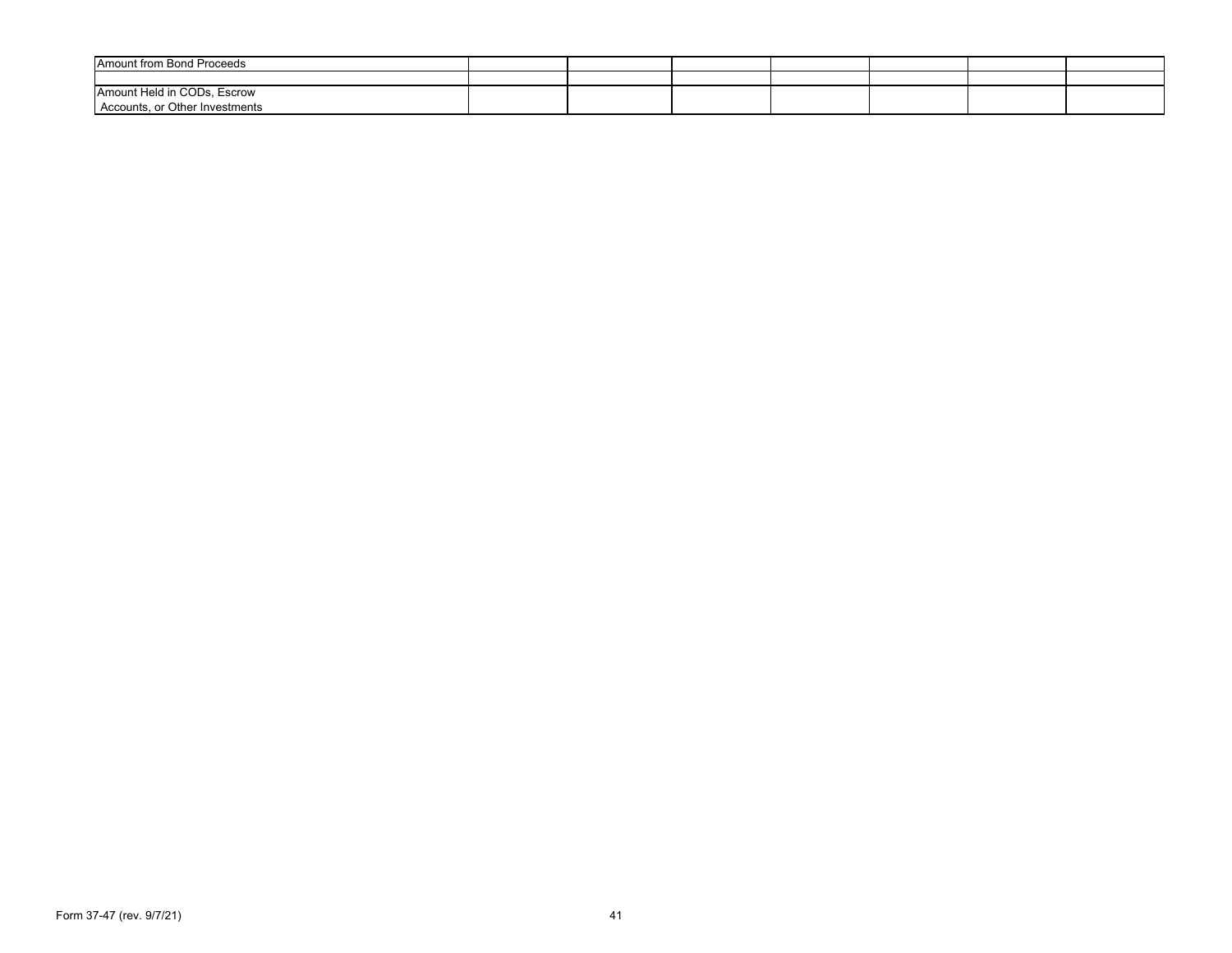| | | | | | | | |
|---|---|---|---|---|---|---|---|
| Amount from Bond Proceeds | | | | | | | |
| | | | | | | | |
| Amount Held in CODs, Escrow Accounts, or Other Investments | | | | | | | |

Form 37-47 (rev. 9/7/21)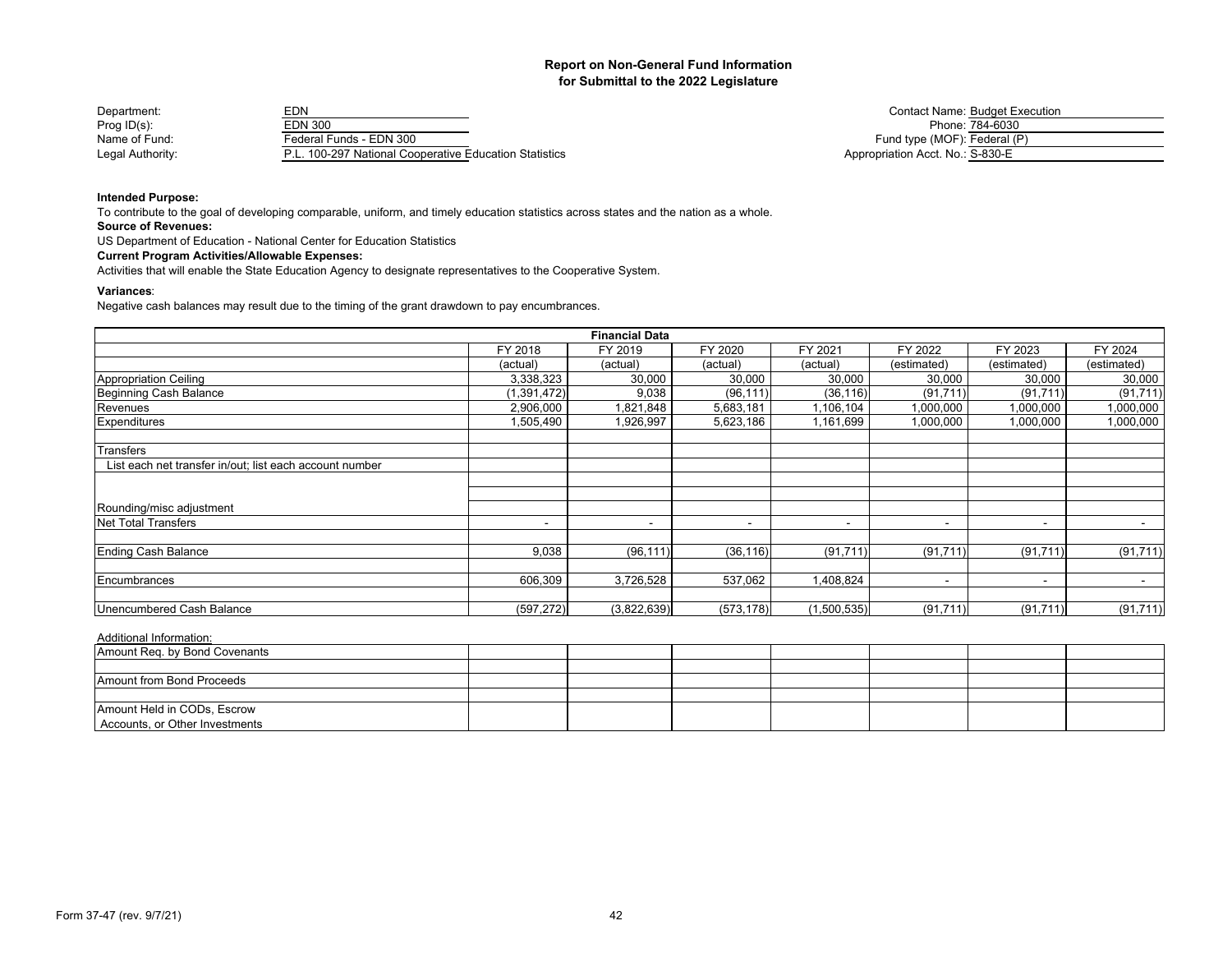# Report on Non-General Fund Information
## for Submittal to the 2022 Legislature

| | | | |
|---|---|---|---|
| Department: | EDN | Contact Name: | Budget Execution |
| Prog ID(s): | EDN 300 | Phone: | 784-6030 |
| Name of Fund: | Federal Funds - EDN 300 | Fund type (MOF): | Federal (P) |
| Legal Authority: | P.L. 100-297 National Cooperative Education Statistics | Appropriation Acct. No.: | S-830-E |

**Intended Purpose:**

To contribute to the goal of developing comparable, uniform, and timely education statistics across states and the nation as a whole.

**Source of Revenues:**

US Department of Education - National Center for Education Statistics

**Current Program Activities/Allowable Expenses:**

Activities that will enable the State Education Agency to designate representatives to the Cooperative System.

**Variances**:

Negative cash balances may result due to the timing of the grant drawdown to pay encumbrances.

| Financial Data | | | | | | | |
|---|---|---|---|---|---|---|---|
| | FY 2018 | FY 2019 | FY 2020 | FY 2021 | FY 2022 | FY 2023 | FY 2024 |
| | (actual) | (actual) | (actual) | (actual) | (estimated) | (estimated) | (estimated) |
| Appropriation Ceiling | 3,338,323 | 30,000 | 30,000 | 30,000 | 30,000 | 30,000 | 30,000 |
| Beginning Cash Balance | (1,391,472) | 9,038 | (96,111) | (36,116) | (91,711) | (91,711) | (91,711) |
| Revenues | 2,906,000 | 1,821,848 | 5,683,181 | 1,106,104 | 1,000,000 | 1,000,000 | 1,000,000 |
| Expenditures | 1,505,490 | 1,926,997 | 5,623,186 | 1,161,699 | 1,000,000 | 1,000,000 | 1,000,000 |
| | | | | | | | |
| Transfers | | | | | | | |
| List each net transfer in/out; list each account number | | | | | | | |
| | | | | | | | |
| | | | | | | | |
| Rounding/misc adjustment | | | | | | | |
| Net Total Transfers | - | - | - | - | - | - | - |
| | | | | | | | |
| Ending Cash Balance | 9,038 | (96,111) | (36,116) | (91,711) | (91,711) | (91,711) | (91,711) |
| | | | | | | | |
| Encumbrances | 606,309 | 3,726,528 | 537,062 | 1,408,824 | - | - | - |
| | | | | | | | |
| Unencumbered Cash Balance | (597,272) | (3,822,639) | (573,178) | (1,500,535) | (91,711) | (91,711) | (91,711) |

Additional Information:

| | | | | | | | |
|---|---|---|---|---|---|---|---|
| Amount Req. by Bond Covenants | | | | | | | |
| | | | | | | | |
| Amount from Bond Proceeds | | | | | | | |
| | | | | | | | |
| Amount Held in CODs, Escrow Accounts, or Other Investments | | | | | | | |

Form 37-47 (rev. 9/7/21)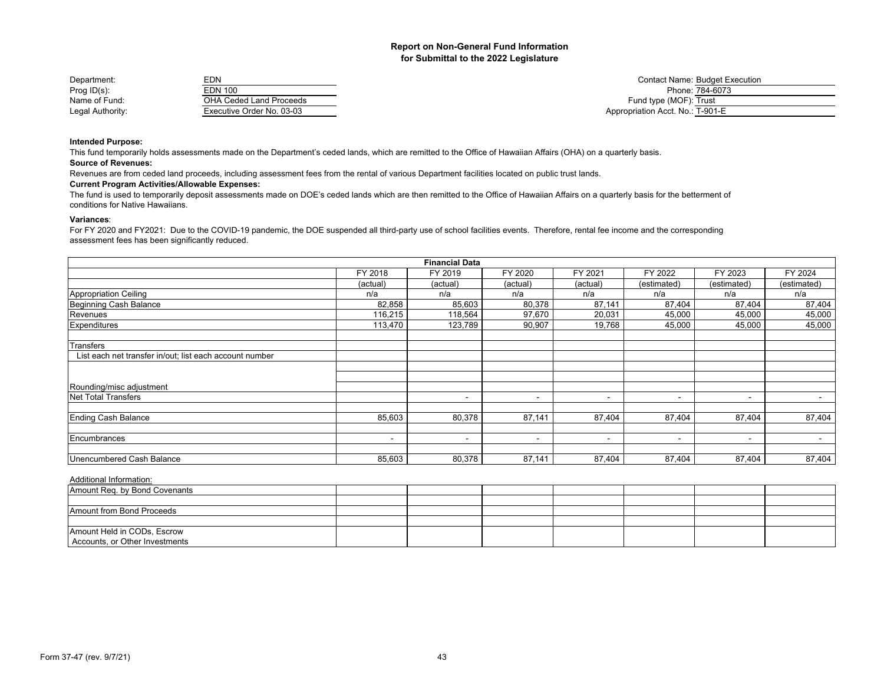## Report on Non-General Fund Information
## for Submittal to the 2022 Legislature

| | | | |
|---|---|---|---|
| Department: | EDN | Contact Name: | Budget Execution |
| Prog ID(s): | EDN 100 | Phone: | 784-6073 |
| Name of Fund: | OHA Ceded Land Proceeds | Fund type (MOF): | Trust |
| Legal Authority: | Executive Order No. 03-03 | Appropriation Acct. No.: | T-901-E |

**Intended Purpose:**

This fund temporarily holds assessments made on the Department's ceded lands, which are remitted to the Office of Hawaiian Affairs (OHA) on a quarterly basis.

**Source of Revenues:**

Revenues are from ceded land proceeds, including assessment fees from the rental of various Department facilities located on public trust lands.

**Current Program Activities/Allowable Expenses:**

The fund is used to temporarily deposit assessments made on DOE's ceded lands which are then remitted to the Office of Hawaiian Affairs on a quarterly basis for the betterment of conditions for Native Hawaiians.

**Variances**:

For FY 2020 and FY2021: Due to the COVID-19 pandemic, the DOE suspended all third-party use of school facilities events. Therefore, rental fee income and the corresponding assessment fees has been significantly reduced.

| Financial Data | | | | | | | |
|---|---|---|---|---|---|---|---|
| | FY 2018 | FY 2019 | FY 2020 | FY 2021 | FY 2022 | FY 2023 | FY 2024 |
| | (actual) | (actual) | (actual) | (actual) | (estimated) | (estimated) | (estimated) |
| Appropriation Ceiling | n/a | n/a | n/a | n/a | n/a | n/a | n/a |
| Beginning Cash Balance | 82,858 | 85,603 | 80,378 | 87,141 | 87,404 | 87,404 | 87,404 |
| Revenues | 116,215 | 118,564 | 97,670 | 20,031 | 45,000 | 45,000 | 45,000 |
| Expenditures | 113,470 | 123,789 | 90,907 | 19,768 | 45,000 | 45,000 | 45,000 |
| | | | | | | | |
| Transfers | | | | | | | |
| List each net transfer in/out; list each account number | | | | | | | |
| | | | | | | | |
| | | | | | | | |
| Rounding/misc adjustment | | | | | | | |
| Net Total Transfers | | - | - | - | - | - | - |
| | | | | | | | |
| Ending Cash Balance | 85,603 | 80,378 | 87,141 | 87,404 | 87,404 | 87,404 | 87,404 |
| | | | | | | | |
| Encumbrances | - | - | - | - | - | - | - |
| | | | | | | | |
| Unencumbered Cash Balance | 85,603 | 80,378 | 87,141 | 87,404 | 87,404 | 87,404 | 87,404 |

Additional Information:

| | | | | | | | |
|---|---|---|---|---|---|---|---|
| Amount Req. by Bond Covenants | | | | | | | |
| | | | | | | | |
| Amount from Bond Proceeds | | | | | | | |
| | | | | | | | |
| Amount Held in CODs, Escrow Accounts, or Other Investments | | | | | | | |

Form 37-47 (rev. 9/7/21)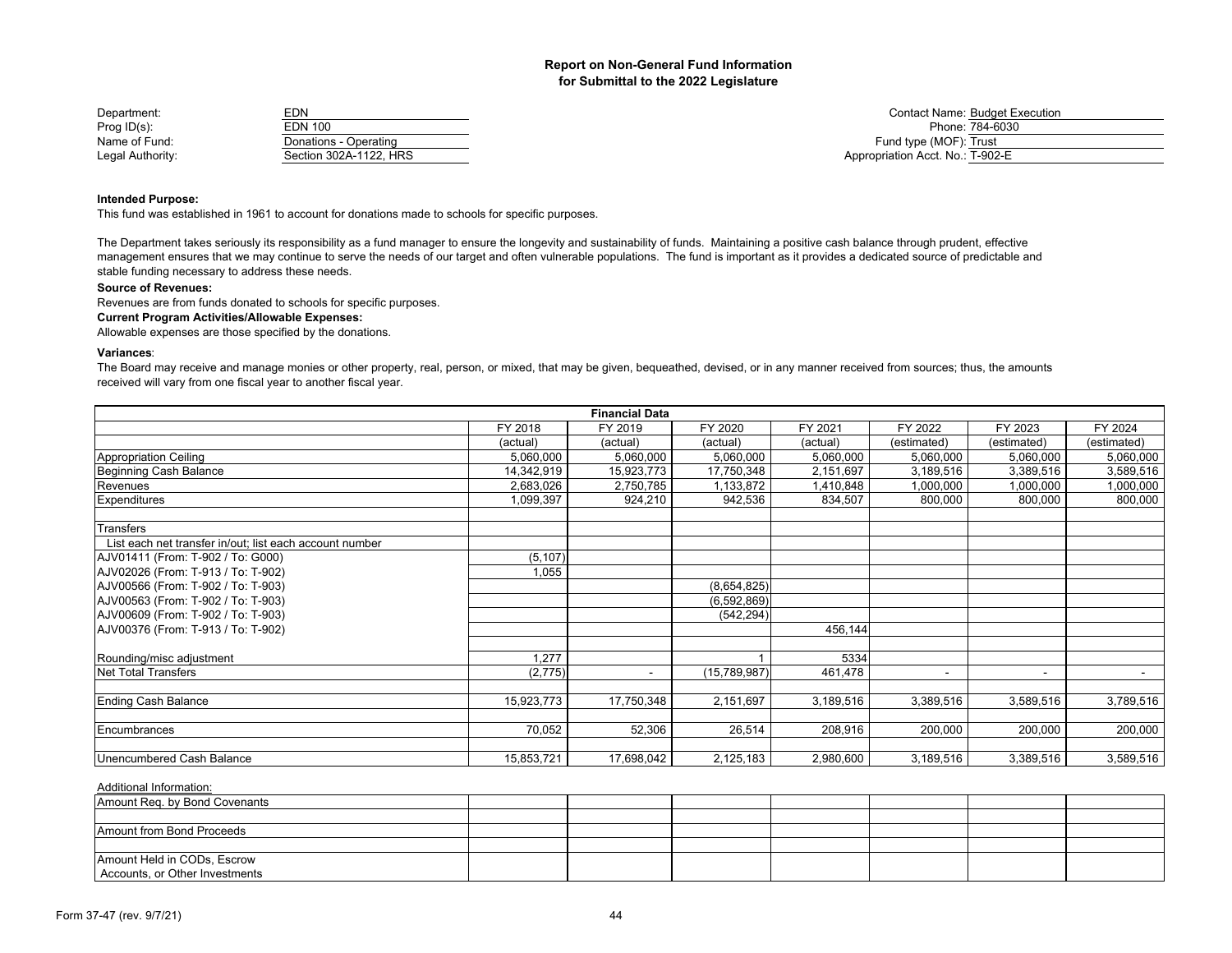# Report on Non-General Fund Information for Submittal to the 2022 Legislature

| | | | |
|---|---|---|---|
| Department: | EDN | Contact Name: | Budget Execution |
| Prog ID(s): | EDN 100 | Phone: | 784-6030 |
| Name of Fund: | Donations - Operating | Fund type (MOF): | Trust |
| Legal Authority: | Section 302A-1122, HRS | Appropriation Acct. No.: | T-902-E |

**Intended Purpose:**

This fund was established in 1961 to account for donations made to schools for specific purposes.

The Department takes seriously its responsibility as a fund manager to ensure the longevity and sustainability of funds. Maintaining a positive cash balance through prudent, effective management ensures that we may continue to serve the needs of our target and often vulnerable populations. The fund is important as it provides a dedicated source of predictable and stable funding necessary to address these needs.

**Source of Revenues:**

Revenues are from funds donated to schools for specific purposes.

**Current Program Activities/Allowable Expenses:**

Allowable expenses are those specified by the donations.

**Variances**:

The Board may receive and manage monies or other property, real, person, or mixed, that may be given, bequeathed, devised, or in any manner received from sources; thus, the amounts received will vary from one fiscal year to another fiscal year.

| Financial Data | FY 2018 (actual) | FY 2019 (actual) | FY 2020 (actual) | FY 2021 (actual) | FY 2022 (estimated) | FY 2023 (estimated) | FY 2024 (estimated) |
|---|---|---|---|---|---|---|---|
| Appropriation Ceiling | 5,060,000 | 5,060,000 | 5,060,000 | 5,060,000 | 5,060,000 | 5,060,000 | 5,060,000 |
| Beginning Cash Balance | 14,342,919 | 15,923,773 | 17,750,348 | 2,151,697 | 3,189,516 | 3,389,516 | 3,589,516 |
| Revenues | 2,683,026 | 2,750,785 | 1,133,872 | 1,410,848 | 1,000,000 | 1,000,000 | 1,000,000 |
| Expenditures | 1,099,397 | 924,210 | 942,536 | 834,507 | 800,000 | 800,000 | 800,000 |
| | | | | | | | |
| Transfers | | | | | | | |
| List each net transfer in/out; list each account number | | | | | | | |
| AJV01411 (From: T-902 / To: G000) | (5,107) | | | | | | |
| AJV02026 (From: T-913 / To: T-902) | 1,055 | | | | | | |
| AJV00566 (From: T-902 / To: T-903) | | | (8,654,825) | | | | |
| AJV00563 (From: T-902 / To: T-903) | | | (6,592,869) | | | | |
| AJV00609 (From: T-902 / To: T-903) | | | (542,294) | | | | |
| AJV00376 (From: T-913 / To: T-902) | | | | 456,144 | | | |
| | | | | | | | |
| Rounding/misc adjustment | 1,277 | | 1 | 5334 | | | |
| Net Total Transfers | (2,775) | - | (15,789,987) | 461,478 | - | - | - |
| | | | | | | | |
| Ending Cash Balance | 15,923,773 | 17,750,348 | 2,151,697 | 3,189,516 | 3,389,516 | 3,589,516 | 3,789,516 |
| | | | | | | | |
| Encumbrances | 70,052 | 52,306 | 26,514 | 208,916 | 200,000 | 200,000 | 200,000 |
| | | | | | | | |
| Unencumbered Cash Balance | 15,853,721 | 17,698,042 | 2,125,183 | 2,980,600 | 3,189,516 | 3,389,516 | 3,589,516 |

Additional Information:

| | | | | | | | |
|---|---|---|---|---|---|---|---|
| Amount Req. by Bond Covenants | | | | | | | |
| Amount from Bond Proceeds | | | | | | | |
| Amount Held in CODs, Escrow Accounts, or Other Investments | | | | | | | |

Form 37-47 (rev. 9/7/21)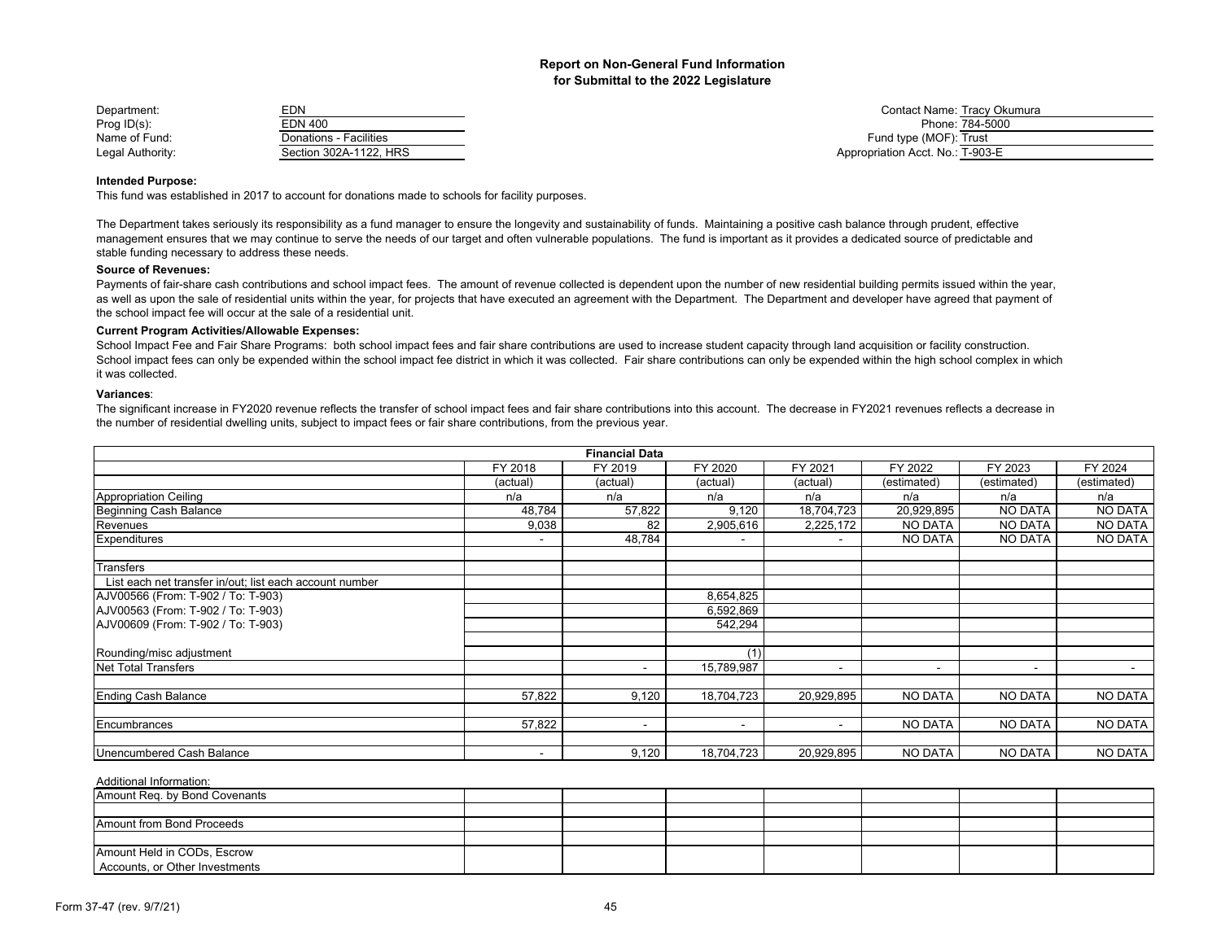# Report on Non-General Fund Information for Submittal to the 2022 Legislature

| | | | |
|---|---|---|---|
| Department: | EDN | Contact Name: | Tracy Okumura |
| Prog ID(s): | EDN 400 | Phone: | 784-5000 |
| Name of Fund: | Donations - Facilities | Fund type (MOF): | Trust |
| Legal Authority: | Section 302A-1122, HRS | Appropriation Acct. No.: | T-903-E |

**Intended Purpose:**

This fund was established in 2017 to account for donations made to schools for facility purposes.

The Department takes seriously its responsibility as a fund manager to ensure the longevity and sustainability of funds. Maintaining a positive cash balance through prudent, effective management ensures that we may continue to serve the needs of our target and often vulnerable populations. The fund is important as it provides a dedicated source of predictable and stable funding necessary to address these needs.

**Source of Revenues:**

Payments of fair-share cash contributions and school impact fees. The amount of revenue collected is dependent upon the number of new residential building permits issued within the year, as well as upon the sale of residential units within the year, for projects that have executed an agreement with the Department. The Department and developer have agreed that payment of the school impact fee will occur at the sale of a residential unit.

**Current Program Activities/Allowable Expenses:**

School Impact Fee and Fair Share Programs: both school impact fees and fair share contributions are used to increase student capacity through land acquisition or facility construction. School impact fees can only be expended within the school impact fee district in which it was collected. Fair share contributions can only be expended within the high school complex in which it was collected.

**Variances**:

The significant increase in FY2020 revenue reflects the transfer of school impact fees and fair share contributions into this account. The decrease in FY2021 revenues reflects a decrease in the number of residential dwelling units, subject to impact fees or fair share contributions, from the previous year.

| Financial Data | FY 2018 | FY 2019 | FY 2020 | FY 2021 | FY 2022 | FY 2023 | FY 2024 |
|---|---|---|---|---|---|---|---|
| | (actual) | (actual) | (actual) | (actual) | (estimated) | (estimated) | (estimated) |
| Appropriation Ceiling | n/a | n/a | n/a | n/a | n/a | n/a | n/a |
| Beginning Cash Balance | 48,784 | 57,822 | 9,120 | 18,704,723 | 20,929,895 | NO DATA | NO DATA |
| Revenues | 9,038 | 82 | 2,905,616 | 2,225,172 | NO DATA | NO DATA | NO DATA |
| Expenditures | - | 48,784 | - | - | NO DATA | NO DATA | NO DATA |
| | | | | | | | |
| Transfers | | | | | | | |
| List each net transfer in/out; list each account number | | | | | | | |
| AJV00566 (From: T-902 / To: T-903) | | | 8,654,825 | | | | |
| AJV00563 (From: T-902 / To: T-903) | | | 6,592,869 | | | | |
| AJV00609 (From: T-902 / To: T-903) | | | 542,294 | | | | |
| | | | | | | | |
| Rounding/misc adjustment | | | (1) | | | | |
| Net Total Transfers | | - | 15,789,987 | - | - | - | - |
| | | | | | | | |
| Ending Cash Balance | 57,822 | 9,120 | 18,704,723 | 20,929,895 | NO DATA | NO DATA | NO DATA |
| | | | | | | | |
| Encumbrances | 57,822 | - | - | - | NO DATA | NO DATA | NO DATA |
| | | | | | | | |
| Unencumbered Cash Balance | - | 9,120 | 18,704,723 | 20,929,895 | NO DATA | NO DATA | NO DATA |

Additional Information:

| | | | | | | | |
|---|---|---|---|---|---|---|---|
| Amount Req. by Bond Covenants | | | | | | | |
| | | | | | | | |
| Amount from Bond Proceeds | | | | | | | |
| | | | | | | | |
| Amount Held in CODs, Escrow Accounts, or Other Investments | | | | | | | |

Form 37-47 (rev. 9/7/21)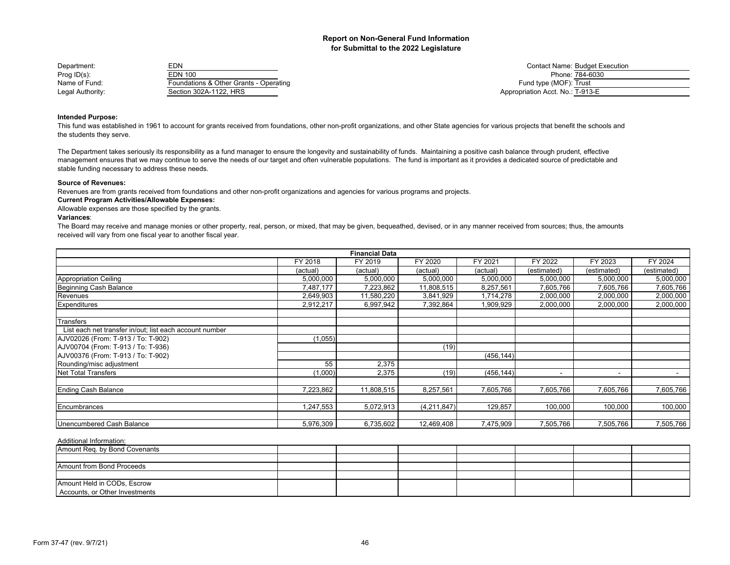# Report on Non-General Fund Information
## for Submittal to the 2022 Legislature

Department: EDN
Prog ID(s): EDN 100
Name of Fund: Foundations & Other Grants - Operating
Legal Authority: Section 302A-1122, HRS

Contact Name: Budget Execution
Phone: 784-6030
Fund type (MOF): Trust
Appropriation Acct. No.: T-913-E

**Intended Purpose:**

This fund was established in 1961 to account for grants received from foundations, other non-profit organizations, and other State agencies for various projects that benefit the schools and the students they serve.

The Department takes seriously its responsibility as a fund manager to ensure the longevity and sustainability of funds. Maintaining a positive cash balance through prudent, effective management ensures that we may continue to serve the needs of our target and often vulnerable populations. The fund is important as it provides a dedicated source of predictable and stable funding necessary to address these needs.

**Source of Revenues:**

Revenues are from grants received from foundations and other non-profit organizations and agencies for various programs and projects.

**Current Program Activities/Allowable Expenses:**

Allowable expenses are those specified by the grants.

**Variances**:

The Board may receive and manage monies or other property, real, person, or mixed, that may be given, bequeathed, devised, or in any manner received from sources; thus, the amounts received will vary from one fiscal year to another fiscal year.

| Financial Data | | | | | | | |
|---|---|---|---|---|---|---|---|
| | FY 2018 | FY 2019 | FY 2020 | FY 2021 | FY 2022 | FY 2023 | FY 2024 |
| | (actual) | (actual) | (actual) | (actual) | (estimated) | (estimated) | (estimated) |
| Appropriation Ceiling | 5,000,000 | 5,000,000 | 5,000,000 | 5,000,000 | 5,000,000 | 5,000,000 | 5,000,000 |
| Beginning Cash Balance | 7,487,177 | 7,223,862 | 11,808,515 | 8,257,561 | 7,605,766 | 7,605,766 | 7,605,766 |
| Revenues | 2,649,903 | 11,580,220 | 3,841,929 | 1,714,278 | 2,000,000 | 2,000,000 | 2,000,000 |
| Expenditures | 2,912,217 | 6,997,942 | 7,392,864 | 1,909,929 | 2,000,000 | 2,000,000 | 2,000,000 |
| | | | | | | | |
| Transfers | | | | | | | |
| List each net transfer in/out; list each account number | | | | | | | |
| AJV02026 (From: T-913 / To: T-902) | (1,055) | | | | | | |
| AJV00704 (From: T-913 / To: T-936) | | | (19) | | | | |
| AJV00376 (From: T-913 / To: T-902) | | | | (456,144) | | | |
| Rounding/misc adjustment | 55 | 2,375 | | | | | |
| Net Total Transfers | (1,000) | 2,375 | (19) | (456,144) | - | - | - |
| | | | | | | | |
| Ending Cash Balance | 7,223,862 | 11,808,515 | 8,257,561 | 7,605,766 | 7,605,766 | 7,605,766 | 7,605,766 |
| | | | | | | | |
| Encumbrances | 1,247,553 | 5,072,913 | (4,211,847) | 129,857 | 100,000 | 100,000 | 100,000 |
| | | | | | | | |
| Unencumbered Cash Balance | 5,976,309 | 6,735,602 | 12,469,408 | 7,475,909 | 7,505,766 | 7,505,766 | 7,505,766 |

Additional Information:

| | | | | | | | |
|---|---|---|---|---|---|---|---|
| Amount Req. by Bond Covenants | | | | | | | |
| Amount from Bond Proceeds | | | | | | | |
| Amount Held in CODs, Escrow Accounts, or Other Investments | | | | | | | |

Form 37-47 (rev. 9/7/21)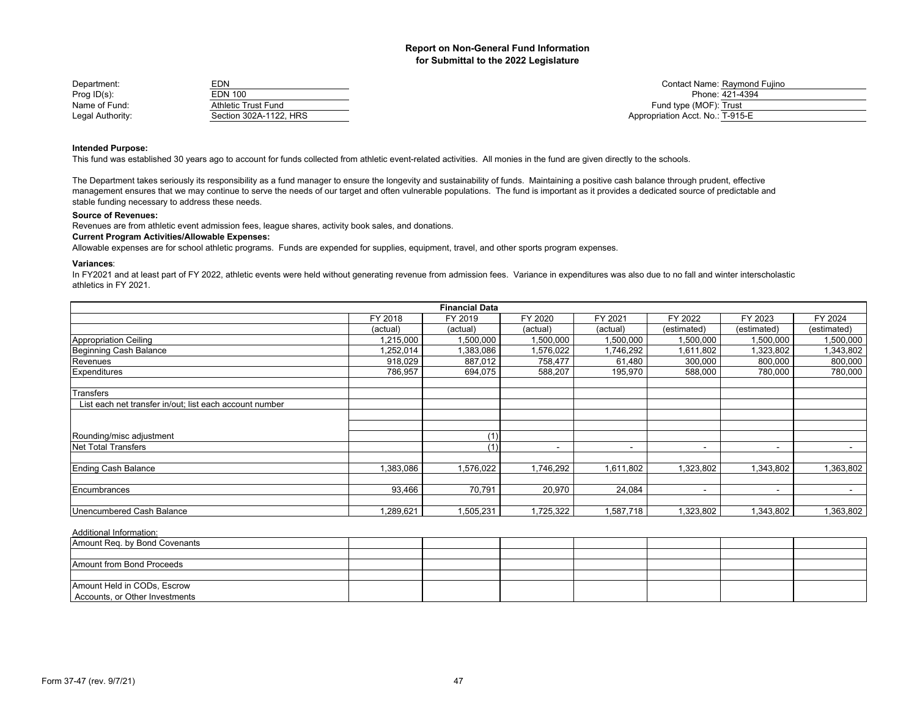## Report on Non-General Fund Information
## for Submittal to the 2022 Legislature

| | | | |
|---|---|---|---|
| Department: | EDN | Contact Name: | Raymond Fujino |
| Prog ID(s): | EDN 100 | Phone: | 421-4394 |
| Name of Fund: | Athletic Trust Fund | Fund type (MOF): | Trust |
| Legal Authority: | Section 302A-1122, HRS | Appropriation Acct. No.: | T-915-E |

**Intended Purpose:**

This fund was established 30 years ago to account for funds collected from athletic event-related activities. All monies in the fund are given directly to the schools.

The Department takes seriously its responsibility as a fund manager to ensure the longevity and sustainability of funds. Maintaining a positive cash balance through prudent, effective management ensures that we may continue to serve the needs of our target and often vulnerable populations. The fund is important as it provides a dedicated source of predictable and stable funding necessary to address these needs.

**Source of Revenues:**

Revenues are from athletic event admission fees, league shares, activity book sales, and donations.

**Current Program Activities/Allowable Expenses:**

Allowable expenses are for school athletic programs. Funds are expended for supplies, equipment, travel, and other sports program expenses.

**Variances**:

In FY2021 and at least part of FY 2022, athletic events were held without generating revenue from admission fees. Variance in expenditures was also due to no fall and winter interscholastic athletics in FY 2021.

| Financial Data | FY 2018 | FY 2019 | FY 2020 | FY 2021 | FY 2022 | FY 2023 | FY 2024 |
|---|---|---|---|---|---|---|---|
| | (actual) | (actual) | (actual) | (actual) | (estimated) | (estimated) | (estimated) |
| Appropriation Ceiling | 1,215,000 | 1,500,000 | 1,500,000 | 1,500,000 | 1,500,000 | 1,500,000 | 1,500,000 |
| Beginning Cash Balance | 1,252,014 | 1,383,086 | 1,576,022 | 1,746,292 | 1,611,802 | 1,323,802 | 1,343,802 |
| Revenues | 918,029 | 887,012 | 758,477 | 61,480 | 300,000 | 800,000 | 800,000 |
| Expenditures | 786,957 | 694,075 | 588,207 | 195,970 | 588,000 | 780,000 | 780,000 |
| | | | | | | | |
| Transfers | | | | | | | |
| List each net transfer in/out; list each account number | | | | | | | |
| | | | | | | | |
| | | | | | | | |
| Rounding/misc adjustment | | (1) | | | | | |
| Net Total Transfers | | (1) | - | - | - | - | - |
| | | | | | | | |
| Ending Cash Balance | 1,383,086 | 1,576,022 | 1,746,292 | 1,611,802 | 1,323,802 | 1,343,802 | 1,363,802 |
| | | | | | | | |
| Encumbrances | 93,466 | 70,791 | 20,970 | 24,084 | - | - | - |
| | | | | | | | |
| Unencumbered Cash Balance | 1,289,621 | 1,505,231 | 1,725,322 | 1,587,718 | 1,323,802 | 1,343,802 | 1,363,802 |

Additional Information:

| | | | | | | | |
|---|---|---|---|---|---|---|---|
| Amount Req. by Bond Covenants | | | | | | | |
| | | | | | | | |
| Amount from Bond Proceeds | | | | | | | |
| | | | | | | | |
| Amount Held in CODs, Escrow Accounts, or Other Investments | | | | | | | |

Form 37-47 (rev. 9/7/21)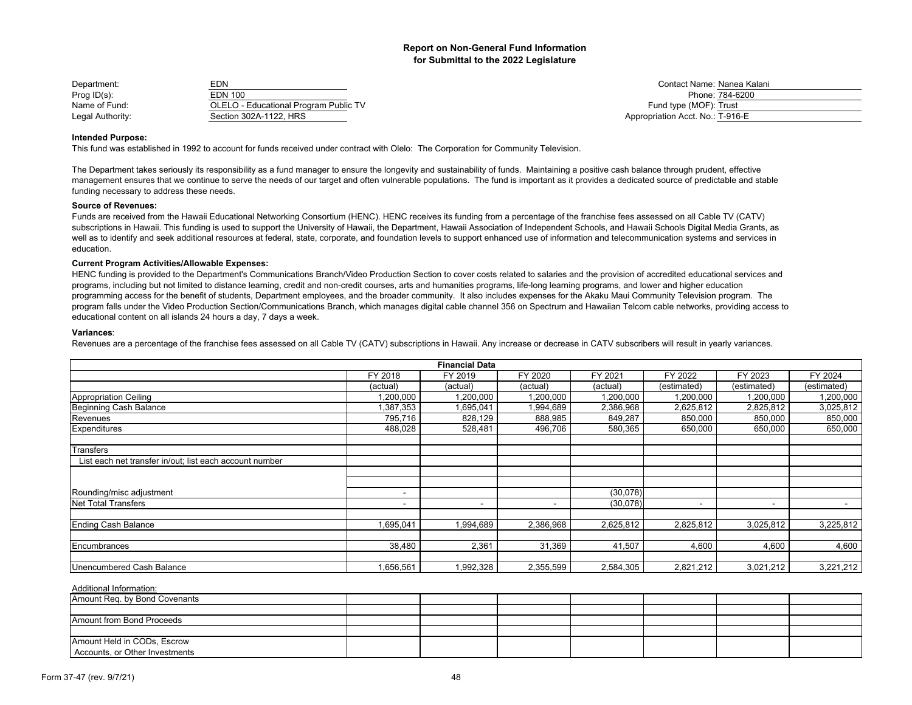# Report on Non-General Fund Information for Submittal to the 2022 Legislature

| | |
|---|---|
| Department: | EDN |
| Prog ID(s): | EDN 100 |
| Name of Fund: | OLELO - Educational Program Public TV |
| Legal Authority: | Section 302A-1122, HRS |

| | |
|---|---|
| Contact Name: | Nanea Kalani |
| Phone: | 784-6200 |
| Fund type (MOF): | Trust |
| Appropriation Acct. No.: | T-916-E |

**Intended Purpose:**

This fund was established in 1992 to account for funds received under contract with Olelo: The Corporation for Community Television.

The Department takes seriously its responsibility as a fund manager to ensure the longevity and sustainability of funds. Maintaining a positive cash balance through prudent, effective management ensures that we continue to serve the needs of our target and often vulnerable populations. The fund is important as it provides a dedicated source of predictable and stable funding necessary to address these needs.

**Source of Revenues:**

Funds are received from the Hawaii Educational Networking Consortium (HENC). HENC receives its funding from a percentage of the franchise fees assessed on all Cable TV (CATV) subscriptions in Hawaii. This funding is used to support the University of Hawaii, the Department, Hawaii Association of Independent Schools, and Hawaii Schools Digital Media Grants, as well as to identify and seek additional resources at federal, state, corporate, and foundation levels to support enhanced use of information and telecommunication systems and services in education.

**Current Program Activities/Allowable Expenses:**

HENC funding is provided to the Department's Communications Branch/Video Production Section to cover costs related to salaries and the provision of accredited educational services and programs, including but not limited to distance learning, credit and non-credit courses, arts and humanities programs, life-long learning programs, and lower and higher education programming access for the benefit of students, Department employees, and the broader community. It also includes expenses for the Akaku Maui Community Television program. The program falls under the Video Production Section/Communications Branch, which manages digital cable channel 356 on Spectrum and Hawaiian Telcom cable networks, providing access to educational content on all islands 24 hours a day, 7 days a week.

**Variances**:

Revenues are a percentage of the franchise fees assessed on all Cable TV (CATV) subscriptions in Hawaii. Any increase or decrease in CATV subscribers will result in yearly variances.

| Financial Data | FY 2018 | FY 2019 | FY 2020 | FY 2021 | FY 2022 | FY 2023 | FY 2024 |
|---|---|---|---|---|---|---|---|
| | (actual) | (actual) | (actual) | (actual) | (estimated) | (estimated) | (estimated) |
| Appropriation Ceiling | 1,200,000 | 1,200,000 | 1,200,000 | 1,200,000 | 1,200,000 | 1,200,000 | 1,200,000 |
| Beginning Cash Balance | 1,387,353 | 1,695,041 | 1,994,689 | 2,386,968 | 2,625,812 | 2,825,812 | 3,025,812 |
| Revenues | 795,716 | 828,129 | 888,985 | 849,287 | 850,000 | 850,000 | 850,000 |
| Expenditures | 488,028 | 528,481 | 496,706 | 580,365 | 650,000 | 650,000 | 650,000 |
| | | | | | | | |
| Transfers | | | | | | | |
| List each net transfer in/out; list each account number | | | | | | | |
| | | | | | | | |
| | | | | | | | |
| Rounding/misc adjustment | - | | | (30,078) | | | |
| Net Total Transfers | - | - | - | (30,078) | - | - | - |
| | | | | | | | |
| Ending Cash Balance | 1,695,041 | 1,994,689 | 2,386,968 | 2,625,812 | 2,825,812 | 3,025,812 | 3,225,812 |
| | | | | | | | |
| Encumbrances | 38,480 | 2,361 | 31,369 | 41,507 | 4,600 | 4,600 | 4,600 |
| | | | | | | | |
| Unencumbered Cash Balance | 1,656,561 | 1,992,328 | 2,355,599 | 2,584,305 | 2,821,212 | 3,021,212 | 3,221,212 |

Additional Information:

| | | | | | | | |
|---|---|---|---|---|---|---|---|
| Amount Req. by Bond Covenants | | | | | | | |
| | | | | | | | |
| Amount from Bond Proceeds | | | | | | | |
| | | | | | | | |
| Amount Held in CODs, Escrow Accounts, or Other Investments | | | | | | | |

Form 37-47 (rev. 9/7/21)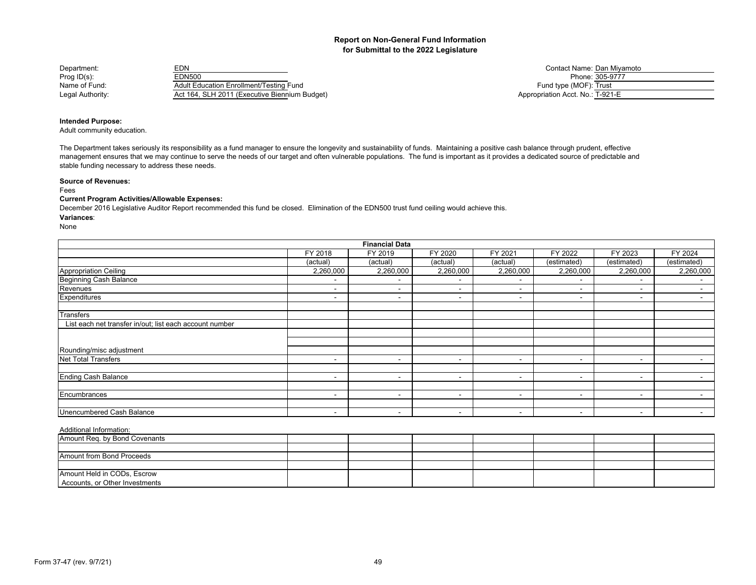## Report on Non-General Fund Information for Submittal to the 2022 Legislature

Department: EDN
Prog ID(s): EDN500
Name of Fund: Adult Education Enrollment/Testing Fund
Legal Authority: Act 164, SLH 2011 (Executive Biennium Budget)

Contact Name: Dan Miyamoto
Phone: 305-9777
Fund type (MOF): Trust
Appropriation Acct. No.: T-921-E

**Intended Purpose:**
Adult community education.

The Department takes seriously its responsibility as a fund manager to ensure the longevity and sustainability of funds. Maintaining a positive cash balance through prudent, effective management ensures that we may continue to serve the needs of our target and often vulnerable populations. The fund is important as it provides a dedicated source of predictable and stable funding necessary to address these needs.

**Source of Revenues:**
Fees

**Current Program Activities/Allowable Expenses:**
December 2016 Legislative Auditor Report recommended this fund be closed. Elimination of the EDN500 trust fund ceiling would achieve this.

**Variances**:
None

| Financial Data | FY 2018 | FY 2019 | FY 2020 | FY 2021 | FY 2022 | FY 2023 | FY 2024 |
|---|---|---|---|---|---|---|---|
| | (actual) | (actual) | (actual) | (actual) | (estimated) | (estimated) | (estimated) |
| Appropriation Ceiling | 2,260,000 | 2,260,000 | 2,260,000 | 2,260,000 | 2,260,000 | 2,260,000 | 2,260,000 |
| Beginning Cash Balance | - | - | - | - | - | - | - |
| Revenues | - | - | - | - | - | - | - |
| Expenditures | - | - | - | - | - | - | - |
| | | | | | | | |
| Transfers | | | | | | | |
| List each net transfer in/out; list each account number | | | | | | | |
| | | | | | | | |
| | | | | | | | |
| Rounding/misc adjustment | | | | | | | |
| Net Total Transfers | - | - | - | - | - | - | - |
| | | | | | | | |
| Ending Cash Balance | - | - | - | - | - | - | - |
| | | | | | | | |
| Encumbrances | - | - | - | - | - | - | - |
| | | | | | | | |
| Unencumbered Cash Balance | - | - | - | - | - | - | - |

Additional Information:

| | | | | | | | |
|---|---|---|---|---|---|---|---|
| Amount Req. by Bond Covenants | | | | | | | |
| | | | | | | | |
| Amount from Bond Proceeds | | | | | | | |
| | | | | | | | |
| Amount Held in CODs, Escrow Accounts, or Other Investments | | | | | | | |

Form 37-47 (rev. 9/7/21)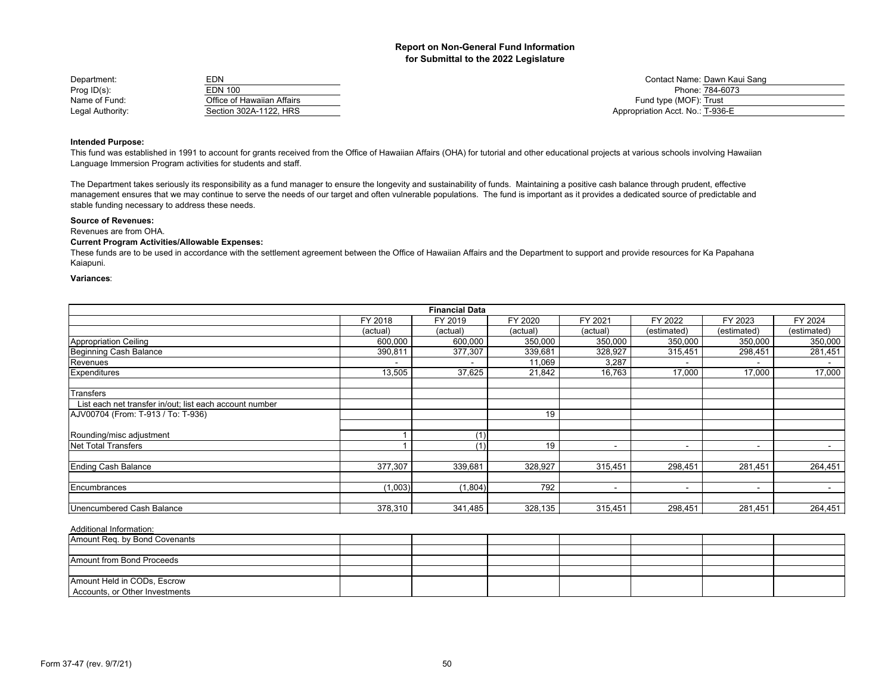## Report on Non-General Fund Information for Submittal to the 2022 Legislature

| | | | |
|---|---|---|---|
| Department: | EDN | Contact Name: | Dawn Kaui Sang |
| Prog ID(s): | EDN 100 | Phone: | 784-6073 |
| Name of Fund: | Office of Hawaiian Affairs | Fund type (MOF): | Trust |
| Legal Authority: | Section 302A-1122, HRS | Appropriation Acct. No.: | T-936-E |

**Intended Purpose:**

This fund was established in 1991 to account for grants received from the Office of Hawaiian Affairs (OHA) for tutorial and other educational projects at various schools involving Hawaiian Language Immersion Program activities for students and staff.

The Department takes seriously its responsibility as a fund manager to ensure the longevity and sustainability of funds. Maintaining a positive cash balance through prudent, effective management ensures that we may continue to serve the needs of our target and often vulnerable populations. The fund is important as it provides a dedicated source of predictable and stable funding necessary to address these needs.

**Source of Revenues:**

Revenues are from OHA.

**Current Program Activities/Allowable Expenses:**

These funds are to be used in accordance with the settlement agreement between the Office of Hawaiian Affairs and the Department to support and provide resources for Ka Papahana Kaiapuni.

**Variances**:

| Financial Data | | | | | | | |
|---|---|---|---|---|---|---|---|
| | FY 2018 | FY 2019 | FY 2020 | FY 2021 | FY 2022 | FY 2023 | FY 2024 |
| | (actual) | (actual) | (actual) | (actual) | (estimated) | (estimated) | (estimated) |
| Appropriation Ceiling | 600,000 | 600,000 | 350,000 | 350,000 | 350,000 | 350,000 | 350,000 |
| Beginning Cash Balance | 390,811 | 377,307 | 339,681 | 328,927 | 315,451 | 298,451 | 281,451 |
| Revenues | - | - | 11,069 | 3,287 | - | - | - |
| Expenditures | 13,505 | 37,625 | 21,842 | 16,763 | 17,000 | 17,000 | 17,000 |
| | | | | | | | |
| Transfers | | | | | | | |
| List each net transfer in/out; list each account number | | | | | | | |
| AJV00704 (From: T-913 / To: T-936) | | | 19 | | | | |
| | | | | | | | |
| Rounding/misc adjustment | 1 | (1) | | | | | |
| Net Total Transfers | 1 | (1) | 19 | - | - | - | - |
| | | | | | | | |
| Ending Cash Balance | 377,307 | 339,681 | 328,927 | 315,451 | 298,451 | 281,451 | 264,451 |
| | | | | | | | |
| Encumbrances | (1,003) | (1,804) | 792 | - | - | - | - |
| | | | | | | | |
| Unencumbered Cash Balance | 378,310 | 341,485 | 328,135 | 315,451 | 298,451 | 281,451 | 264,451 |

Additional Information:

| | | | | | | | |
|---|---|---|---|---|---|---|---|
| Amount Req. by Bond Covenants | | | | | | | |
| | | | | | | | |
| Amount from Bond Proceeds | | | | | | | |
| | | | | | | | |
| Amount Held in CODs, Escrow Accounts, or Other Investments | | | | | | | |

Form 37-47 (rev. 9/7/21)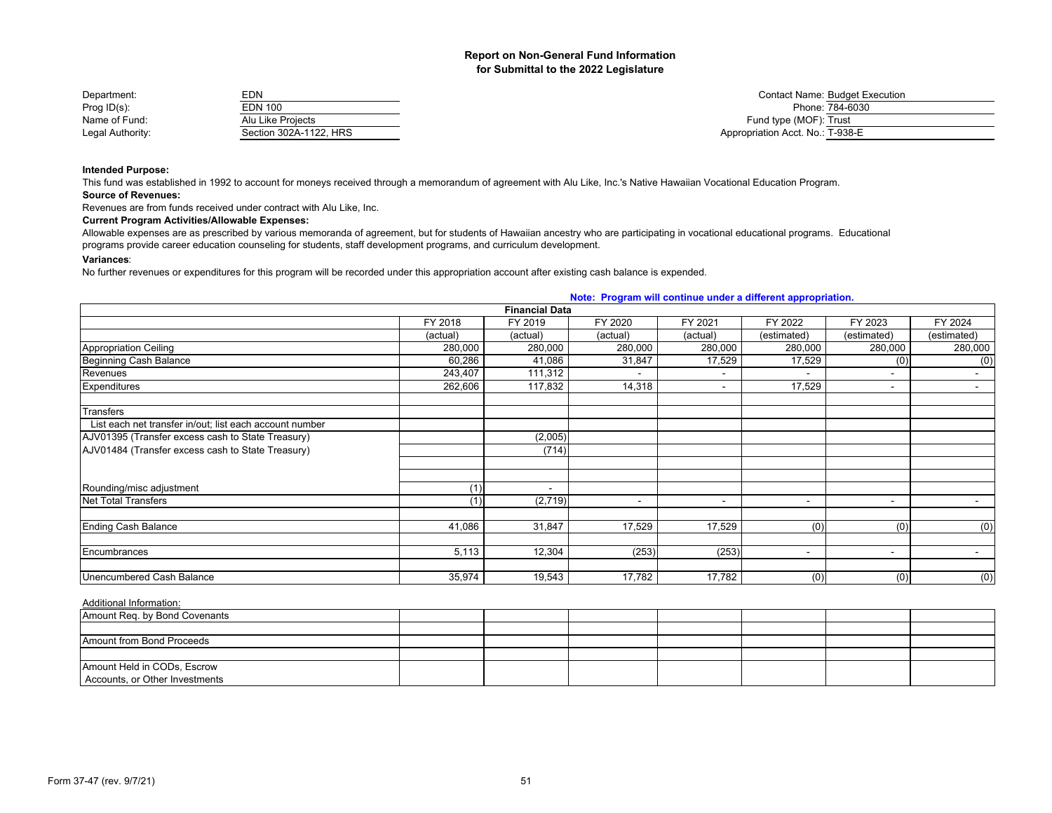## Report on Non-General Fund Information
## for Submittal to the 2022 Legislature

| | | | |
|---|---|---|---|
| Department: | EDN | Contact Name: | Budget Execution |
| Prog ID(s): | EDN 100 | Phone: | 784-6030 |
| Name of Fund: | Alu Like Projects | Fund type (MOF): | Trust |
| Legal Authority: | Section 302A-1122, HRS | Appropriation Acct. No.: | T-938-E |

**Intended Purpose:**

This fund was established in 1992 to account for moneys received through a memorandum of agreement with Alu Like, Inc.'s Native Hawaiian Vocational Education Program.

**Source of Revenues:**

Revenues are from funds received under contract with Alu Like, Inc.

**Current Program Activities/Allowable Expenses:**

Allowable expenses are as prescribed by various memoranda of agreement, but for students of Hawaiian ancestry who are participating in vocational educational programs. Educational programs provide career education counseling for students, staff development programs, and curriculum development.

**Variances**:

No further revenues or expenditures for this program will be recorded under this appropriation account after existing cash balance is expended.

**Note: Program will continue under a different appropriation.**

| Financial Data | | | | | | | |
|---|---|---|---|---|---|---|---|
| | FY 2018 | FY 2019 | FY 2020 | FY 2021 | FY 2022 | FY 2023 | FY 2024 |
| | (actual) | (actual) | (actual) | (actual) | (estimated) | (estimated) | (estimated) |
| Appropriation Ceiling | 280,000 | 280,000 | 280,000 | 280,000 | 280,000 | 280,000 | 280,000 |
| Beginning Cash Balance | 60,286 | 41,086 | 31,847 | 17,529 | 17,529 | (0) | (0) |
| Revenues | 243,407 | 111,312 | - | - | - | - | - |
| Expenditures | 262,606 | 117,832 | 14,318 | - | 17,529 | - | - |
| | | | | | | | |
| Transfers | | | | | | | |
| List each net transfer in/out; list each account number | | | | | | | |
| AJV01395 (Transfer excess cash to State Treasury) | | (2,005) | | | | | |
| AJV01484 (Transfer excess cash to State Treasury) | | (714) | | | | | |
| | | | | | | | |
| | | | | | | | |
| Rounding/misc adjustment | (1) | - | | | | | |
| Net Total Transfers | (1) | (2,719) | - | - | - | - | - |
| | | | | | | | |
| Ending Cash Balance | 41,086 | 31,847 | 17,529 | 17,529 | (0) | (0) | (0) |
| | | | | | | | |
| Encumbrances | 5,113 | 12,304 | (253) | (253) | - | - | - |
| | | | | | | | |
| Unencumbered Cash Balance | 35,974 | 19,543 | 17,782 | 17,782 | (0) | (0) | (0) |

Additional Information:

| | | | | | | | |
|---|---|---|---|---|---|---|---|
| Amount Req. by Bond Covenants | | | | | | | |
| | | | | | | | |
| Amount from Bond Proceeds | | | | | | | |
| | | | | | | | |
| Amount Held in CODs, Escrow Accounts, or Other Investments | | | | | | | |

Form 37-47 (rev. 9/7/21)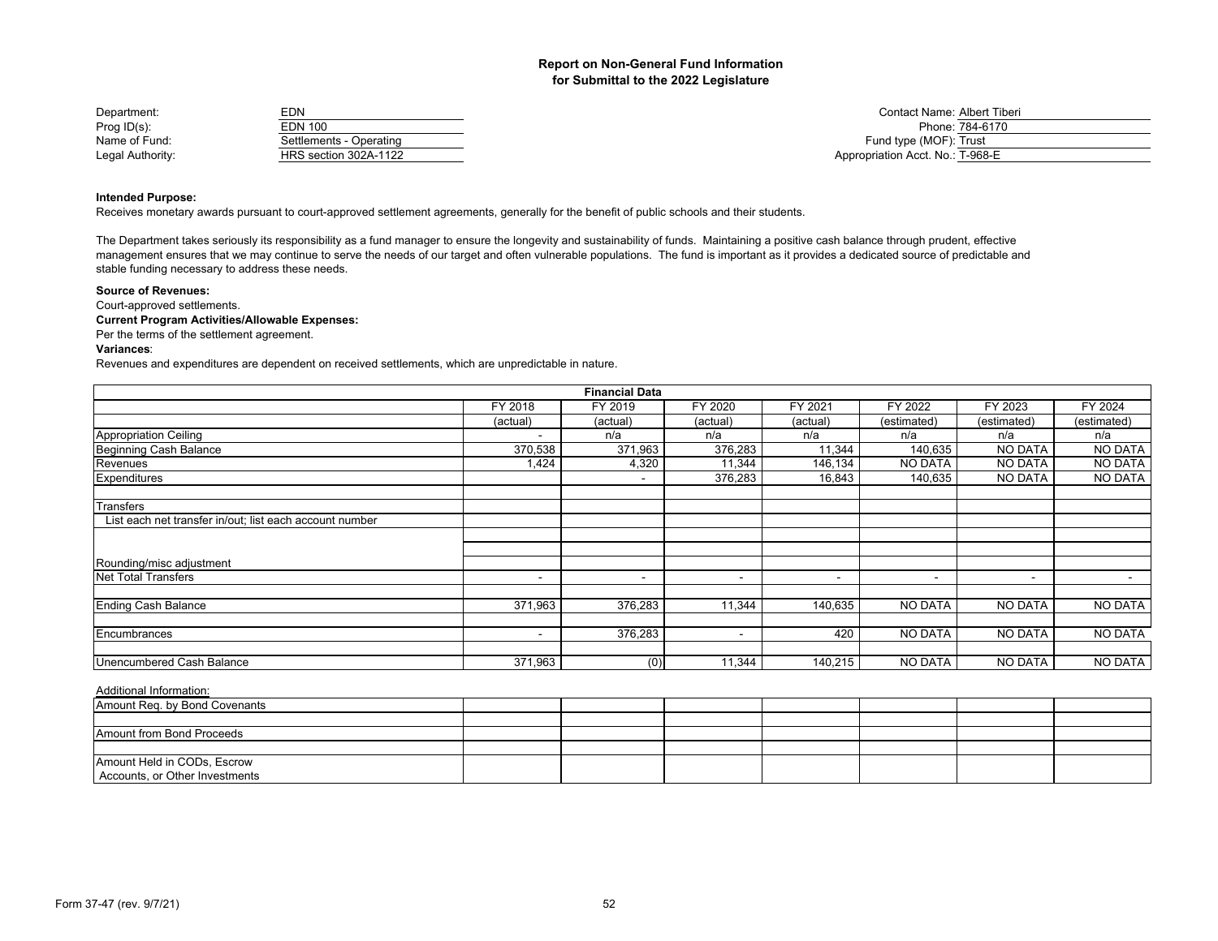# Report on Non-General Fund Information for Submittal to the 2022 Legislature

| | |
|---|---|
| Department: | EDN |
| Prog ID(s): | EDN 100 |
| Name of Fund: | Settlements - Operating |
| Legal Authority: | HRS section 302A-1122 |

| | |
|---|---|
| Contact Name: | Albert Tiberi |
| Phone: | 784-6170 |
| Fund type (MOF): | Trust |
| Appropriation Acct. No.: | T-968-E |

**Intended Purpose:**

Receives monetary awards pursuant to court-approved settlement agreements, generally for the benefit of public schools and their students.

The Department takes seriously its responsibility as a fund manager to ensure the longevity and sustainability of funds. Maintaining a positive cash balance through prudent, effective management ensures that we may continue to serve the needs of our target and often vulnerable populations. The fund is important as it provides a dedicated source of predictable and stable funding necessary to address these needs.

**Source of Revenues:**

Court-approved settlements.

**Current Program Activities/Allowable Expenses:**

Per the terms of the settlement agreement.

**Variances**:

Revenues and expenditures are dependent on received settlements, which are unpredictable in nature.

| Financial Data | | | | | | | |
|---|---|---|---|---|---|---|---|
| | FY 2018 | FY 2019 | FY 2020 | FY 2021 | FY 2022 | FY 2023 | FY 2024 |
| | (actual) | (actual) | (actual) | (actual) | (estimated) | (estimated) | (estimated) |
| Appropriation Ceiling | - | n/a | n/a | n/a | n/a | n/a | n/a |
| Beginning Cash Balance | 370,538 | 371,963 | 376,283 | 11,344 | 140,635 | NO DATA | NO DATA |
| Revenues | 1,424 | 4,320 | 11,344 | 146,134 | NO DATA | NO DATA | NO DATA |
| Expenditures | | - | 376,283 | 16,843 | 140,635 | NO DATA | NO DATA |
| | | | | | | | |
| Transfers | | | | | | | |
| List each net transfer in/out; list each account number | | | | | | | |
| | | | | | | | |
| | | | | | | | |
| Rounding/misc adjustment | | | | | | | |
| Net Total Transfers | - | - | - | - | - | - | - |
| | | | | | | | |
| Ending Cash Balance | 371,963 | 376,283 | 11,344 | 140,635 | NO DATA | NO DATA | NO DATA |
| | | | | | | | |
| Encumbrances | - | 376,283 | - | 420 | NO DATA | NO DATA | NO DATA |
| | | | | | | | |
| Unencumbered Cash Balance | 371,963 | (0) | 11,344 | 140,215 | NO DATA | NO DATA | NO DATA |

Additional Information:

| | | | | | | | |
|---|---|---|---|---|---|---|---|
| Amount Req. by Bond Covenants | | | | | | | |
| | | | | | | | |
| Amount from Bond Proceeds | | | | | | | |
| | | | | | | | |
| Amount Held in CODs, Escrow Accounts, or Other Investments | | | | | | | |

Form 37-47 (rev. 9/7/21)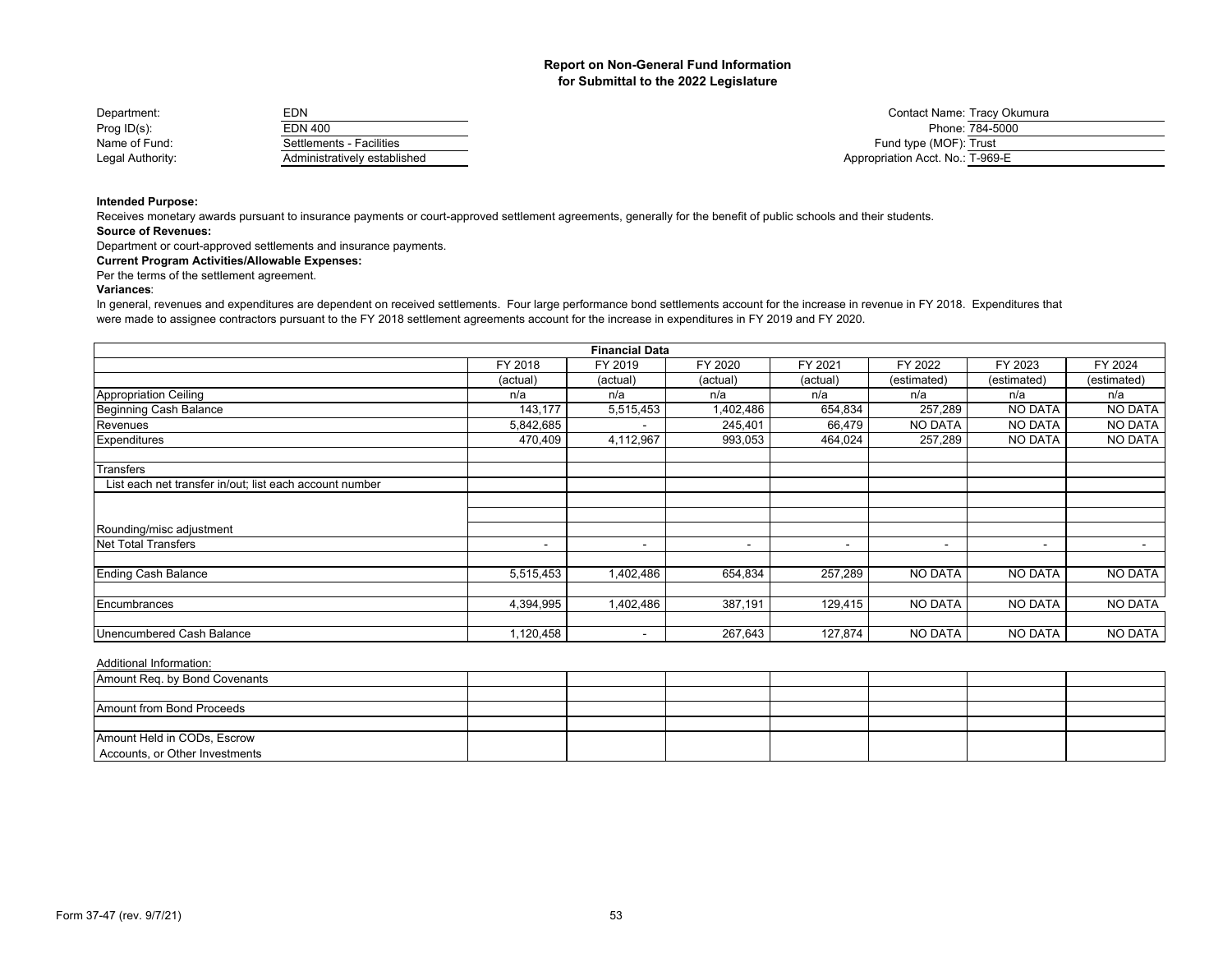# Report on Non-General Fund Information
## for Submittal to the 2022 Legislature

| | |
|---|---|
| Department: | EDN |
| Prog ID(s): | EDN 400 |
| Name of Fund: | Settlements - Facilities |
| Legal Authority: | Administratively established |

| | |
|---|---|
| Contact Name: | Tracy Okumura |
| Phone: | 784-5000 |
| Fund type (MOF): | Trust |
| Appropriation Acct. No.: | T-969-E |

**Intended Purpose:**

Receives monetary awards pursuant to insurance payments or court-approved settlement agreements, generally for the benefit of public schools and their students.

**Source of Revenues:**

Department or court-approved settlements and insurance payments.

**Current Program Activities/Allowable Expenses:**

Per the terms of the settlement agreement.

**Variances**:

In general, revenues and expenditures are dependent on received settlements. Four large performance bond settlements account for the increase in revenue in FY 2018. Expenditures that were made to assignee contractors pursuant to the FY 2018 settlement agreements account for the increase in expenditures in FY 2019 and FY 2020.

| Financial Data | | | | | | | |
|---|---|---|---|---|---|---|---|
| | FY 2018 | FY 2019 | FY 2020 | FY 2021 | FY 2022 | FY 2023 | FY 2024 |
| | (actual) | (actual) | (actual) | (actual) | (estimated) | (estimated) | (estimated) |
| Appropriation Ceiling | n/a | n/a | n/a | n/a | n/a | n/a | n/a |
| Beginning Cash Balance | 143,177 | 5,515,453 | 1,402,486 | 654,834 | 257,289 | NO DATA | NO DATA |
| Revenues | 5,842,685 | - | 245,401 | 66,479 | NO DATA | NO DATA | NO DATA |
| Expenditures | 470,409 | 4,112,967 | 993,053 | 464,024 | 257,289 | NO DATA | NO DATA |
| | | | | | | | |
| Transfers | | | | | | | |
| List each net transfer in/out; list each account number | | | | | | | |
| | | | | | | | |
| | | | | | | | |
| Rounding/misc adjustment | | | | | | | |
| Net Total Transfers | - | - | - | - | - | - | - |
| | | | | | | | |
| Ending Cash Balance | 5,515,453 | 1,402,486 | 654,834 | 257,289 | NO DATA | NO DATA | NO DATA |
| | | | | | | | |
| Encumbrances | 4,394,995 | 1,402,486 | 387,191 | 129,415 | NO DATA | NO DATA | NO DATA |
| | | | | | | | |
| Unencumbered Cash Balance | 1,120,458 | - | 267,643 | 127,874 | NO DATA | NO DATA | NO DATA |

Additional Information:

| | | | | | | | |
|---|---|---|---|---|---|---|---|
| Amount Req. by Bond Covenants | | | | | | | |
| | | | | | | | |
| Amount from Bond Proceeds | | | | | | | |
| | | | | | | | |
| Amount Held in CODs, Escrow Accounts, or Other Investments | | | | | | | |

Form 37-47 (rev. 9/7/21)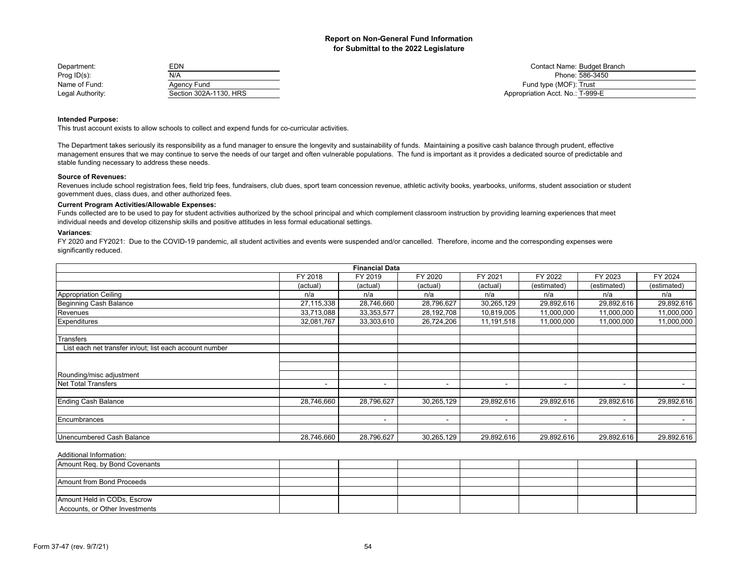# Report on Non-General Fund Information
## for Submittal to the 2022 Legislature

| | | | |
|---|---|---|---|
| Department: | EDN | Contact Name: | Budget Branch |
| Prog ID(s): | N/A | Phone: | 586-3450 |
| Name of Fund: | Agency Fund | Fund type (MOF): | Trust |
| Legal Authority: | Section 302A-1130, HRS | Appropriation Acct. No.: | T-999-E |

**Intended Purpose:**

This trust account exists to allow schools to collect and expend funds for co-curricular activities.

The Department takes seriously its responsibility as a fund manager to ensure the longevity and sustainability of funds. Maintaining a positive cash balance through prudent, effective management ensures that we may continue to serve the needs of our target and often vulnerable populations. The fund is important as it provides a dedicated source of predictable and stable funding necessary to address these needs.

**Source of Revenues:**

Revenues include school registration fees, field trip fees, fundraisers, club dues, sport team concession revenue, athletic activity books, yearbooks, uniforms, student association or student government dues, class dues, and other authorized fees.

**Current Program Activities/Allowable Expenses:**

Funds collected are to be used to pay for student activities authorized by the school principal and which complement classroom instruction by providing learning experiences that meet individual needs and develop citizenship skills and positive attitudes in less formal educational settings.

**Variances**:

FY 2020 and FY2021: Due to the COVID-19 pandemic, all student activities and events were suspended and/or cancelled. Therefore, income and the corresponding expenses were significantly reduced.

| Financial Data | | | | | | | |
|---|---|---|---|---|---|---|---|
| | FY 2018 | FY 2019 | FY 2020 | FY 2021 | FY 2022 | FY 2023 | FY 2024 |
| | (actual) | (actual) | (actual) | (actual) | (estimated) | (estimated) | (estimated) |
| Appropriation Ceiling | n/a | n/a | n/a | n/a | n/a | n/a | n/a |
| Beginning Cash Balance | 27,115,338 | 28,746,660 | 28,796,627 | 30,265,129 | 29,892,616 | 29,892,616 | 29,892,616 |
| Revenues | 33,713,088 | 33,353,577 | 28,192,708 | 10,819,005 | 11,000,000 | 11,000,000 | 11,000,000 |
| Expenditures | 32,081,767 | 33,303,610 | 26,724,206 | 11,191,518 | 11,000,000 | 11,000,000 | 11,000,000 |
| | | | | | | | |
| Transfers | | | | | | | |
| List each net transfer in/out; list each account number | | | | | | | |
| | | | | | | | |
| | | | | | | | |
| Rounding/misc adjustment | | | | | | | |
| Net Total Transfers | - | - | - | - | - | - | - |
| | | | | | | | |
| Ending Cash Balance | 28,746,660 | 28,796,627 | 30,265,129 | 29,892,616 | 29,892,616 | 29,892,616 | 29,892,616 |
| | | | | | | | |
| Encumbrances | | - | - | - | - | - | - |
| | | | | | | | |
| Unencumbered Cash Balance | 28,746,660 | 28,796,627 | 30,265,129 | 29,892,616 | 29,892,616 | 29,892,616 | 29,892,616 |

Additional Information:

| | | | | | | | |
|---|---|---|---|---|---|---|---|
| Amount Req. by Bond Covenants | | | | | | | |
| | | | | | | | |
| Amount from Bond Proceeds | | | | | | | |
| | | | | | | | |
| Amount Held in CODs, Escrow Accounts, or Other Investments | | | | | | | |

Form 37-47 (rev. 9/7/21)